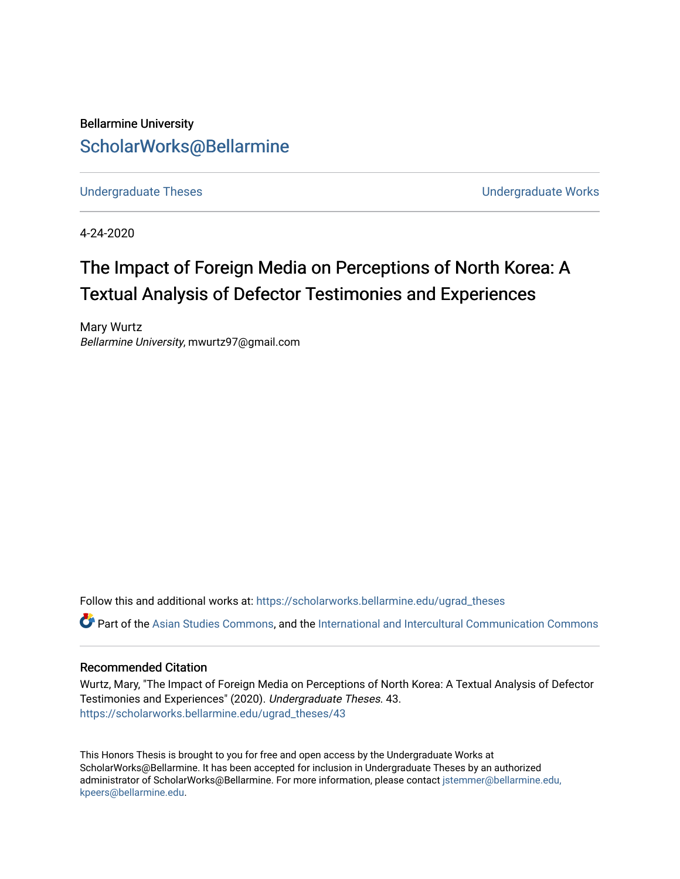Bellarmine University

# ScholarWorks@Bellarmine

Undergraduate Theses | Undergraduate Works

4-24-2020

# The Impact of Foreign Media on Perceptions of North Korea: A Textual Analysis of Defector Testimonies and Experiences

Mary Wurtz
*Bellarmine University*, mwurtz97@gmail.com

Follow this and additional works at: https://scholarworks.bellarmine.edu/ugrad_theses

Part of the Asian Studies Commons, and the International and Intercultural Communication Commons

## Recommended Citation

Wurtz, Mary, "The Impact of Foreign Media on Perceptions of North Korea: A Textual Analysis of Defector Testimonies and Experiences" (2020). *Undergraduate Theses*. 43.
https://scholarworks.bellarmine.edu/ugrad_theses/43

This Honors Thesis is brought to you for free and open access by the Undergraduate Works at ScholarWorks@Bellarmine. It has been accepted for inclusion in Undergraduate Theses by an authorized administrator of ScholarWorks@Bellarmine. For more information, please contact jstemmer@bellarmine.edu, kpeers@bellarmine.edu.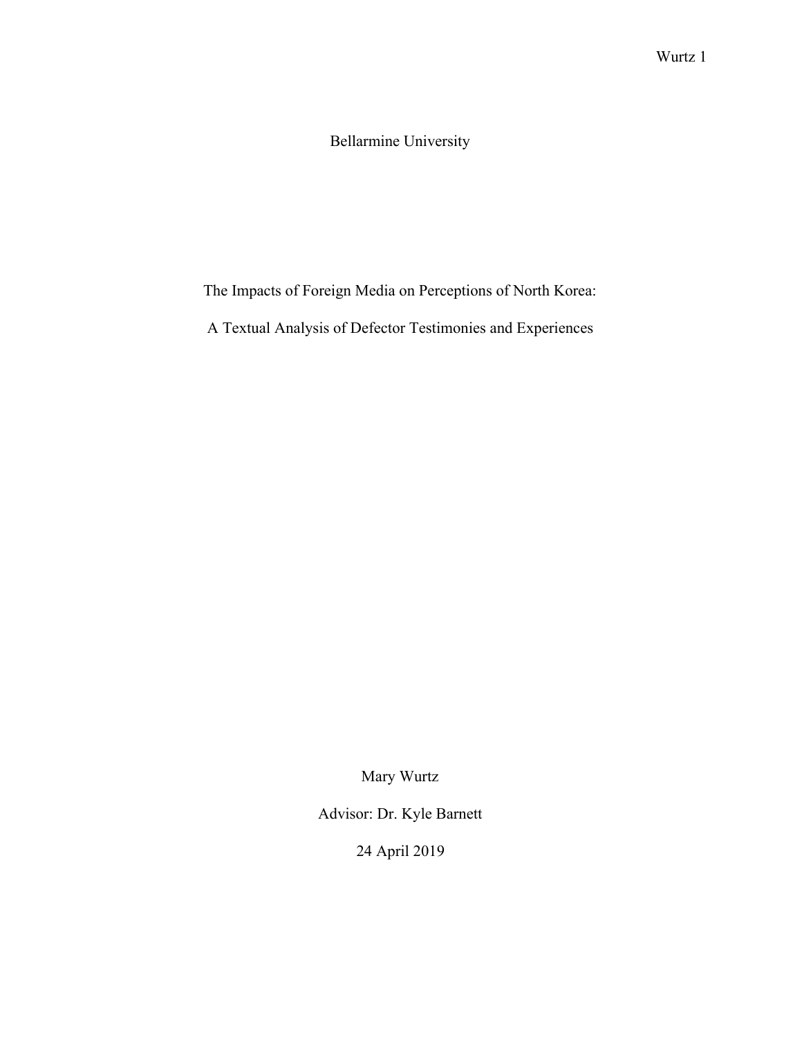Bellarmine University

# The Impacts of Foreign Media on Perceptions of North Korea:

## A Textual Analysis of Defector Testimonies and Experiences

Mary Wurtz

Advisor: Dr. Kyle Barnett

24 April 2019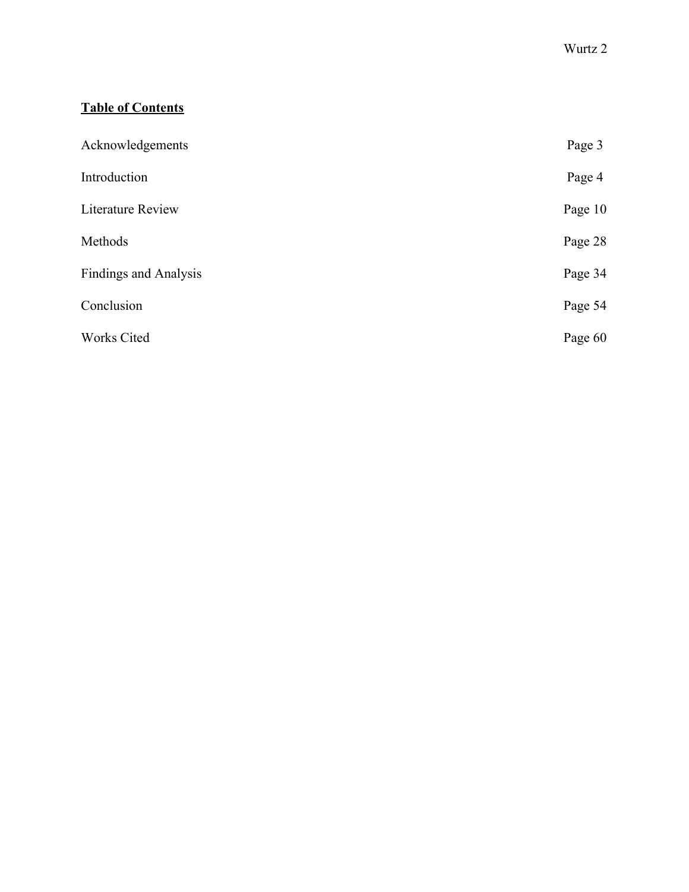**Table of Contents**

| | |
|---|---|
| Acknowledgements | Page 3 |
| Introduction | Page 4 |
| Literature Review | Page 10 |
| Methods | Page 28 |
| Findings and Analysis | Page 34 |
| Conclusion | Page 54 |
| Works Cited | Page 60 |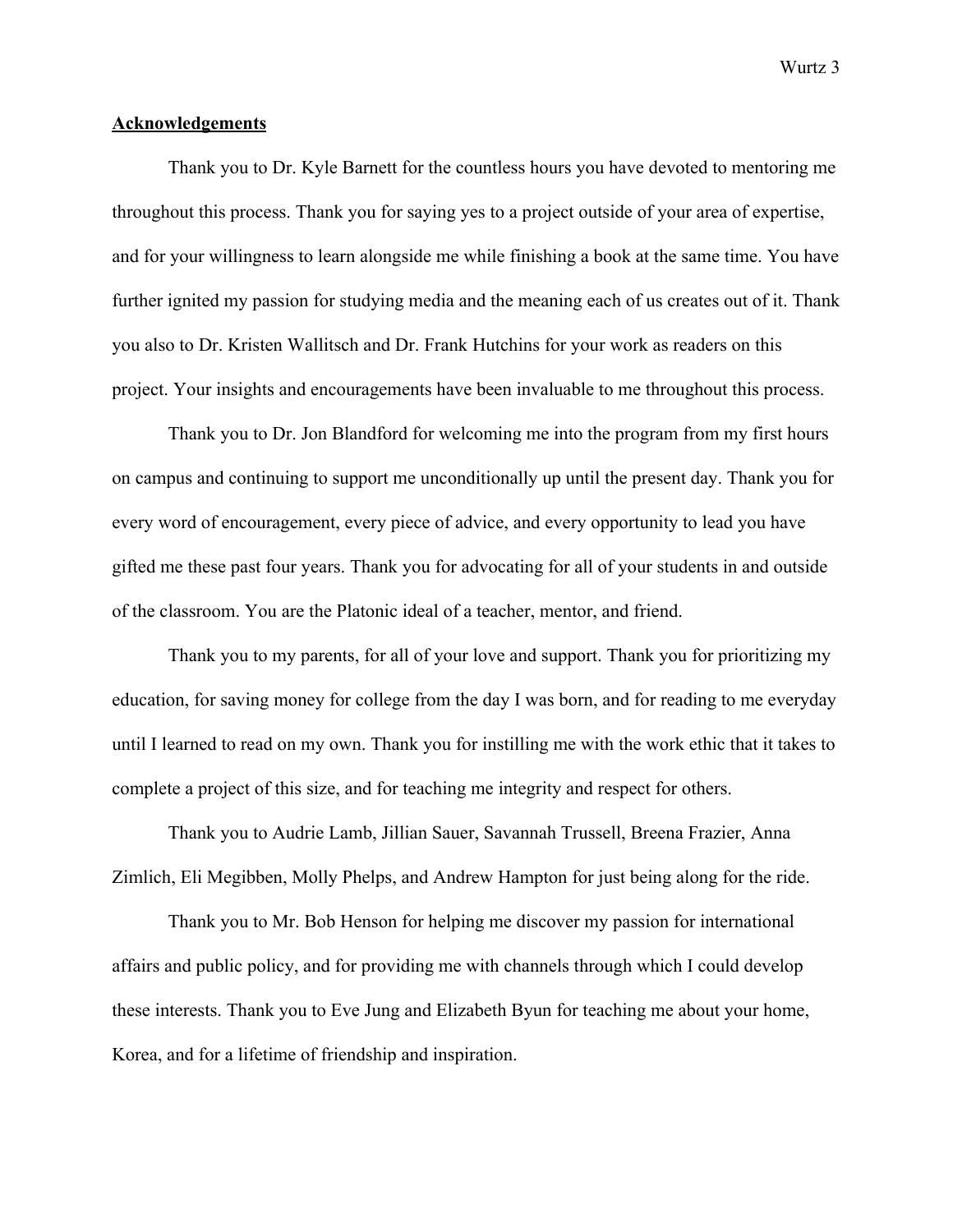**Acknowledgements**

Thank you to Dr. Kyle Barnett for the countless hours you have devoted to mentoring me throughout this process. Thank you for saying yes to a project outside of your area of expertise, and for your willingness to learn alongside me while finishing a book at the same time. You have further ignited my passion for studying media and the meaning each of us creates out of it. Thank you also to Dr. Kristen Wallitsch and Dr. Frank Hutchins for your work as readers on this project. Your insights and encouragements have been invaluable to me throughout this process.

Thank you to Dr. Jon Blandford for welcoming me into the program from my first hours on campus and continuing to support me unconditionally up until the present day. Thank you for every word of encouragement, every piece of advice, and every opportunity to lead you have gifted me these past four years. Thank you for advocating for all of your students in and outside of the classroom. You are the Platonic ideal of a teacher, mentor, and friend.

Thank you to my parents, for all of your love and support. Thank you for prioritizing my education, for saving money for college from the day I was born, and for reading to me everyday until I learned to read on my own. Thank you for instilling me with the work ethic that it takes to complete a project of this size, and for teaching me integrity and respect for others.

Thank you to Audrie Lamb, Jillian Sauer, Savannah Trussell, Breena Frazier, Anna Zimlich, Eli Megibben, Molly Phelps, and Andrew Hampton for just being along for the ride.

Thank you to Mr. Bob Henson for helping me discover my passion for international affairs and public policy, and for providing me with channels through which I could develop these interests. Thank you to Eve Jung and Elizabeth Byun for teaching me about your home, Korea, and for a lifetime of friendship and inspiration.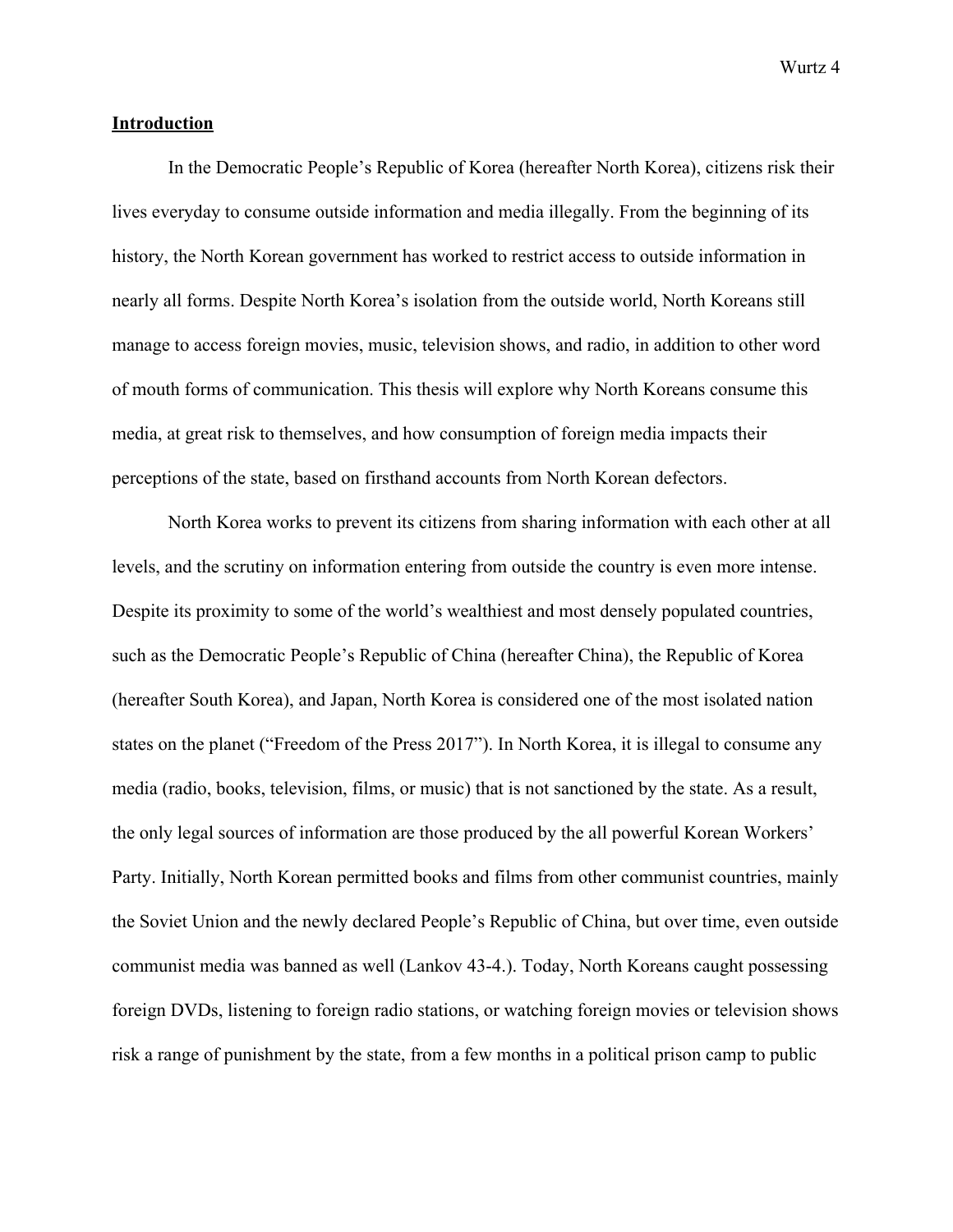## Introduction

In the Democratic People's Republic of Korea (hereafter North Korea), citizens risk their lives everyday to consume outside information and media illegally. From the beginning of its history, the North Korean government has worked to restrict access to outside information in nearly all forms. Despite North Korea's isolation from the outside world, North Koreans still manage to access foreign movies, music, television shows, and radio, in addition to other word of mouth forms of communication. This thesis will explore why North Koreans consume this media, at great risk to themselves, and how consumption of foreign media impacts their perceptions of the state, based on firsthand accounts from North Korean defectors.

North Korea works to prevent its citizens from sharing information with each other at all levels, and the scrutiny on information entering from outside the country is even more intense. Despite its proximity to some of the world's wealthiest and most densely populated countries, such as the Democratic People's Republic of China (hereafter China), the Republic of Korea (hereafter South Korea), and Japan, North Korea is considered one of the most isolated nation states on the planet ("Freedom of the Press 2017"). In North Korea, it is illegal to consume any media (radio, books, television, films, or music) that is not sanctioned by the state. As a result, the only legal sources of information are those produced by the all powerful Korean Workers' Party. Initially, North Korean permitted books and films from other communist countries, mainly the Soviet Union and the newly declared People's Republic of China, but over time, even outside communist media was banned as well (Lankov 43-4.). Today, North Koreans caught possessing foreign DVDs, listening to foreign radio stations, or watching foreign movies or television shows risk a range of punishment by the state, from a few months in a political prison camp to public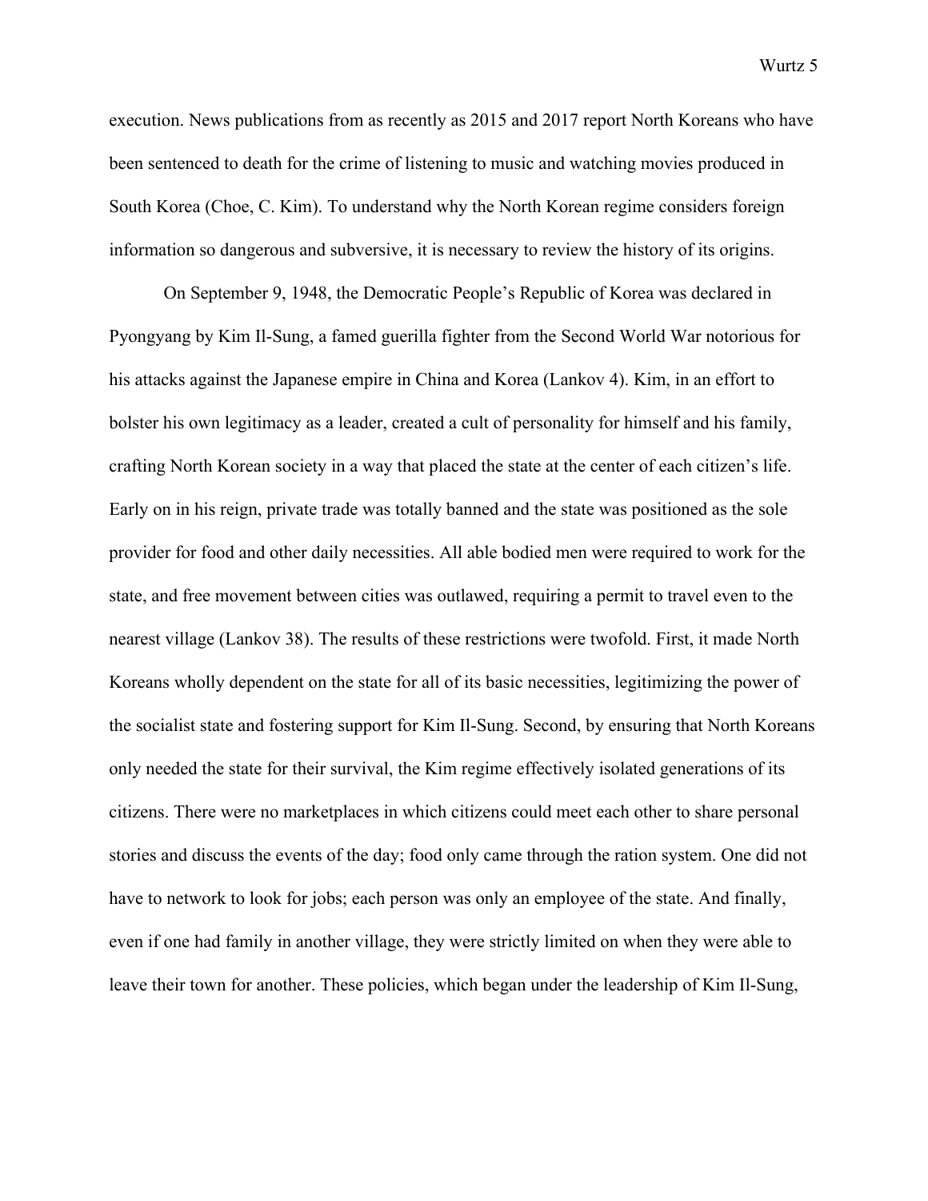execution. News publications from as recently as 2015 and 2017 report North Koreans who have been sentenced to death for the crime of listening to music and watching movies produced in South Korea (Choe, C. Kim). To understand why the North Korean regime considers foreign information so dangerous and subversive, it is necessary to review the history of its origins.

On September 9, 1948, the Democratic People's Republic of Korea was declared in Pyongyang by Kim Il-Sung, a famed guerilla fighter from the Second World War notorious for his attacks against the Japanese empire in China and Korea (Lankov 4). Kim, in an effort to bolster his own legitimacy as a leader, created a cult of personality for himself and his family, crafting North Korean society in a way that placed the state at the center of each citizen's life. Early on in his reign, private trade was totally banned and the state was positioned as the sole provider for food and other daily necessities. All able bodied men were required to work for the state, and free movement between cities was outlawed, requiring a permit to travel even to the nearest village (Lankov 38). The results of these restrictions were twofold. First, it made North Koreans wholly dependent on the state for all of its basic necessities, legitimizing the power of the socialist state and fostering support for Kim Il-Sung. Second, by ensuring that North Koreans only needed the state for their survival, the Kim regime effectively isolated generations of its citizens. There were no marketplaces in which citizens could meet each other to share personal stories and discuss the events of the day; food only came through the ration system. One did not have to network to look for jobs; each person was only an employee of the state. And finally, even if one had family in another village, they were strictly limited on when they were able to leave their town for another. These policies, which began under the leadership of Kim Il-Sung,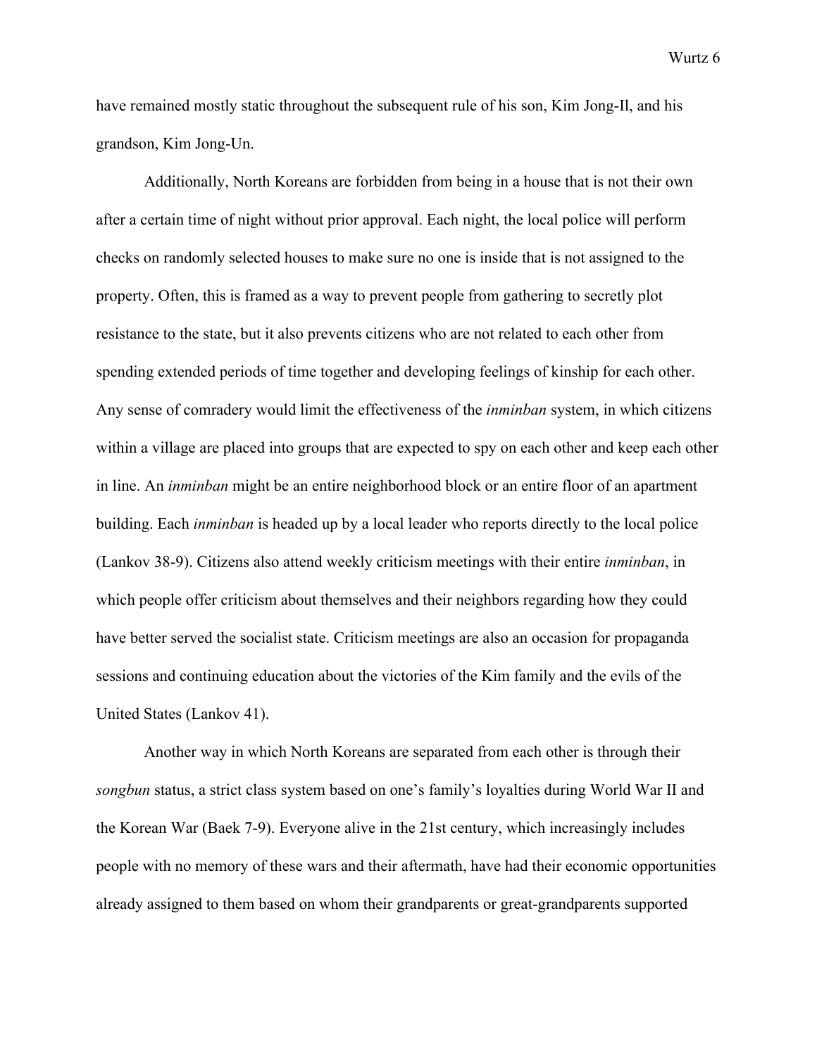have remained mostly static throughout the subsequent rule of his son, Kim Jong-Il, and his grandson, Kim Jong-Un.

Additionally, North Koreans are forbidden from being in a house that is not their own after a certain time of night without prior approval. Each night, the local police will perform checks on randomly selected houses to make sure no one is inside that is not assigned to the property. Often, this is framed as a way to prevent people from gathering to secretly plot resistance to the state, but it also prevents citizens who are not related to each other from spending extended periods of time together and developing feelings of kinship for each other. Any sense of comradery would limit the effectiveness of the *inminban* system, in which citizens within a village are placed into groups that are expected to spy on each other and keep each other in line. An *inminban* might be an entire neighborhood block or an entire floor of an apartment building. Each *inminban* is headed up by a local leader who reports directly to the local police (Lankov 38-9). Citizens also attend weekly criticism meetings with their entire *inminban*, in which people offer criticism about themselves and their neighbors regarding how they could have better served the socialist state. Criticism meetings are also an occasion for propaganda sessions and continuing education about the victories of the Kim family and the evils of the United States (Lankov 41).

Another way in which North Koreans are separated from each other is through their *songbun* status, a strict class system based on one's family's loyalties during World War II and the Korean War (Baek 7-9). Everyone alive in the 21st century, which increasingly includes people with no memory of these wars and their aftermath, have had their economic opportunities already assigned to them based on whom their grandparents or great-grandparents supported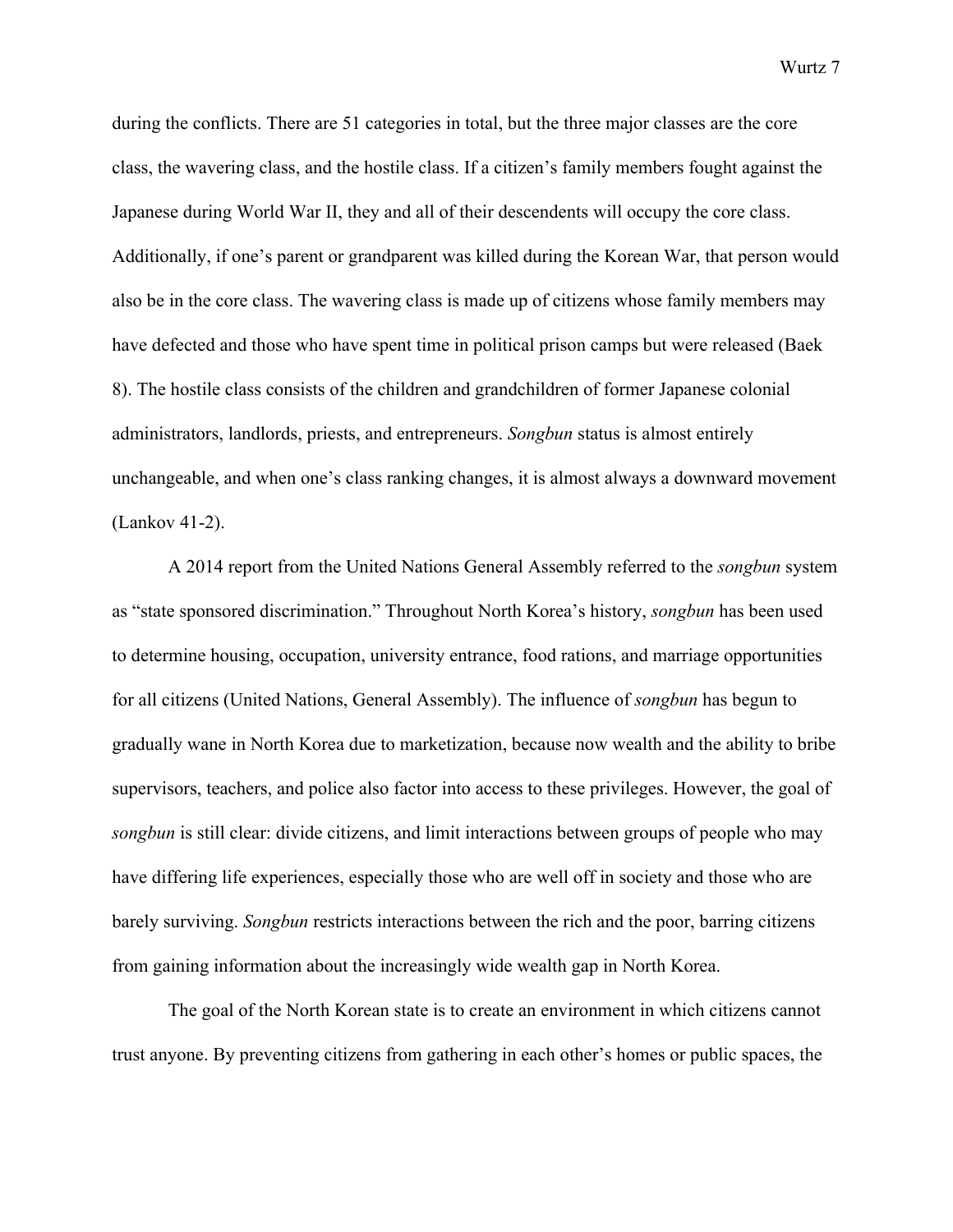during the conflicts. There are 51 categories in total, but the three major classes are the core class, the wavering class, and the hostile class. If a citizen's family members fought against the Japanese during World War II, they and all of their descendents will occupy the core class. Additionally, if one's parent or grandparent was killed during the Korean War, that person would also be in the core class. The wavering class is made up of citizens whose family members may have defected and those who have spent time in political prison camps but were released (Baek 8). The hostile class consists of the children and grandchildren of former Japanese colonial administrators, landlords, priests, and entrepreneurs. *Songbun* status is almost entirely unchangeable, and when one's class ranking changes, it is almost always a downward movement (Lankov 41-2).

A 2014 report from the United Nations General Assembly referred to the *songbun* system as "state sponsored discrimination." Throughout North Korea's history, *songbun* has been used to determine housing, occupation, university entrance, food rations, and marriage opportunities for all citizens (United Nations, General Assembly). The influence of *songbun* has begun to gradually wane in North Korea due to marketization, because now wealth and the ability to bribe supervisors, teachers, and police also factor into access to these privileges. However, the goal of *songbun* is still clear: divide citizens, and limit interactions between groups of people who may have differing life experiences, especially those who are well off in society and those who are barely surviving. *Songbun* restricts interactions between the rich and the poor, barring citizens from gaining information about the increasingly wide wealth gap in North Korea.

The goal of the North Korean state is to create an environment in which citizens cannot trust anyone. By preventing citizens from gathering in each other's homes or public spaces, the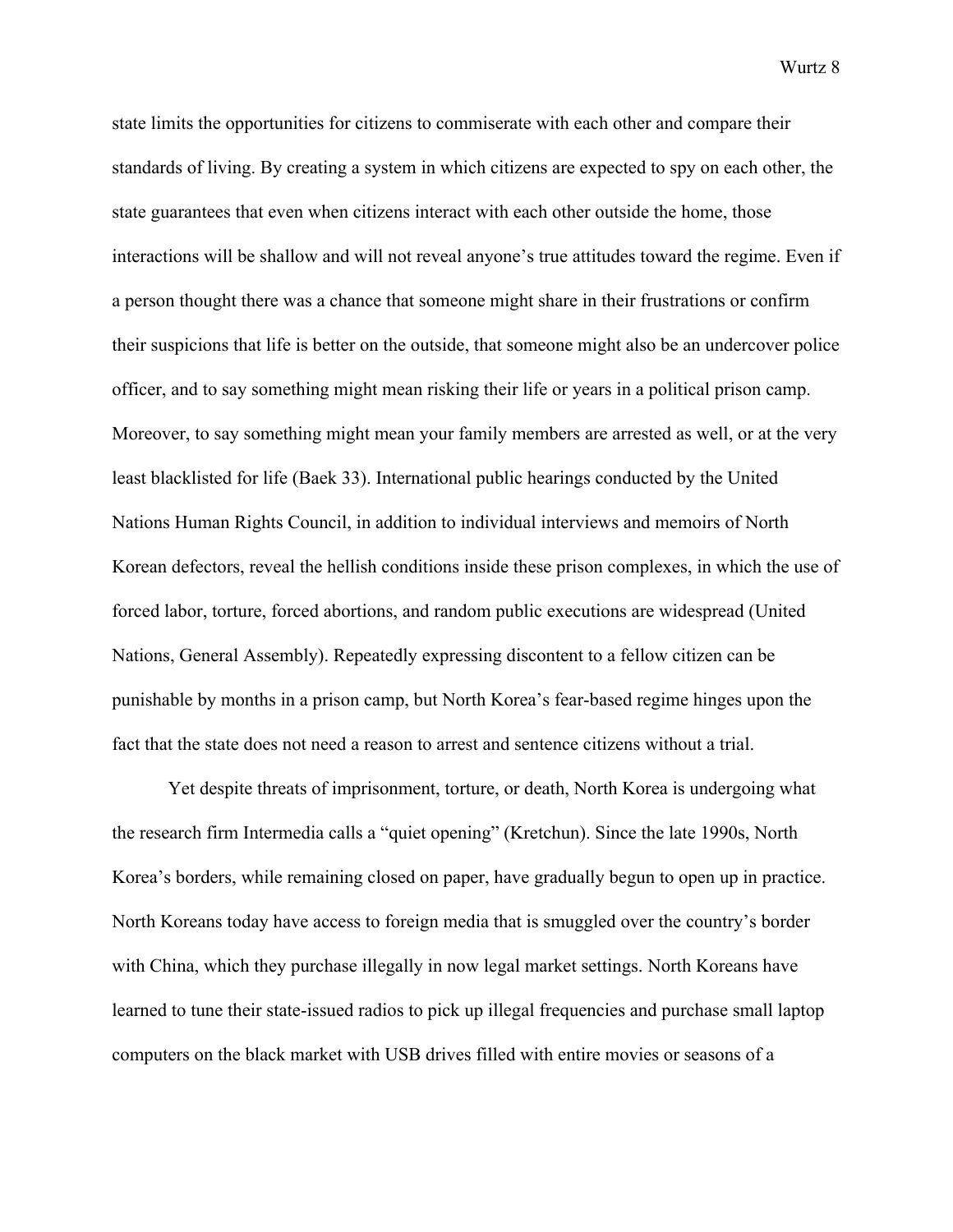state limits the opportunities for citizens to commiserate with each other and compare their standards of living. By creating a system in which citizens are expected to spy on each other, the state guarantees that even when citizens interact with each other outside the home, those interactions will be shallow and will not reveal anyone's true attitudes toward the regime. Even if a person thought there was a chance that someone might share in their frustrations or confirm their suspicions that life is better on the outside, that someone might also be an undercover police officer, and to say something might mean risking their life or years in a political prison camp. Moreover, to say something might mean your family members are arrested as well, or at the very least blacklisted for life (Baek 33). International public hearings conducted by the United Nations Human Rights Council, in addition to individual interviews and memoirs of North Korean defectors, reveal the hellish conditions inside these prison complexes, in which the use of forced labor, torture, forced abortions, and random public executions are widespread (United Nations, General Assembly). Repeatedly expressing discontent to a fellow citizen can be punishable by months in a prison camp, but North Korea's fear-based regime hinges upon the fact that the state does not need a reason to arrest and sentence citizens without a trial.

Yet despite threats of imprisonment, torture, or death, North Korea is undergoing what the research firm Intermedia calls a "quiet opening" (Kretchun). Since the late 1990s, North Korea's borders, while remaining closed on paper, have gradually begun to open up in practice. North Koreans today have access to foreign media that is smuggled over the country's border with China, which they purchase illegally in now legal market settings. North Koreans have learned to tune their state-issued radios to pick up illegal frequencies and purchase small laptop computers on the black market with USB drives filled with entire movies or seasons of a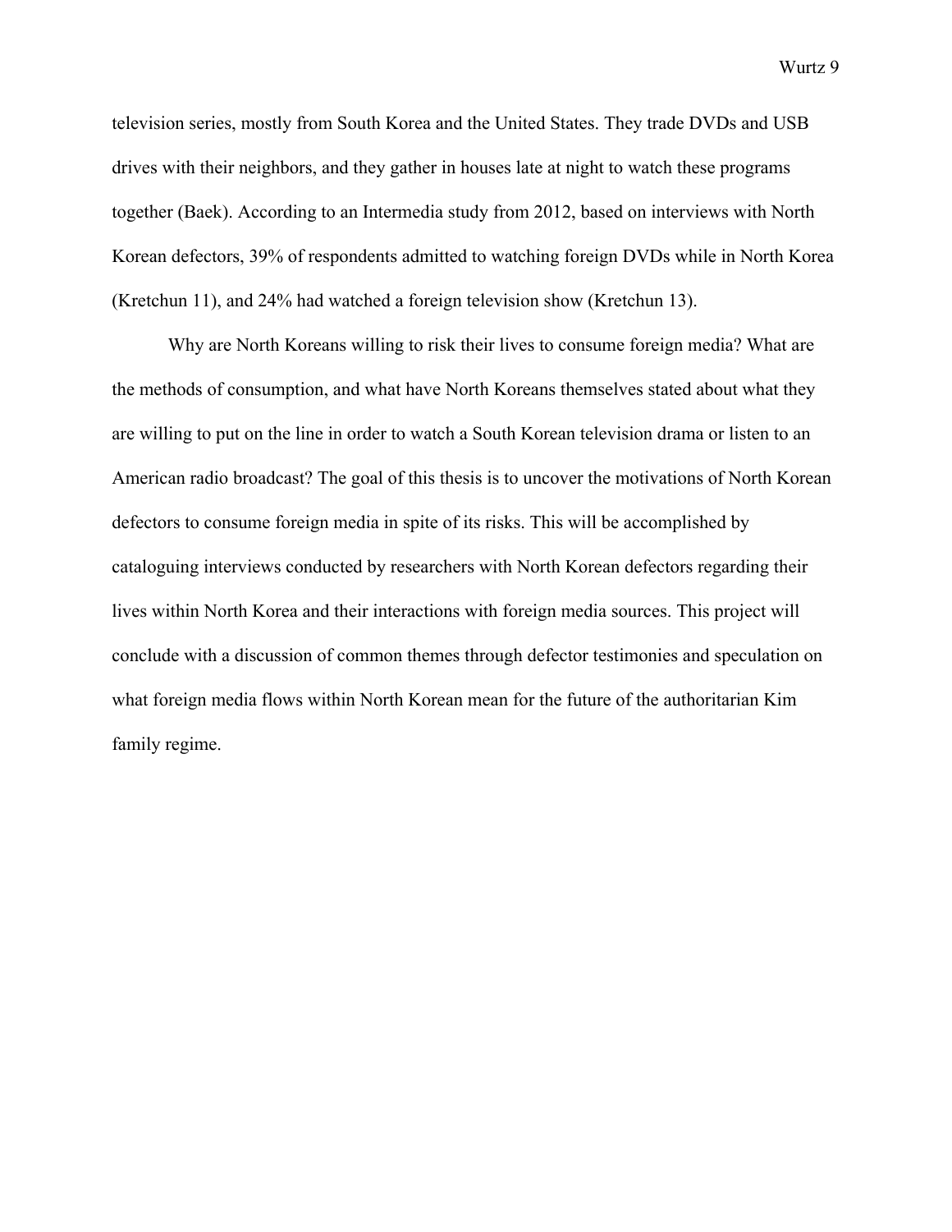television series, mostly from South Korea and the United States. They trade DVDs and USB drives with their neighbors, and they gather in houses late at night to watch these programs together (Baek). According to an Intermedia study from 2012, based on interviews with North Korean defectors, 39% of respondents admitted to watching foreign DVDs while in North Korea (Kretchun 11), and 24% had watched a foreign television show (Kretchun 13).

Why are North Koreans willing to risk their lives to consume foreign media? What are the methods of consumption, and what have North Koreans themselves stated about what they are willing to put on the line in order to watch a South Korean television drama or listen to an American radio broadcast? The goal of this thesis is to uncover the motivations of North Korean defectors to consume foreign media in spite of its risks. This will be accomplished by cataloguing interviews conducted by researchers with North Korean defectors regarding their lives within North Korea and their interactions with foreign media sources. This project will conclude with a discussion of common themes through defector testimonies and speculation on what foreign media flows within North Korean mean for the future of the authoritarian Kim family regime.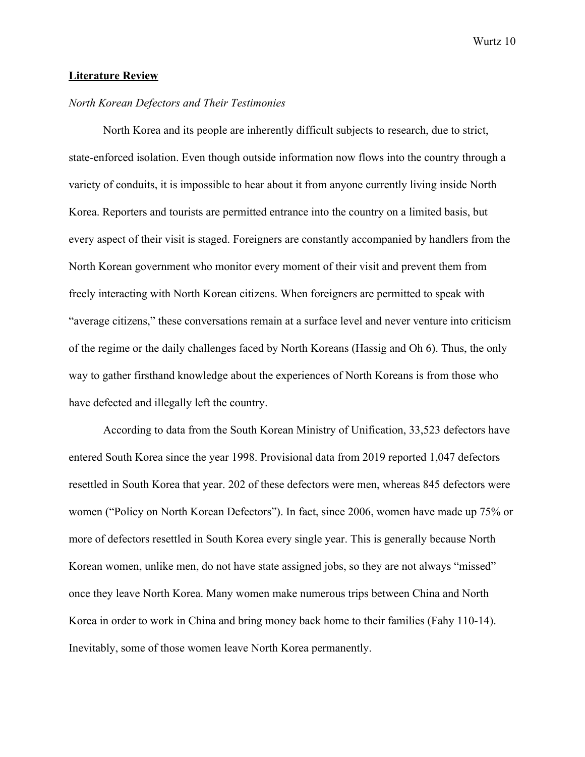## **Literature Review**

### *North Korean Defectors and Their Testimonies*

North Korea and its people are inherently difficult subjects to research, due to strict, state-enforced isolation. Even though outside information now flows into the country through a variety of conduits, it is impossible to hear about it from anyone currently living inside North Korea. Reporters and tourists are permitted entrance into the country on a limited basis, but every aspect of their visit is staged. Foreigners are constantly accompanied by handlers from the North Korean government who monitor every moment of their visit and prevent them from freely interacting with North Korean citizens. When foreigners are permitted to speak with "average citizens," these conversations remain at a surface level and never venture into criticism of the regime or the daily challenges faced by North Koreans (Hassig and Oh 6). Thus, the only way to gather firsthand knowledge about the experiences of North Koreans is from those who have defected and illegally left the country.

According to data from the South Korean Ministry of Unification, 33,523 defectors have entered South Korea since the year 1998. Provisional data from 2019 reported 1,047 defectors resettled in South Korea that year. 202 of these defectors were men, whereas 845 defectors were women ("Policy on North Korean Defectors"). In fact, since 2006, women have made up 75% or more of defectors resettled in South Korea every single year. This is generally because North Korean women, unlike men, do not have state assigned jobs, so they are not always "missed" once they leave North Korea. Many women make numerous trips between China and North Korea in order to work in China and bring money back home to their families (Fahy 110-14). Inevitably, some of those women leave North Korea permanently.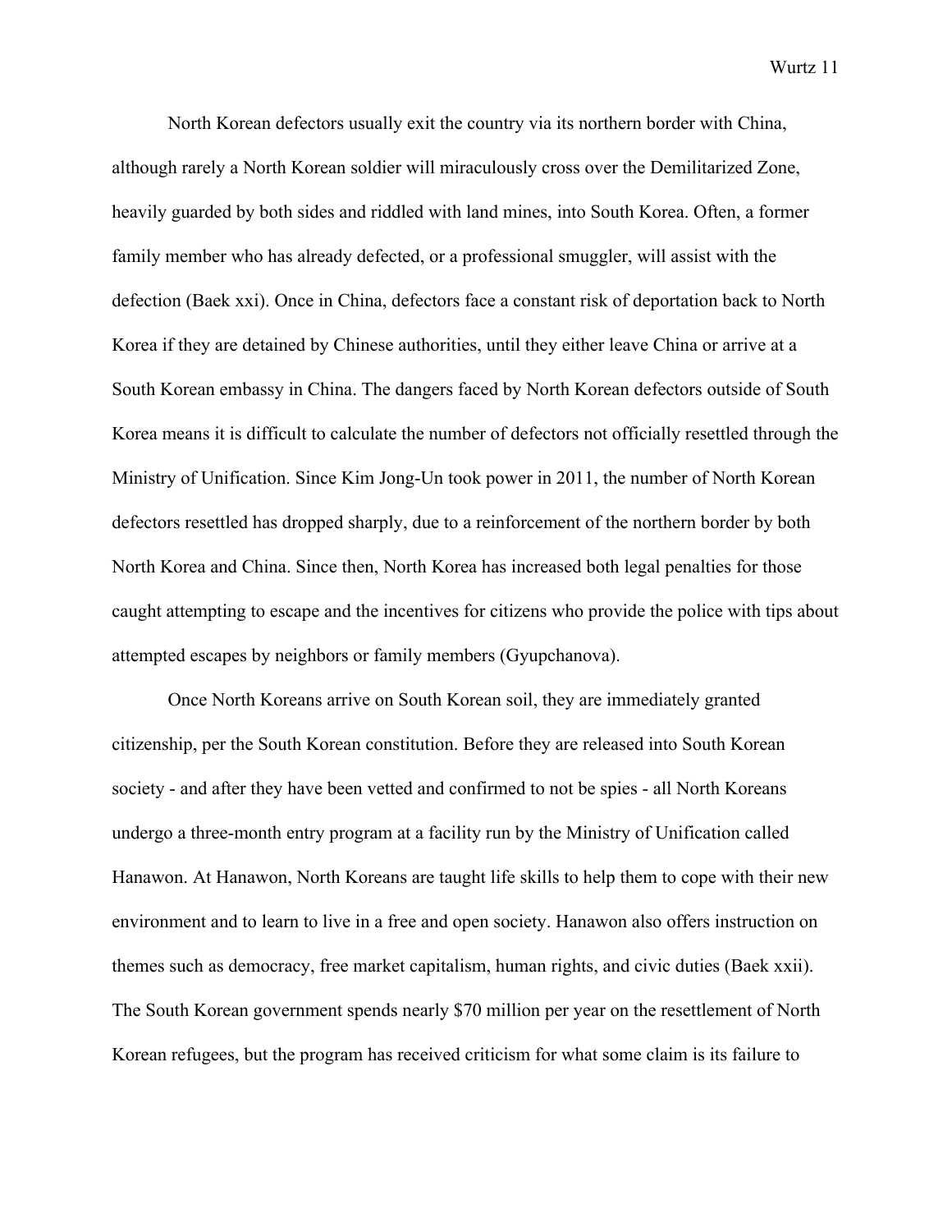North Korean defectors usually exit the country via its northern border with China, although rarely a North Korean soldier will miraculously cross over the Demilitarized Zone, heavily guarded by both sides and riddled with land mines, into South Korea. Often, a former family member who has already defected, or a professional smuggler, will assist with the defection (Baek xxi). Once in China, defectors face a constant risk of deportation back to North Korea if they are detained by Chinese authorities, until they either leave China or arrive at a South Korean embassy in China. The dangers faced by North Korean defectors outside of South Korea means it is difficult to calculate the number of defectors not officially resettled through the Ministry of Unification. Since Kim Jong-Un took power in 2011, the number of North Korean defectors resettled has dropped sharply, due to a reinforcement of the northern border by both North Korea and China. Since then, North Korea has increased both legal penalties for those caught attempting to escape and the incentives for citizens who provide the police with tips about attempted escapes by neighbors or family members (Gyupchanova).

Once North Koreans arrive on South Korean soil, they are immediately granted citizenship, per the South Korean constitution. Before they are released into South Korean society - and after they have been vetted and confirmed to not be spies - all North Koreans undergo a three-month entry program at a facility run by the Ministry of Unification called Hanawon. At Hanawon, North Koreans are taught life skills to help them to cope with their new environment and to learn to live in a free and open society. Hanawon also offers instruction on themes such as democracy, free market capitalism, human rights, and civic duties (Baek xxii). The South Korean government spends nearly $70 million per year on the resettlement of North Korean refugees, but the program has received criticism for what some claim is its failure to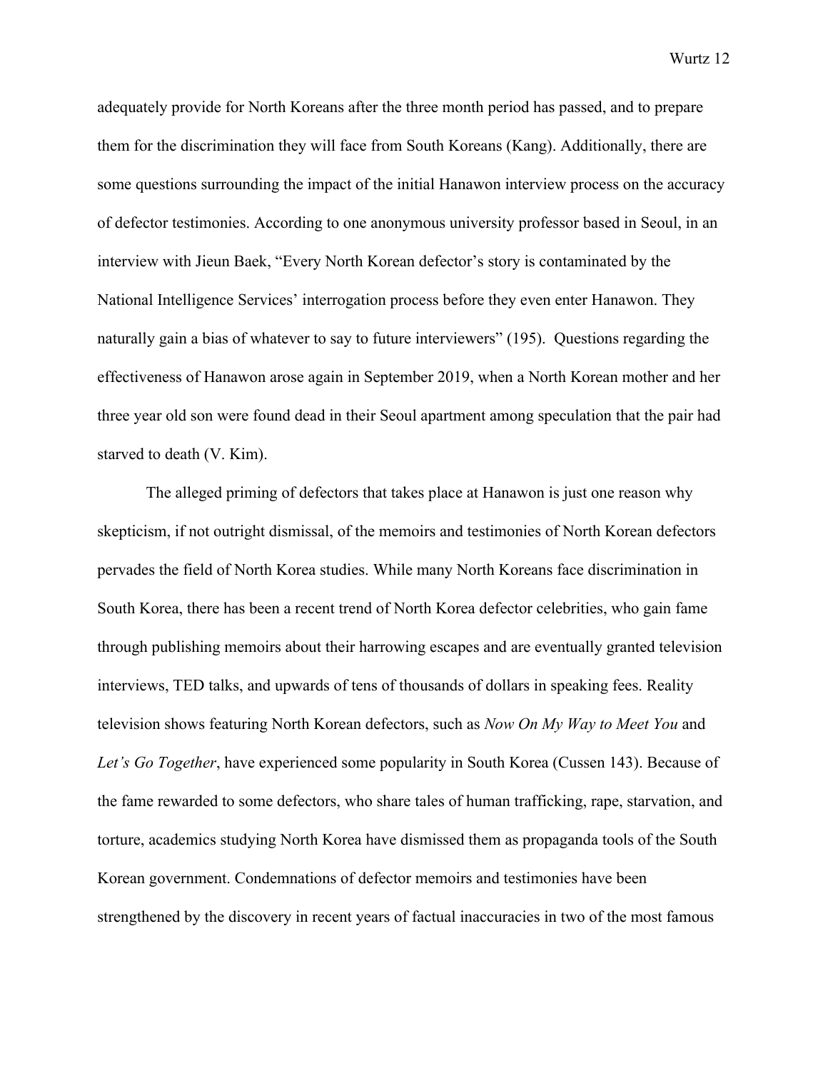adequately provide for North Koreans after the three month period has passed, and to prepare them for the discrimination they will face from South Koreans (Kang). Additionally, there are some questions surrounding the impact of the initial Hanawon interview process on the accuracy of defector testimonies. According to one anonymous university professor based in Seoul, in an interview with Jieun Baek, "Every North Korean defector's story is contaminated by the National Intelligence Services' interrogation process before they even enter Hanawon. They naturally gain a bias of whatever to say to future interviewers" (195). Questions regarding the effectiveness of Hanawon arose again in September 2019, when a North Korean mother and her three year old son were found dead in their Seoul apartment among speculation that the pair had starved to death (V. Kim).

The alleged priming of defectors that takes place at Hanawon is just one reason why skepticism, if not outright dismissal, of the memoirs and testimonies of North Korean defectors pervades the field of North Korea studies. While many North Koreans face discrimination in South Korea, there has been a recent trend of North Korea defector celebrities, who gain fame through publishing memoirs about their harrowing escapes and are eventually granted television interviews, TED talks, and upwards of tens of thousands of dollars in speaking fees. Reality television shows featuring North Korean defectors, such as *Now On My Way to Meet You* and *Let's Go Together*, have experienced some popularity in South Korea (Cussen 143). Because of the fame rewarded to some defectors, who share tales of human trafficking, rape, starvation, and torture, academics studying North Korea have dismissed them as propaganda tools of the South Korean government. Condemnations of defector memoirs and testimonies have been strengthened by the discovery in recent years of factual inaccuracies in two of the most famous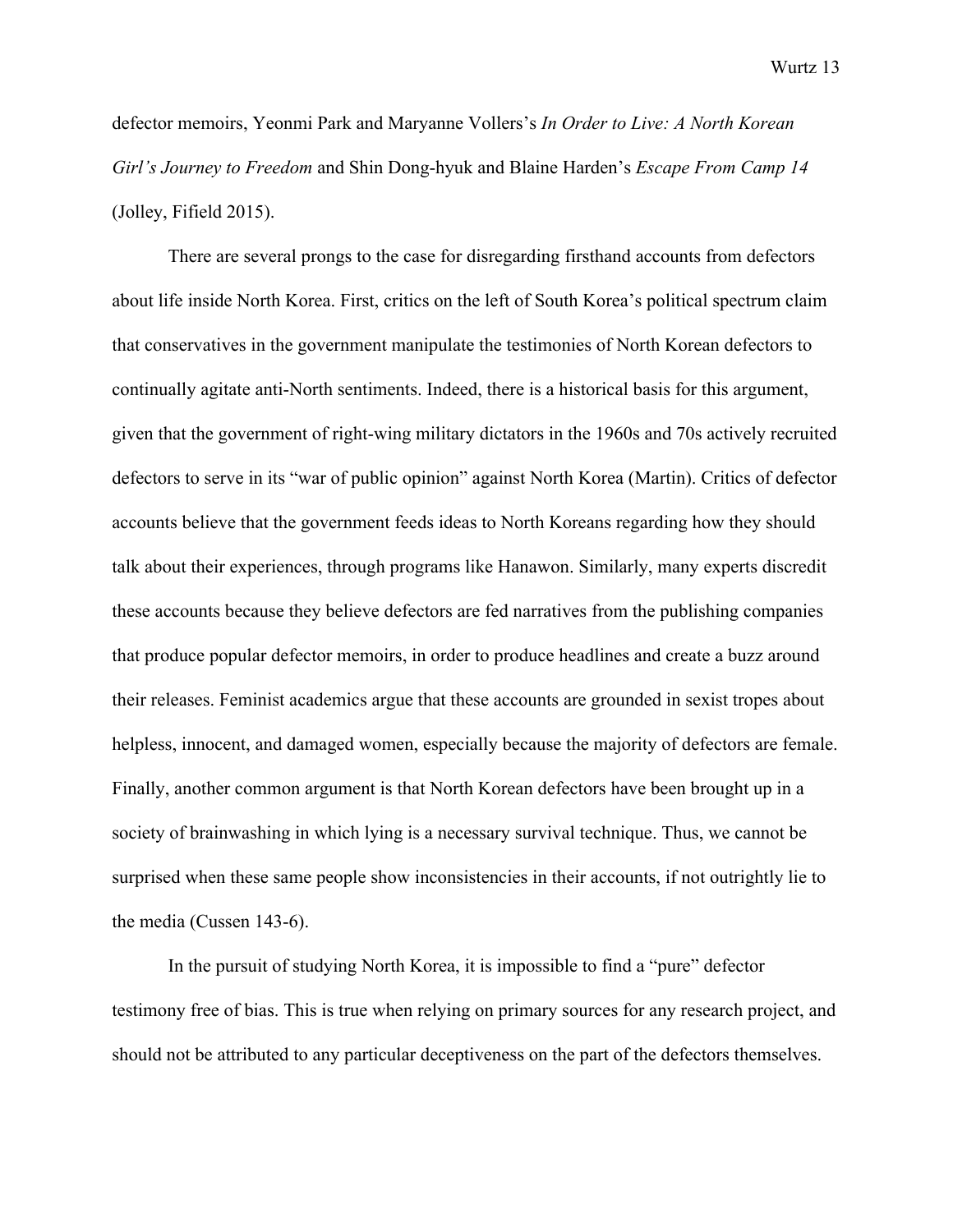defector memoirs, Yeonmi Park and Maryanne Vollers's *In Order to Live: A North Korean Girl's Journey to Freedom* and Shin Dong-hyuk and Blaine Harden's *Escape From Camp 14* (Jolley, Fifield 2015).

There are several prongs to the case for disregarding firsthand accounts from defectors about life inside North Korea. First, critics on the left of South Korea's political spectrum claim that conservatives in the government manipulate the testimonies of North Korean defectors to continually agitate anti-North sentiments. Indeed, there is a historical basis for this argument, given that the government of right-wing military dictators in the 1960s and 70s actively recruited defectors to serve in its "war of public opinion" against North Korea (Martin). Critics of defector accounts believe that the government feeds ideas to North Koreans regarding how they should talk about their experiences, through programs like Hanawon. Similarly, many experts discredit these accounts because they believe defectors are fed narratives from the publishing companies that produce popular defector memoirs, in order to produce headlines and create a buzz around their releases. Feminist academics argue that these accounts are grounded in sexist tropes about helpless, innocent, and damaged women, especially because the majority of defectors are female. Finally, another common argument is that North Korean defectors have been brought up in a society of brainwashing in which lying is a necessary survival technique. Thus, we cannot be surprised when these same people show inconsistencies in their accounts, if not outrightly lie to the media (Cussen 143-6).

In the pursuit of studying North Korea, it is impossible to find a "pure" defector testimony free of bias. This is true when relying on primary sources for any research project, and should not be attributed to any particular deceptiveness on the part of the defectors themselves.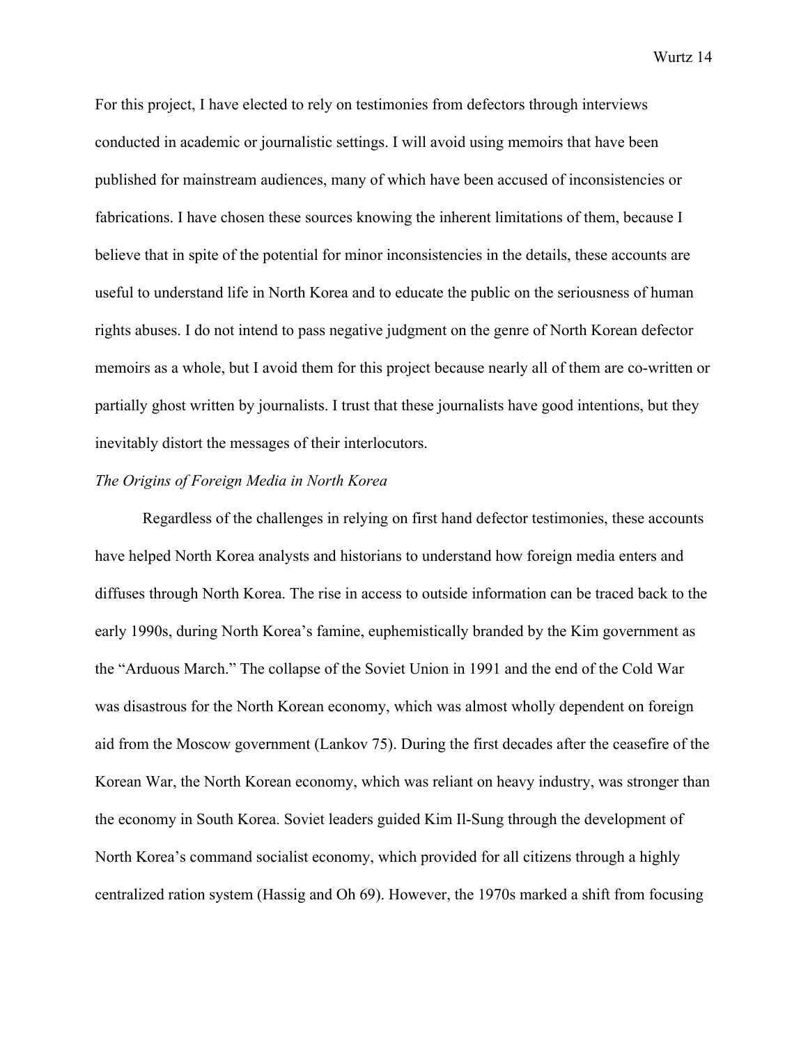For this project, I have elected to rely on testimonies from defectors through interviews conducted in academic or journalistic settings. I will avoid using memoirs that have been published for mainstream audiences, many of which have been accused of inconsistencies or fabrications. I have chosen these sources knowing the inherent limitations of them, because I believe that in spite of the potential for minor inconsistencies in the details, these accounts are useful to understand life in North Korea and to educate the public on the seriousness of human rights abuses. I do not intend to pass negative judgment on the genre of North Korean defector memoirs as a whole, but I avoid them for this project because nearly all of them are co-written or partially ghost written by journalists. I trust that these journalists have good intentions, but they inevitably distort the messages of their interlocutors.

*The Origins of Foreign Media in North Korea*

Regardless of the challenges in relying on first hand defector testimonies, these accounts have helped North Korea analysts and historians to understand how foreign media enters and diffuses through North Korea. The rise in access to outside information can be traced back to the early 1990s, during North Korea's famine, euphemistically branded by the Kim government as the "Arduous March." The collapse of the Soviet Union in 1991 and the end of the Cold War was disastrous for the North Korean economy, which was almost wholly dependent on foreign aid from the Moscow government (Lankov 75). During the first decades after the ceasefire of the Korean War, the North Korean economy, which was reliant on heavy industry, was stronger than the economy in South Korea. Soviet leaders guided Kim Il-Sung through the development of North Korea's command socialist economy, which provided for all citizens through a highly centralized ration system (Hassig and Oh 69). However, the 1970s marked a shift from focusing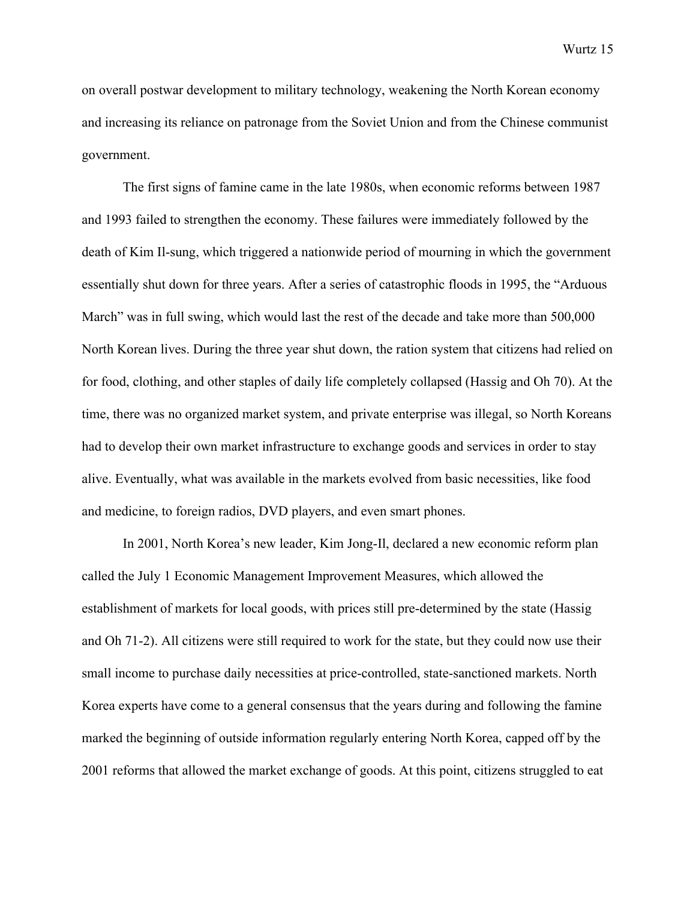on overall postwar development to military technology, weakening the North Korean economy and increasing its reliance on patronage from the Soviet Union and from the Chinese communist government.

The first signs of famine came in the late 1980s, when economic reforms between 1987 and 1993 failed to strengthen the economy. These failures were immediately followed by the death of Kim Il-sung, which triggered a nationwide period of mourning in which the government essentially shut down for three years. After a series of catastrophic floods in 1995, the "Arduous March" was in full swing, which would last the rest of the decade and take more than 500,000 North Korean lives. During the three year shut down, the ration system that citizens had relied on for food, clothing, and other staples of daily life completely collapsed (Hassig and Oh 70). At the time, there was no organized market system, and private enterprise was illegal, so North Koreans had to develop their own market infrastructure to exchange goods and services in order to stay alive. Eventually, what was available in the markets evolved from basic necessities, like food and medicine, to foreign radios, DVD players, and even smart phones.

In 2001, North Korea's new leader, Kim Jong-Il, declared a new economic reform plan called the July 1 Economic Management Improvement Measures, which allowed the establishment of markets for local goods, with prices still pre-determined by the state (Hassig and Oh 71-2). All citizens were still required to work for the state, but they could now use their small income to purchase daily necessities at price-controlled, state-sanctioned markets. North Korea experts have come to a general consensus that the years during and following the famine marked the beginning of outside information regularly entering North Korea, capped off by the 2001 reforms that allowed the market exchange of goods. At this point, citizens struggled to eat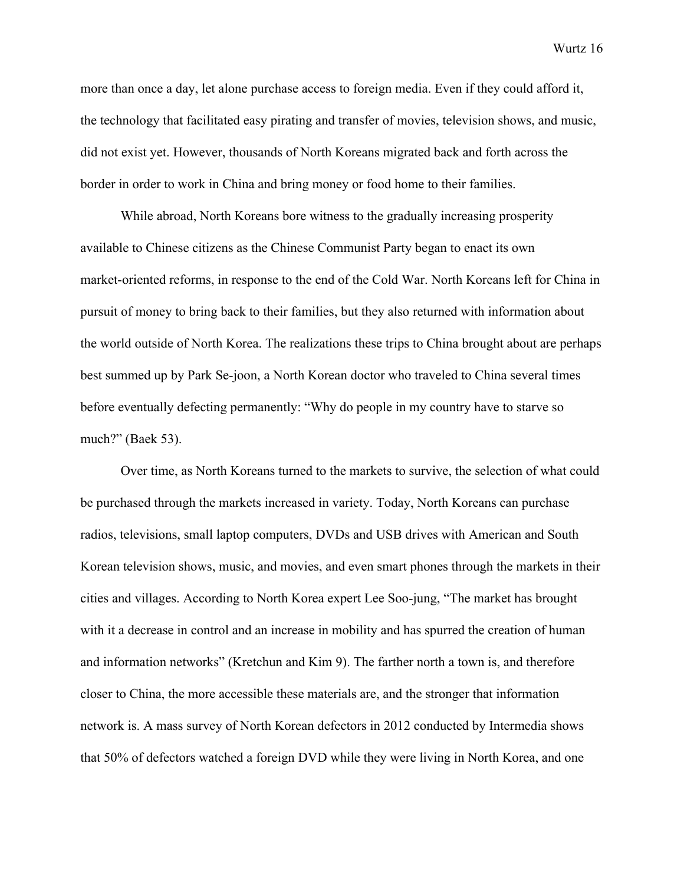more than once a day, let alone purchase access to foreign media. Even if they could afford it, the technology that facilitated easy pirating and transfer of movies, television shows, and music, did not exist yet. However, thousands of North Koreans migrated back and forth across the border in order to work in China and bring money or food home to their families.

While abroad, North Koreans bore witness to the gradually increasing prosperity available to Chinese citizens as the Chinese Communist Party began to enact its own market-oriented reforms, in response to the end of the Cold War. North Koreans left for China in pursuit of money to bring back to their families, but they also returned with information about the world outside of North Korea. The realizations these trips to China brought about are perhaps best summed up by Park Se-joon, a North Korean doctor who traveled to China several times before eventually defecting permanently: "Why do people in my country have to starve so much?" (Baek 53).

Over time, as North Koreans turned to the markets to survive, the selection of what could be purchased through the markets increased in variety. Today, North Koreans can purchase radios, televisions, small laptop computers, DVDs and USB drives with American and South Korean television shows, music, and movies, and even smart phones through the markets in their cities and villages. According to North Korea expert Lee Soo-jung, "The market has brought with it a decrease in control and an increase in mobility and has spurred the creation of human and information networks" (Kretchun and Kim 9). The farther north a town is, and therefore closer to China, the more accessible these materials are, and the stronger that information network is. A mass survey of North Korean defectors in 2012 conducted by Intermedia shows that 50% of defectors watched a foreign DVD while they were living in North Korea, and one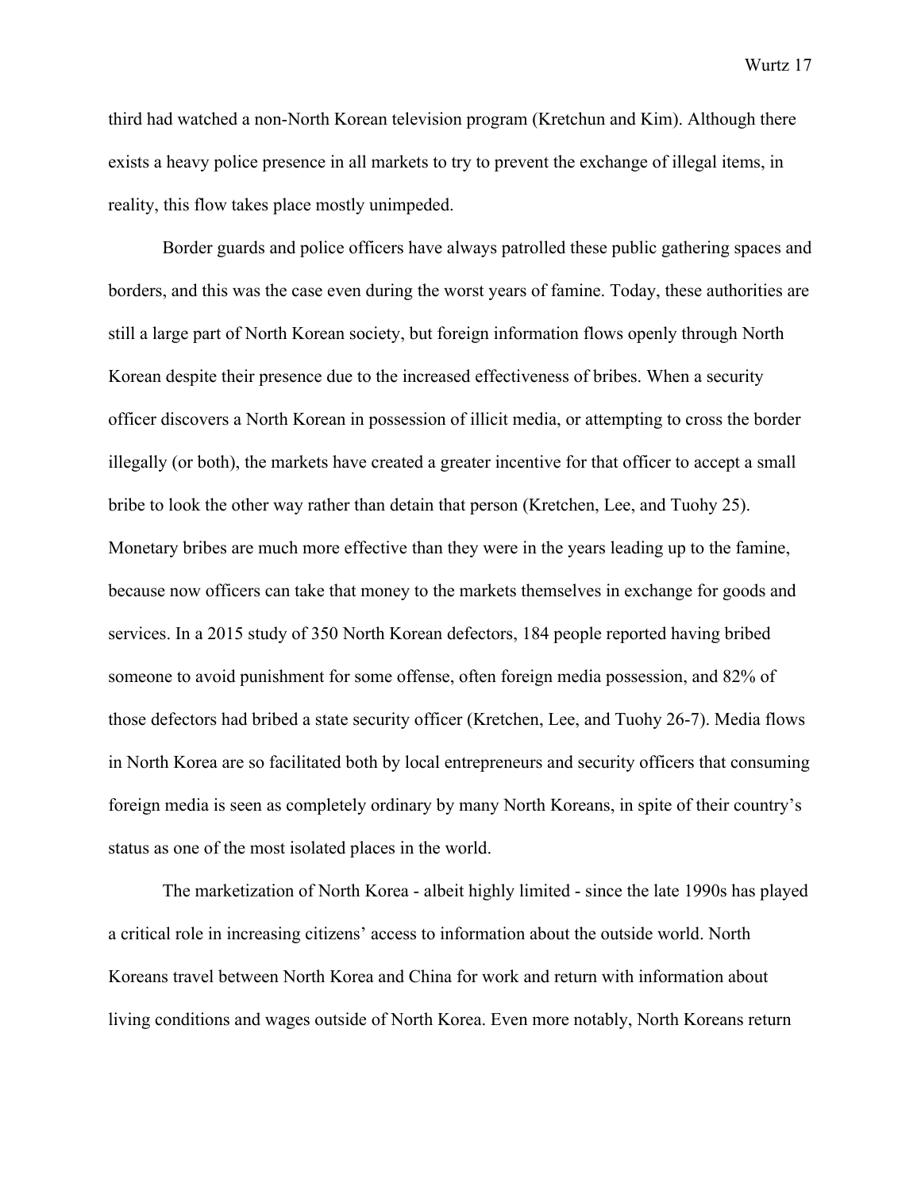third had watched a non-North Korean television program (Kretchun and Kim). Although there exists a heavy police presence in all markets to try to prevent the exchange of illegal items, in reality, this flow takes place mostly unimpeded.

Border guards and police officers have always patrolled these public gathering spaces and borders, and this was the case even during the worst years of famine. Today, these authorities are still a large part of North Korean society, but foreign information flows openly through North Korean despite their presence due to the increased effectiveness of bribes. When a security officer discovers a North Korean in possession of illicit media, or attempting to cross the border illegally (or both), the markets have created a greater incentive for that officer to accept a small bribe to look the other way rather than detain that person (Kretchen, Lee, and Tuohy 25). Monetary bribes are much more effective than they were in the years leading up to the famine, because now officers can take that money to the markets themselves in exchange for goods and services. In a 2015 study of 350 North Korean defectors, 184 people reported having bribed someone to avoid punishment for some offense, often foreign media possession, and 82% of those defectors had bribed a state security officer (Kretchen, Lee, and Tuohy 26-7). Media flows in North Korea are so facilitated both by local entrepreneurs and security officers that consuming foreign media is seen as completely ordinary by many North Koreans, in spite of their country's status as one of the most isolated places in the world.

The marketization of North Korea - albeit highly limited - since the late 1990s has played a critical role in increasing citizens' access to information about the outside world. North Koreans travel between North Korea and China for work and return with information about living conditions and wages outside of North Korea. Even more notably, North Koreans return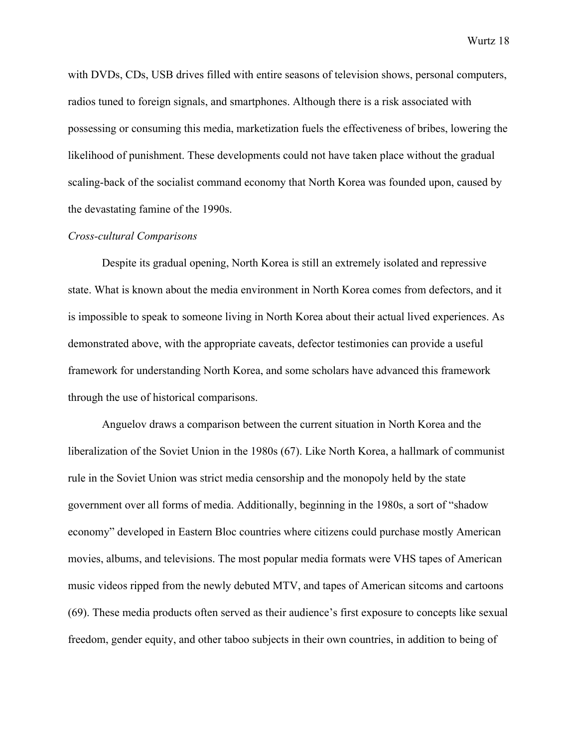with DVDs, CDs, USB drives filled with entire seasons of television shows, personal computers, radios tuned to foreign signals, and smartphones. Although there is a risk associated with possessing or consuming this media, marketization fuels the effectiveness of bribes, lowering the likelihood of punishment. These developments could not have taken place without the gradual scaling-back of the socialist command economy that North Korea was founded upon, caused by the devastating famine of the 1990s.

*Cross-cultural Comparisons*

Despite its gradual opening, North Korea is still an extremely isolated and repressive state. What is known about the media environment in North Korea comes from defectors, and it is impossible to speak to someone living in North Korea about their actual lived experiences. As demonstrated above, with the appropriate caveats, defector testimonies can provide a useful framework for understanding North Korea, and some scholars have advanced this framework through the use of historical comparisons.

Anguelov draws a comparison between the current situation in North Korea and the liberalization of the Soviet Union in the 1980s (67). Like North Korea, a hallmark of communist rule in the Soviet Union was strict media censorship and the monopoly held by the state government over all forms of media. Additionally, beginning in the 1980s, a sort of "shadow economy" developed in Eastern Bloc countries where citizens could purchase mostly American movies, albums, and televisions. The most popular media formats were VHS tapes of American music videos ripped from the newly debuted MTV, and tapes of American sitcoms and cartoons (69). These media products often served as their audience's first exposure to concepts like sexual freedom, gender equity, and other taboo subjects in their own countries, in addition to being of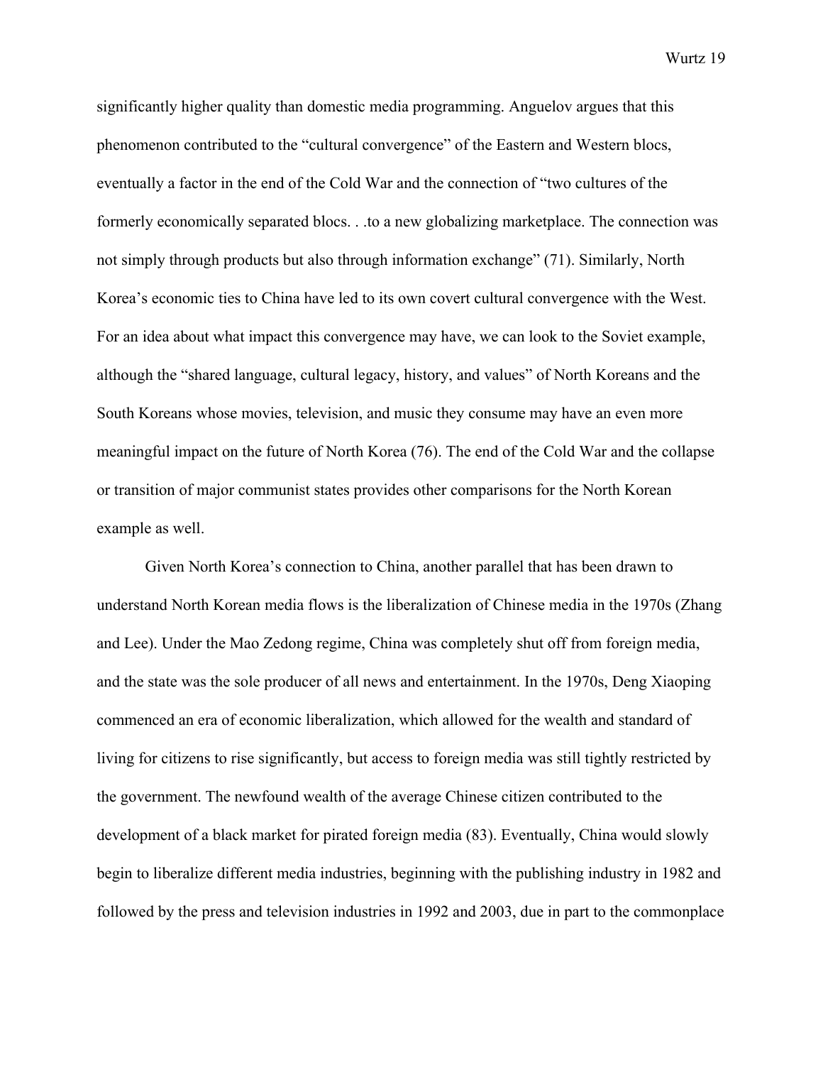significantly higher quality than domestic media programming. Anguelov argues that this phenomenon contributed to the "cultural convergence" of the Eastern and Western blocs, eventually a factor in the end of the Cold War and the connection of "two cultures of the formerly economically separated blocs. . .to a new globalizing marketplace. The connection was not simply through products but also through information exchange" (71). Similarly, North Korea's economic ties to China have led to its own covert cultural convergence with the West. For an idea about what impact this convergence may have, we can look to the Soviet example, although the "shared language, cultural legacy, history, and values" of North Koreans and the South Koreans whose movies, television, and music they consume may have an even more meaningful impact on the future of North Korea (76). The end of the Cold War and the collapse or transition of major communist states provides other comparisons for the North Korean example as well.

Given North Korea's connection to China, another parallel that has been drawn to understand North Korean media flows is the liberalization of Chinese media in the 1970s (Zhang and Lee). Under the Mao Zedong regime, China was completely shut off from foreign media, and the state was the sole producer of all news and entertainment. In the 1970s, Deng Xiaoping commenced an era of economic liberalization, which allowed for the wealth and standard of living for citizens to rise significantly, but access to foreign media was still tightly restricted by the government. The newfound wealth of the average Chinese citizen contributed to the development of a black market for pirated foreign media (83). Eventually, China would slowly begin to liberalize different media industries, beginning with the publishing industry in 1982 and followed by the press and television industries in 1992 and 2003, due in part to the commonplace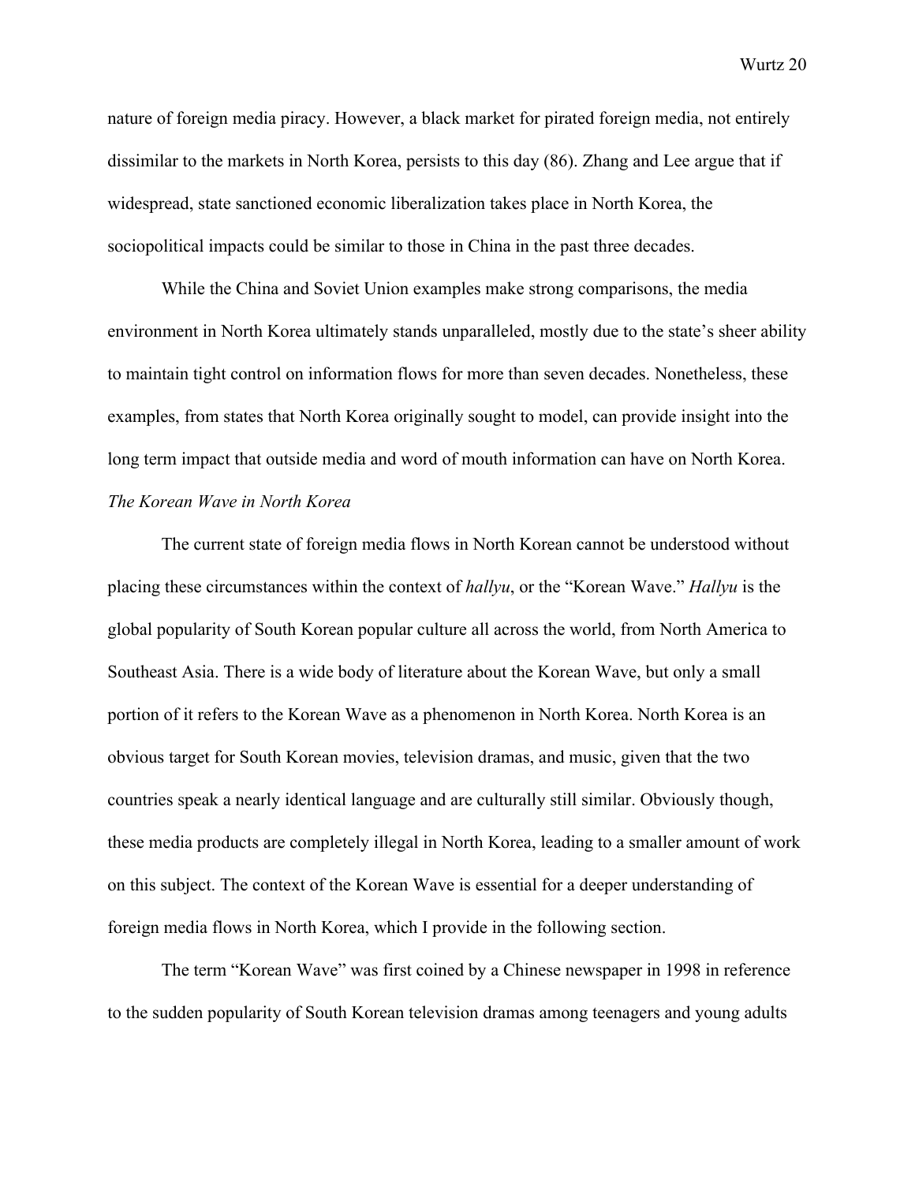nature of foreign media piracy. However, a black market for pirated foreign media, not entirely dissimilar to the markets in North Korea, persists to this day (86). Zhang and Lee argue that if widespread, state sanctioned economic liberalization takes place in North Korea, the sociopolitical impacts could be similar to those in China in the past three decades.

While the China and Soviet Union examples make strong comparisons, the media environment in North Korea ultimately stands unparalleled, mostly due to the state's sheer ability to maintain tight control on information flows for more than seven decades. Nonetheless, these examples, from states that North Korea originally sought to model, can provide insight into the long term impact that outside media and word of mouth information can have on North Korea.

*The Korean Wave in North Korea*

The current state of foreign media flows in North Korean cannot be understood without placing these circumstances within the context of *hallyu*, or the "Korean Wave." *Hallyu* is the global popularity of South Korean popular culture all across the world, from North America to Southeast Asia. There is a wide body of literature about the Korean Wave, but only a small portion of it refers to the Korean Wave as a phenomenon in North Korea. North Korea is an obvious target for South Korean movies, television dramas, and music, given that the two countries speak a nearly identical language and are culturally still similar. Obviously though, these media products are completely illegal in North Korea, leading to a smaller amount of work on this subject. The context of the Korean Wave is essential for a deeper understanding of foreign media flows in North Korea, which I provide in the following section.

The term "Korean Wave" was first coined by a Chinese newspaper in 1998 in reference to the sudden popularity of South Korean television dramas among teenagers and young adults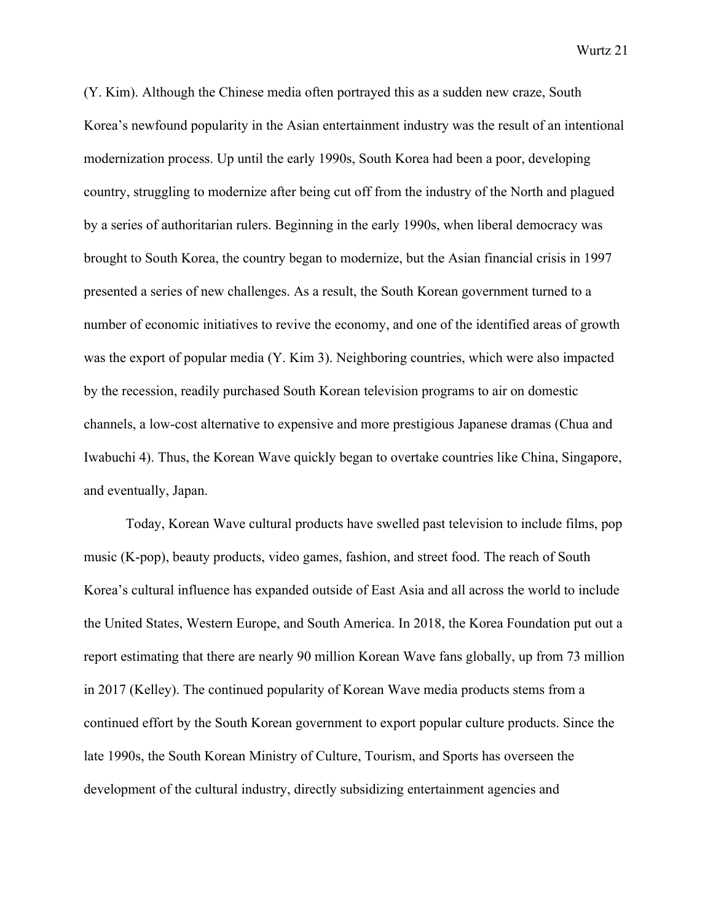(Y. Kim). Although the Chinese media often portrayed this as a sudden new craze, South Korea's newfound popularity in the Asian entertainment industry was the result of an intentional modernization process. Up until the early 1990s, South Korea had been a poor, developing country, struggling to modernize after being cut off from the industry of the North and plagued by a series of authoritarian rulers. Beginning in the early 1990s, when liberal democracy was brought to South Korea, the country began to modernize, but the Asian financial crisis in 1997 presented a series of new challenges. As a result, the South Korean government turned to a number of economic initiatives to revive the economy, and one of the identified areas of growth was the export of popular media (Y. Kim 3). Neighboring countries, which were also impacted by the recession, readily purchased South Korean television programs to air on domestic channels, a low-cost alternative to expensive and more prestigious Japanese dramas (Chua and Iwabuchi 4). Thus, the Korean Wave quickly began to overtake countries like China, Singapore, and eventually, Japan.

Today, Korean Wave cultural products have swelled past television to include films, pop music (K-pop), beauty products, video games, fashion, and street food. The reach of South Korea's cultural influence has expanded outside of East Asia and all across the world to include the United States, Western Europe, and South America. In 2018, the Korea Foundation put out a report estimating that there are nearly 90 million Korean Wave fans globally, up from 73 million in 2017 (Kelley). The continued popularity of Korean Wave media products stems from a continued effort by the South Korean government to export popular culture products. Since the late 1990s, the South Korean Ministry of Culture, Tourism, and Sports has overseen the development of the cultural industry, directly subsidizing entertainment agencies and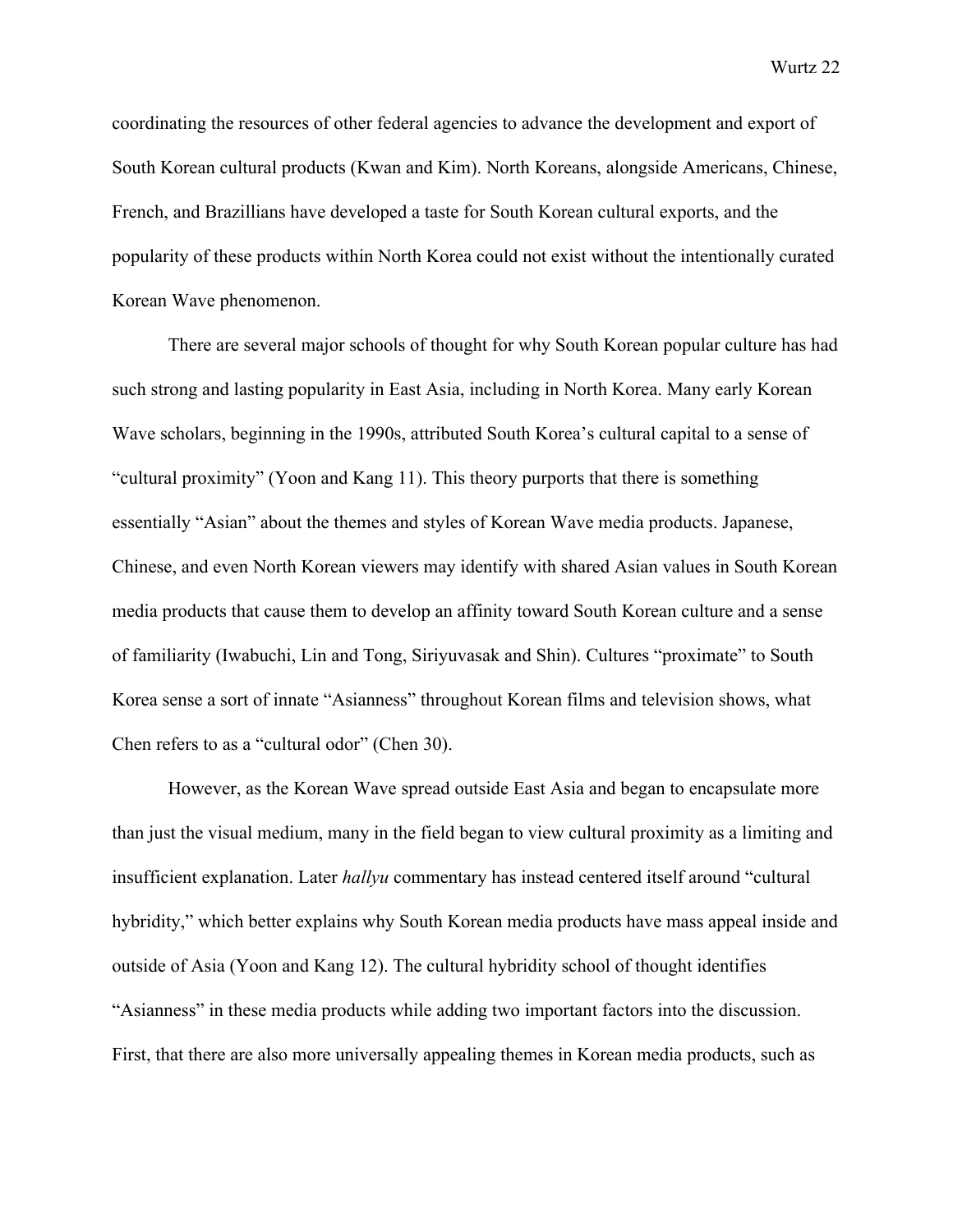coordinating the resources of other federal agencies to advance the development and export of South Korean cultural products (Kwan and Kim). North Koreans, alongside Americans, Chinese, French, and Brazillians have developed a taste for South Korean cultural exports, and the popularity of these products within North Korea could not exist without the intentionally curated Korean Wave phenomenon.

There are several major schools of thought for why South Korean popular culture has had such strong and lasting popularity in East Asia, including in North Korea. Many early Korean Wave scholars, beginning in the 1990s, attributed South Korea's cultural capital to a sense of "cultural proximity" (Yoon and Kang 11). This theory purports that there is something essentially "Asian" about the themes and styles of Korean Wave media products. Japanese, Chinese, and even North Korean viewers may identify with shared Asian values in South Korean media products that cause them to develop an affinity toward South Korean culture and a sense of familiarity (Iwabuchi, Lin and Tong, Siriyuvasak and Shin). Cultures "proximate" to South Korea sense a sort of innate "Asianness" throughout Korean films and television shows, what Chen refers to as a "cultural odor" (Chen 30).

However, as the Korean Wave spread outside East Asia and began to encapsulate more than just the visual medium, many in the field began to view cultural proximity as a limiting and insufficient explanation. Later *hallyu* commentary has instead centered itself around "cultural hybridity," which better explains why South Korean media products have mass appeal inside and outside of Asia (Yoon and Kang 12). The cultural hybridity school of thought identifies "Asianness" in these media products while adding two important factors into the discussion. First, that there are also more universally appealing themes in Korean media products, such as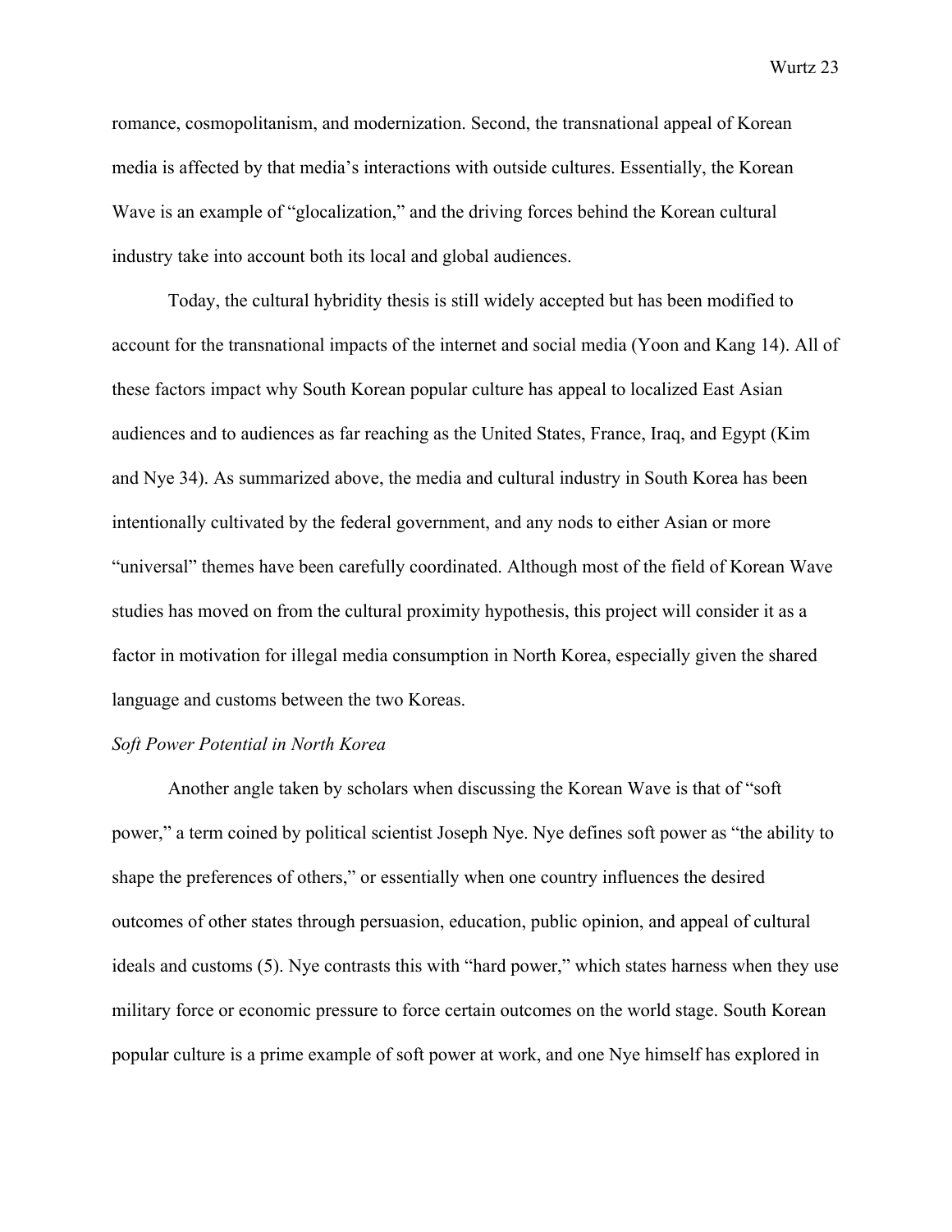romance, cosmopolitanism, and modernization. Second, the transnational appeal of Korean media is affected by that media's interactions with outside cultures. Essentially, the Korean Wave is an example of "glocalization," and the driving forces behind the Korean cultural industry take into account both its local and global audiences.

Today, the cultural hybridity thesis is still widely accepted but has been modified to account for the transnational impacts of the internet and social media (Yoon and Kang 14). All of these factors impact why South Korean popular culture has appeal to localized East Asian audiences and to audiences as far reaching as the United States, France, Iraq, and Egypt (Kim and Nye 34). As summarized above, the media and cultural industry in South Korea has been intentionally cultivated by the federal government, and any nods to either Asian or more "universal" themes have been carefully coordinated. Although most of the field of Korean Wave studies has moved on from the cultural proximity hypothesis, this project will consider it as a factor in motivation for illegal media consumption in North Korea, especially given the shared language and customs between the two Koreas.

*Soft Power Potential in North Korea*

Another angle taken by scholars when discussing the Korean Wave is that of "soft power," a term coined by political scientist Joseph Nye. Nye defines soft power as "the ability to shape the preferences of others," or essentially when one country influences the desired outcomes of other states through persuasion, education, public opinion, and appeal of cultural ideals and customs (5). Nye contrasts this with "hard power," which states harness when they use military force or economic pressure to force certain outcomes on the world stage. South Korean popular culture is a prime example of soft power at work, and one Nye himself has explored in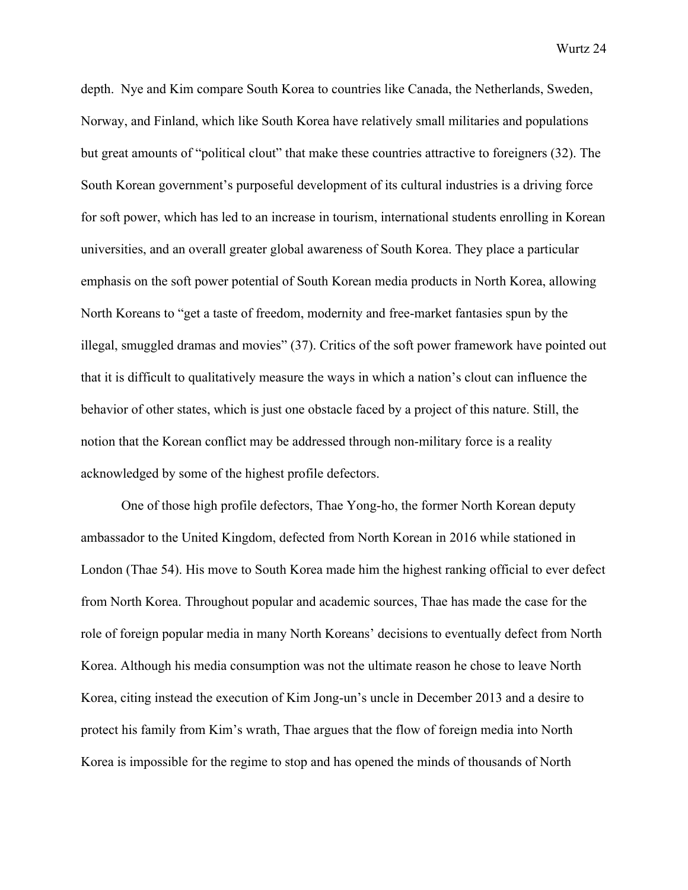depth. Nye and Kim compare South Korea to countries like Canada, the Netherlands, Sweden, Norway, and Finland, which like South Korea have relatively small militaries and populations but great amounts of "political clout" that make these countries attractive to foreigners (32). The South Korean government's purposeful development of its cultural industries is a driving force for soft power, which has led to an increase in tourism, international students enrolling in Korean universities, and an overall greater global awareness of South Korea. They place a particular emphasis on the soft power potential of South Korean media products in North Korea, allowing North Koreans to "get a taste of freedom, modernity and free-market fantasies spun by the illegal, smuggled dramas and movies" (37). Critics of the soft power framework have pointed out that it is difficult to qualitatively measure the ways in which a nation's clout can influence the behavior of other states, which is just one obstacle faced by a project of this nature. Still, the notion that the Korean conflict may be addressed through non-military force is a reality acknowledged by some of the highest profile defectors.

One of those high profile defectors, Thae Yong-ho, the former North Korean deputy ambassador to the United Kingdom, defected from North Korean in 2016 while stationed in London (Thae 54). His move to South Korea made him the highest ranking official to ever defect from North Korea. Throughout popular and academic sources, Thae has made the case for the role of foreign popular media in many North Koreans' decisions to eventually defect from North Korea. Although his media consumption was not the ultimate reason he chose to leave North Korea, citing instead the execution of Kim Jong-un's uncle in December 2013 and a desire to protect his family from Kim's wrath, Thae argues that the flow of foreign media into North Korea is impossible for the regime to stop and has opened the minds of thousands of North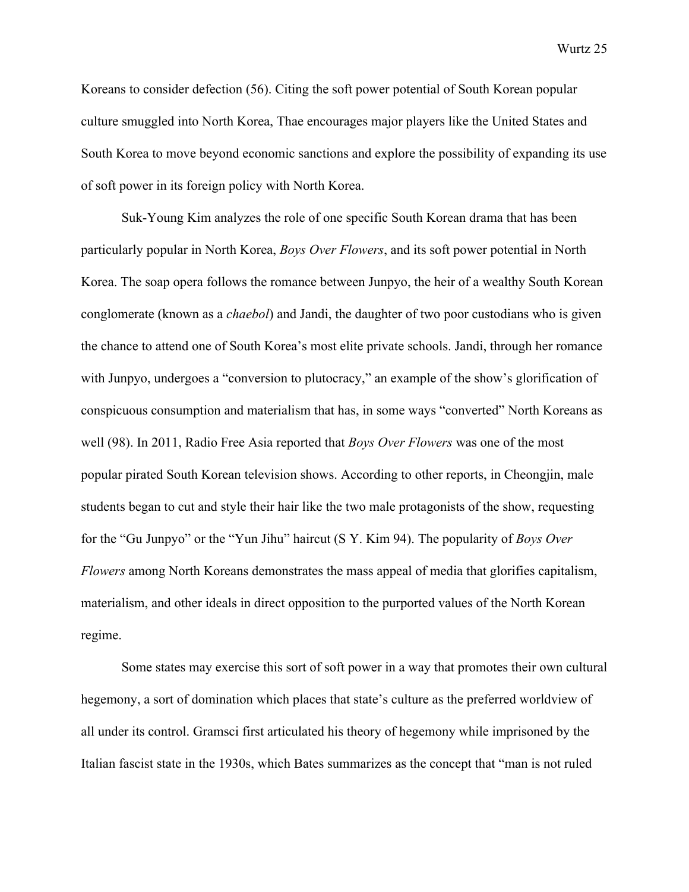Koreans to consider defection (56). Citing the soft power potential of South Korean popular culture smuggled into North Korea, Thae encourages major players like the United States and South Korea to move beyond economic sanctions and explore the possibility of expanding its use of soft power in its foreign policy with North Korea.

Suk-Young Kim analyzes the role of one specific South Korean drama that has been particularly popular in North Korea, *Boys Over Flowers*, and its soft power potential in North Korea. The soap opera follows the romance between Junpyo, the heir of a wealthy South Korean conglomerate (known as a *chaebol*) and Jandi, the daughter of two poor custodians who is given the chance to attend one of South Korea's most elite private schools. Jandi, through her romance with Junpyo, undergoes a "conversion to plutocracy," an example of the show's glorification of conspicuous consumption and materialism that has, in some ways "converted" North Koreans as well (98). In 2011, Radio Free Asia reported that *Boys Over Flowers* was one of the most popular pirated South Korean television shows. According to other reports, in Cheongjin, male students began to cut and style their hair like the two male protagonists of the show, requesting for the "Gu Junpyo" or the "Yun Jihu" haircut (S Y. Kim 94). The popularity of *Boys Over Flowers* among North Koreans demonstrates the mass appeal of media that glorifies capitalism, materialism, and other ideals in direct opposition to the purported values of the North Korean regime.

Some states may exercise this sort of soft power in a way that promotes their own cultural hegemony, a sort of domination which places that state's culture as the preferred worldview of all under its control. Gramsci first articulated his theory of hegemony while imprisoned by the Italian fascist state in the 1930s, which Bates summarizes as the concept that "man is not ruled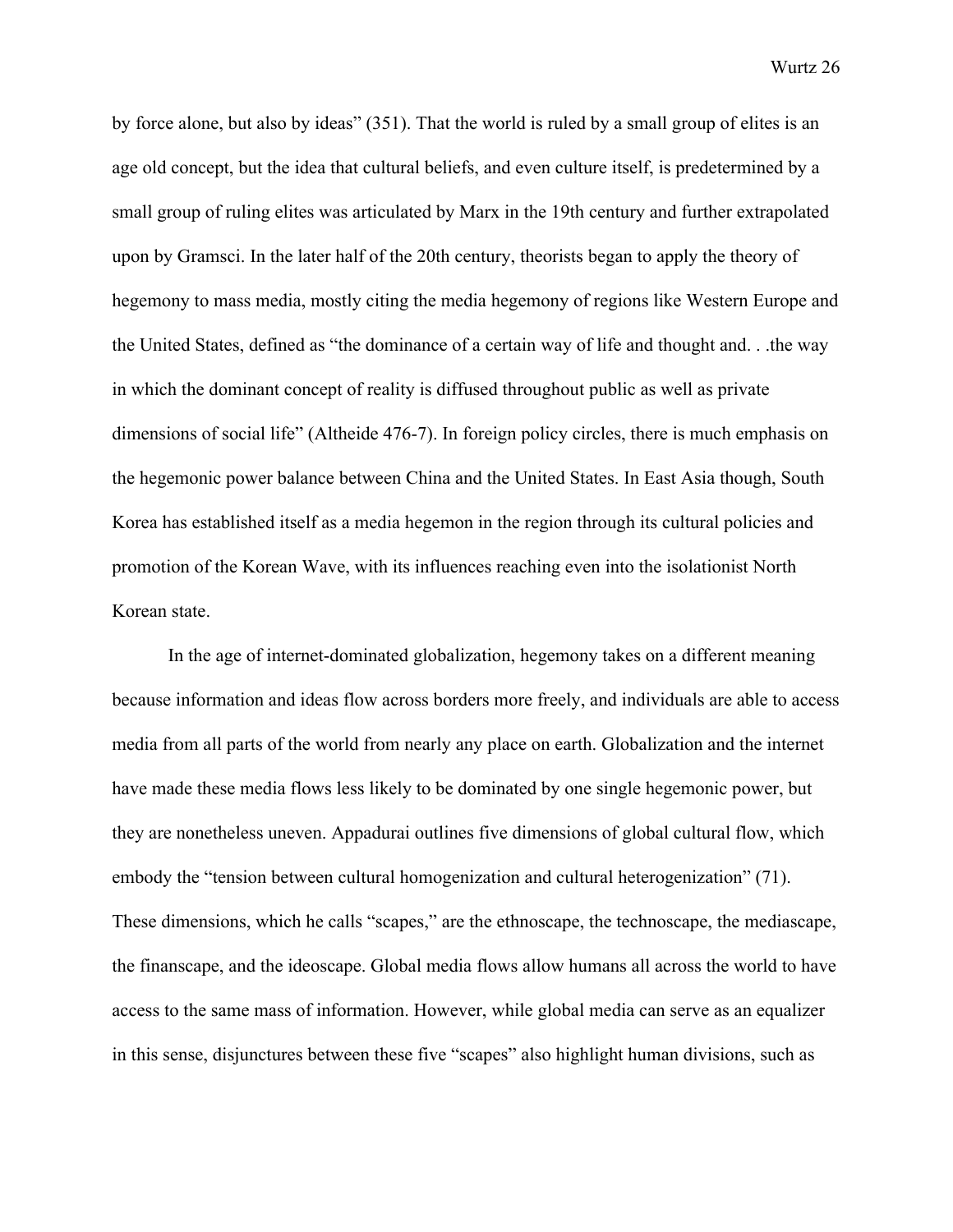by force alone, but also by ideas" (351). That the world is ruled by a small group of elites is an age old concept, but the idea that cultural beliefs, and even culture itself, is predetermined by a small group of ruling elites was articulated by Marx in the 19th century and further extrapolated upon by Gramsci. In the later half of the 20th century, theorists began to apply the theory of hegemony to mass media, mostly citing the media hegemony of regions like Western Europe and the United States, defined as "the dominance of a certain way of life and thought and. . .the way in which the dominant concept of reality is diffused throughout public as well as private dimensions of social life" (Altheide 476-7). In foreign policy circles, there is much emphasis on the hegemonic power balance between China and the United States. In East Asia though, South Korea has established itself as a media hegemon in the region through its cultural policies and promotion of the Korean Wave, with its influences reaching even into the isolationist North Korean state.

In the age of internet-dominated globalization, hegemony takes on a different meaning because information and ideas flow across borders more freely, and individuals are able to access media from all parts of the world from nearly any place on earth. Globalization and the internet have made these media flows less likely to be dominated by one single hegemonic power, but they are nonetheless uneven. Appadurai outlines five dimensions of global cultural flow, which embody the "tension between cultural homogenization and cultural heterogenization" (71). These dimensions, which he calls "scapes," are the ethnoscape, the technoscape, the mediascape, the finanscape, and the ideoscape. Global media flows allow humans all across the world to have access to the same mass of information. However, while global media can serve as an equalizer in this sense, disjunctures between these five "scapes" also highlight human divisions, such as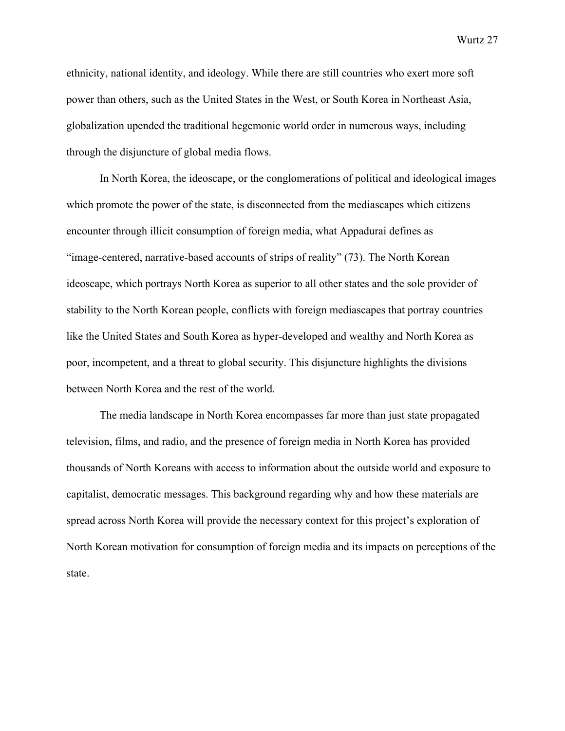ethnicity, national identity, and ideology. While there are still countries who exert more soft power than others, such as the United States in the West, or South Korea in Northeast Asia, globalization upended the traditional hegemonic world order in numerous ways, including through the disjuncture of global media flows.

In North Korea, the ideoscape, or the conglomerations of political and ideological images which promote the power of the state, is disconnected from the mediascapes which citizens encounter through illicit consumption of foreign media, what Appadurai defines as "image-centered, narrative-based accounts of strips of reality" (73). The North Korean ideoscape, which portrays North Korea as superior to all other states and the sole provider of stability to the North Korean people, conflicts with foreign mediascapes that portray countries like the United States and South Korea as hyper-developed and wealthy and North Korea as poor, incompetent, and a threat to global security. This disjuncture highlights the divisions between North Korea and the rest of the world.

The media landscape in North Korea encompasses far more than just state propagated television, films, and radio, and the presence of foreign media in North Korea has provided thousands of North Koreans with access to information about the outside world and exposure to capitalist, democratic messages. This background regarding why and how these materials are spread across North Korea will provide the necessary context for this project's exploration of North Korean motivation for consumption of foreign media and its impacts on perceptions of the state.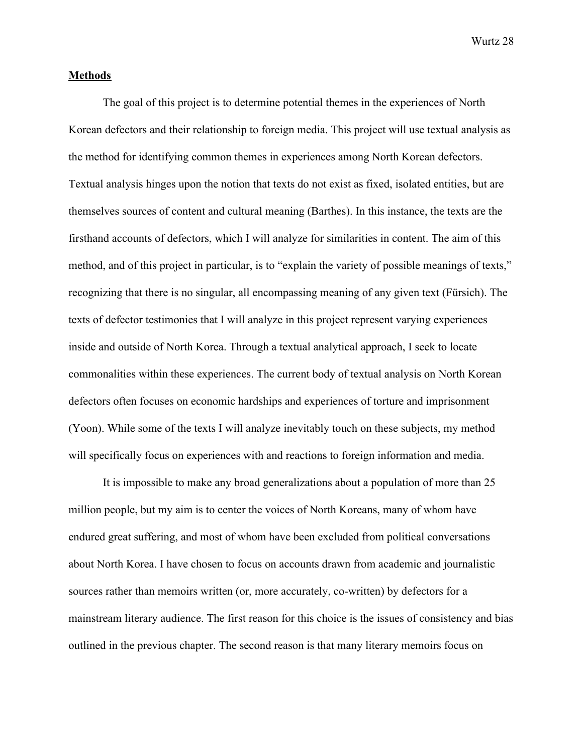## Methods

The goal of this project is to determine potential themes in the experiences of North Korean defectors and their relationship to foreign media. This project will use textual analysis as the method for identifying common themes in experiences among North Korean defectors. Textual analysis hinges upon the notion that texts do not exist as fixed, isolated entities, but are themselves sources of content and cultural meaning (Barthes). In this instance, the texts are the firsthand accounts of defectors, which I will analyze for similarities in content. The aim of this method, and of this project in particular, is to "explain the variety of possible meanings of texts," recognizing that there is no singular, all encompassing meaning of any given text (Fürsich). The texts of defector testimonies that I will analyze in this project represent varying experiences inside and outside of North Korea. Through a textual analytical approach, I seek to locate commonalities within these experiences. The current body of textual analysis on North Korean defectors often focuses on economic hardships and experiences of torture and imprisonment (Yoon). While some of the texts I will analyze inevitably touch on these subjects, my method will specifically focus on experiences with and reactions to foreign information and media.

It is impossible to make any broad generalizations about a population of more than 25 million people, but my aim is to center the voices of North Koreans, many of whom have endured great suffering, and most of whom have been excluded from political conversations about North Korea. I have chosen to focus on accounts drawn from academic and journalistic sources rather than memoirs written (or, more accurately, co-written) by defectors for a mainstream literary audience. The first reason for this choice is the issues of consistency and bias outlined in the previous chapter. The second reason is that many literary memoirs focus on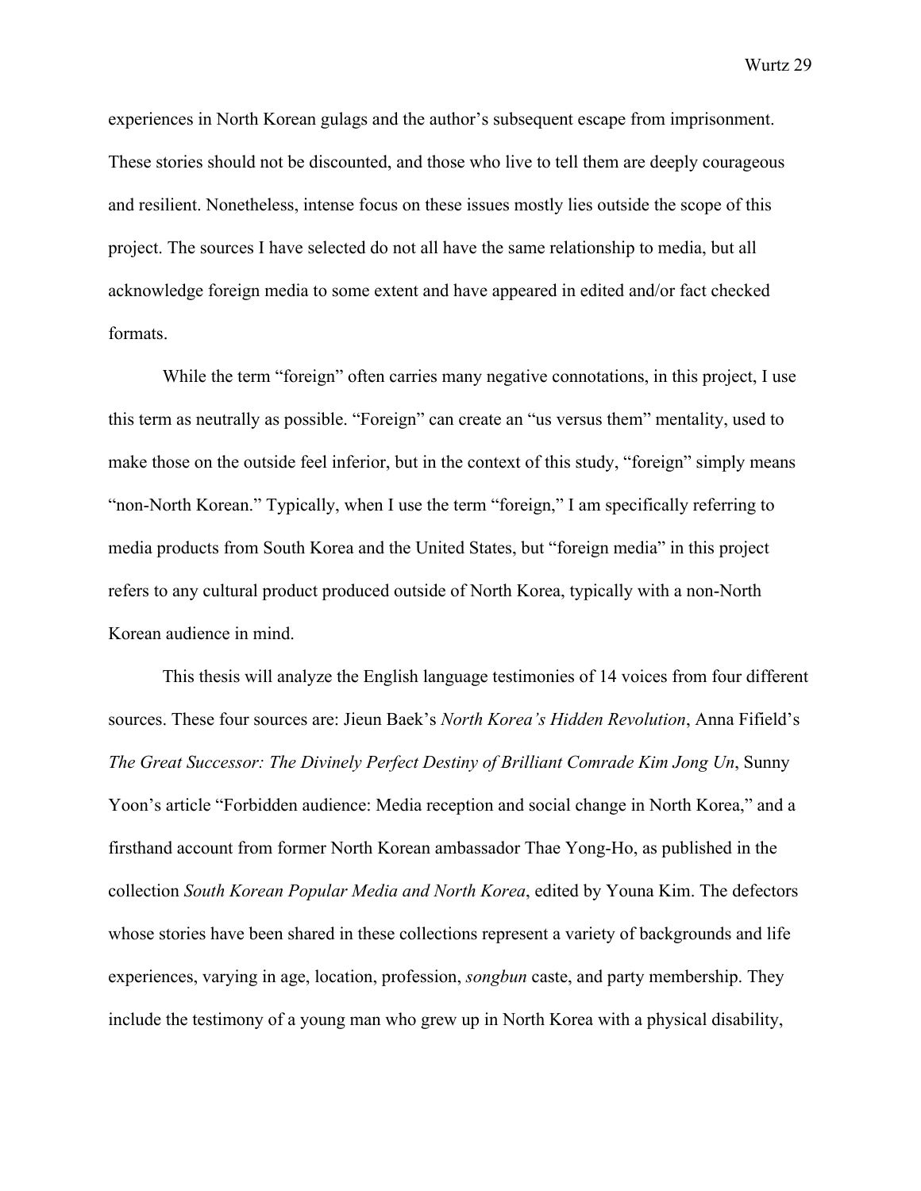experiences in North Korean gulags and the author's subsequent escape from imprisonment. These stories should not be discounted, and those who live to tell them are deeply courageous and resilient. Nonetheless, intense focus on these issues mostly lies outside the scope of this project. The sources I have selected do not all have the same relationship to media, but all acknowledge foreign media to some extent and have appeared in edited and/or fact checked formats.

While the term "foreign" often carries many negative connotations, in this project, I use this term as neutrally as possible. "Foreign" can create an "us versus them" mentality, used to make those on the outside feel inferior, but in the context of this study, "foreign" simply means "non-North Korean." Typically, when I use the term "foreign," I am specifically referring to media products from South Korea and the United States, but "foreign media" in this project refers to any cultural product produced outside of North Korea, typically with a non-North Korean audience in mind.

This thesis will analyze the English language testimonies of 14 voices from four different sources. These four sources are: Jieun Baek's *North Korea's Hidden Revolution*, Anna Fifield's *The Great Successor: The Divinely Perfect Destiny of Brilliant Comrade Kim Jong Un*, Sunny Yoon's article "Forbidden audience: Media reception and social change in North Korea," and a firsthand account from former North Korean ambassador Thae Yong-Ho, as published in the collection *South Korean Popular Media and North Korea*, edited by Youna Kim. The defectors whose stories have been shared in these collections represent a variety of backgrounds and life experiences, varying in age, location, profession, *songbun* caste, and party membership. They include the testimony of a young man who grew up in North Korea with a physical disability,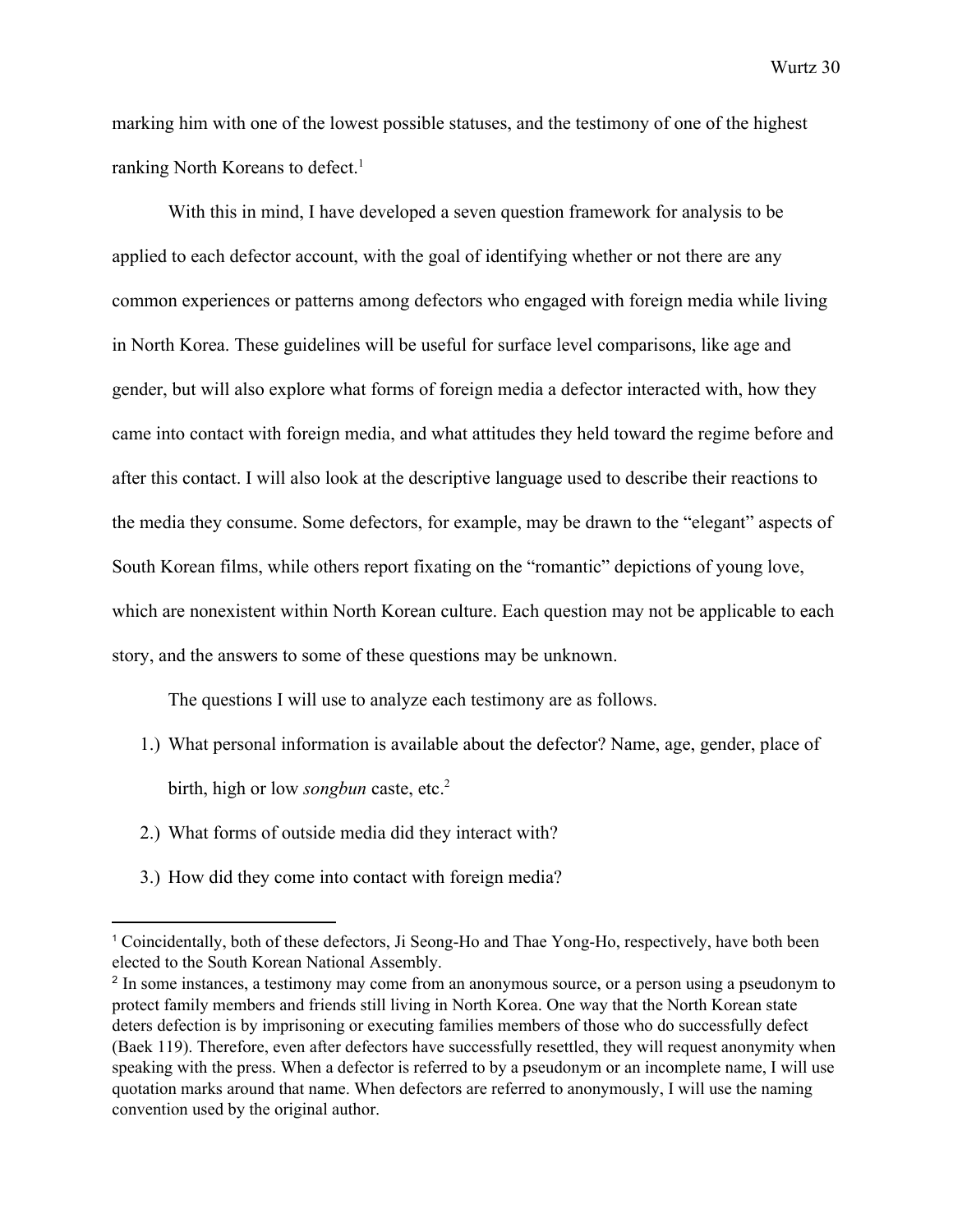marking him with one of the lowest possible statuses, and the testimony of one of the highest ranking North Koreans to defect.[1]

With this in mind, I have developed a seven question framework for analysis to be applied to each defector account, with the goal of identifying whether or not there are any common experiences or patterns among defectors who engaged with foreign media while living in North Korea. These guidelines will be useful for surface level comparisons, like age and gender, but will also explore what forms of foreign media a defector interacted with, how they came into contact with foreign media, and what attitudes they held toward the regime before and after this contact. I will also look at the descriptive language used to describe their reactions to the media they consume. Some defectors, for example, may be drawn to the "elegant" aspects of South Korean films, while others report fixating on the "romantic" depictions of young love, which are nonexistent within North Korean culture. Each question may not be applicable to each story, and the answers to some of these questions may be unknown.

The questions I will use to analyze each testimony are as follows.

1.) What personal information is available about the defector? Name, age, gender, place of birth, high or low *songbun* caste, etc.[2]
2.) What forms of outside media did they interact with?
3.) How did they come into contact with foreign media?

---

[1] Coincidentally, both of these defectors, Ji Seong-Ho and Thae Yong-Ho, respectively, have both been elected to the South Korean National Assembly.

[2] In some instances, a testimony may come from an anonymous source, or a person using a pseudonym to protect family members and friends still living in North Korea. One way that the North Korean state deters defection is by imprisoning or executing families members of those who do successfully defect (Baek 119). Therefore, even after defectors have successfully resettled, they will request anonymity when speaking with the press. When a defector is referred to by a pseudonym or an incomplete name, I will use quotation marks around that name. When defectors are referred to anonymously, I will use the naming convention used by the original author.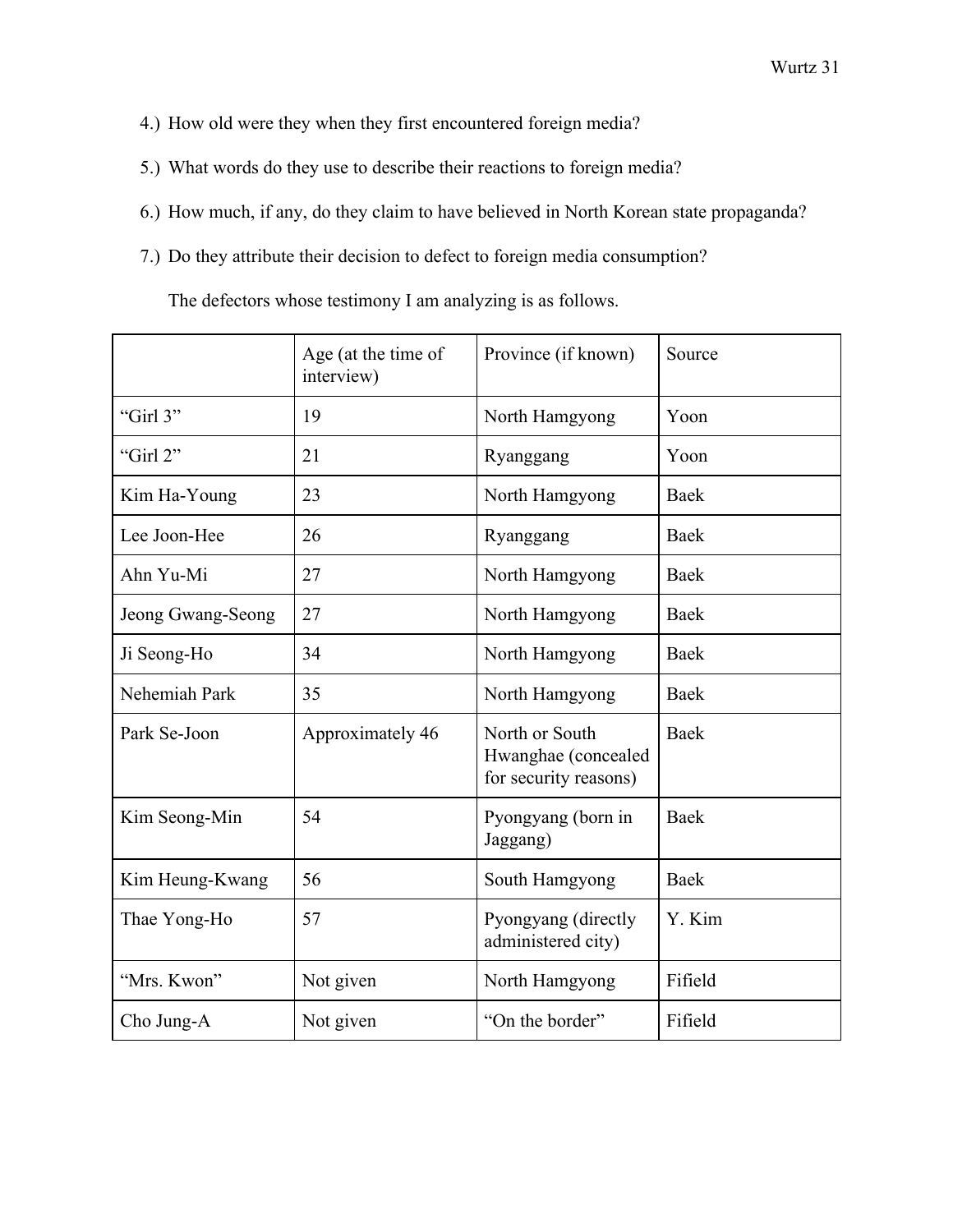4.) How old were they when they first encountered foreign media?

5.) What words do they use to describe their reactions to foreign media?

6.) How much, if any, do they claim to have believed in North Korean state propaganda?

7.) Do they attribute their decision to defect to foreign media consumption?

The defectors whose testimony I am analyzing is as follows.

| | Age (at the time of interview) | Province (if known) | Source |
|---|---|---|---|
| "Girl 3" | 19 | North Hamgyong | Yoon |
| "Girl 2" | 21 | Ryanggang | Yoon |
| Kim Ha-Young | 23 | North Hamgyong | Baek |
| Lee Joon-Hee | 26 | Ryanggang | Baek |
| Ahn Yu-Mi | 27 | North Hamgyong | Baek |
| Jeong Gwang-Seong | 27 | North Hamgyong | Baek |
| Ji Seong-Ho | 34 | North Hamgyong | Baek |
| Nehemiah Park | 35 | North Hamgyong | Baek |
| Park Se-Joon | Approximately 46 | North or South Hwanghae (concealed for security reasons) | Baek |
| Kim Seong-Min | 54 | Pyongyang (born in Jaggang) | Baek |
| Kim Heung-Kwang | 56 | South Hamgyong | Baek |
| Thae Yong-Ho | 57 | Pyongyang (directly administered city) | Y. Kim |
| "Mrs. Kwon" | Not given | North Hamgyong | Fifield |
| Cho Jung-A | Not given | "On the border" | Fifield |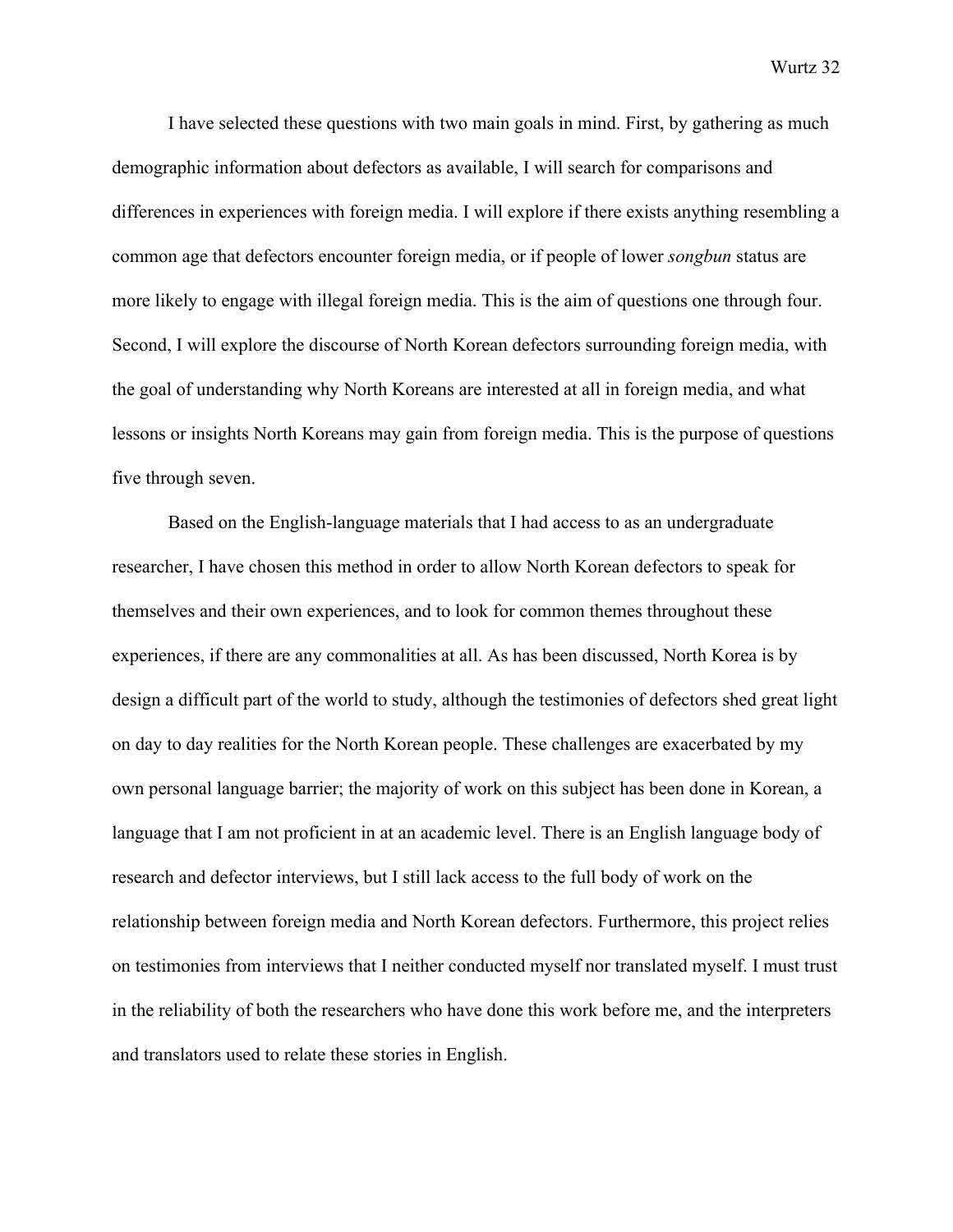I have selected these questions with two main goals in mind. First, by gathering as much demographic information about defectors as available, I will search for comparisons and differences in experiences with foreign media. I will explore if there exists anything resembling a common age that defectors encounter foreign media, or if people of lower *songbun* status are more likely to engage with illegal foreign media. This is the aim of questions one through four. Second, I will explore the discourse of North Korean defectors surrounding foreign media, with the goal of understanding why North Koreans are interested at all in foreign media, and what lessons or insights North Koreans may gain from foreign media. This is the purpose of questions five through seven.

Based on the English-language materials that I had access to as an undergraduate researcher, I have chosen this method in order to allow North Korean defectors to speak for themselves and their own experiences, and to look for common themes throughout these experiences, if there are any commonalities at all. As has been discussed, North Korea is by design a difficult part of the world to study, although the testimonies of defectors shed great light on day to day realities for the North Korean people. These challenges are exacerbated by my own personal language barrier; the majority of work on this subject has been done in Korean, a language that I am not proficient in at an academic level. There is an English language body of research and defector interviews, but I still lack access to the full body of work on the relationship between foreign media and North Korean defectors. Furthermore, this project relies on testimonies from interviews that I neither conducted myself nor translated myself. I must trust in the reliability of both the researchers who have done this work before me, and the interpreters and translators used to relate these stories in English.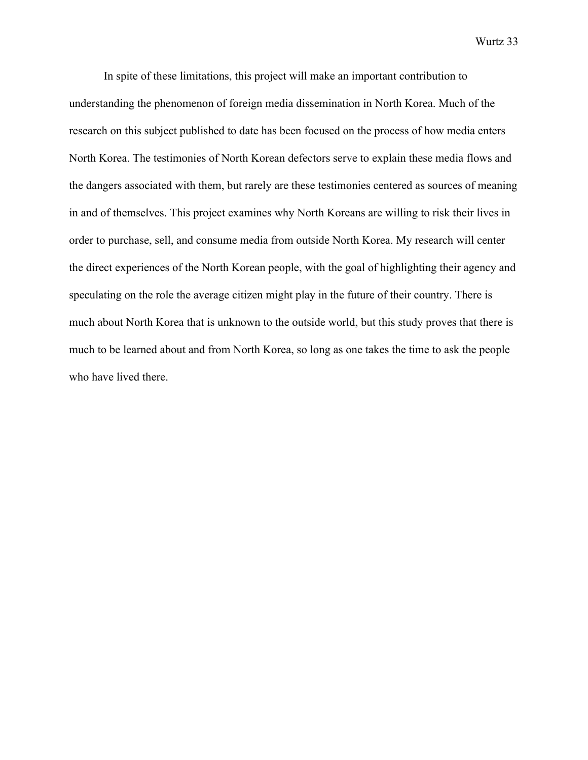In spite of these limitations, this project will make an important contribution to understanding the phenomenon of foreign media dissemination in North Korea. Much of the research on this subject published to date has been focused on the process of how media enters North Korea. The testimonies of North Korean defectors serve to explain these media flows and the dangers associated with them, but rarely are these testimonies centered as sources of meaning in and of themselves. This project examines why North Koreans are willing to risk their lives in order to purchase, sell, and consume media from outside North Korea. My research will center the direct experiences of the North Korean people, with the goal of highlighting their agency and speculating on the role the average citizen might play in the future of their country. There is much about North Korea that is unknown to the outside world, but this study proves that there is much to be learned about and from North Korea, so long as one takes the time to ask the people who have lived there.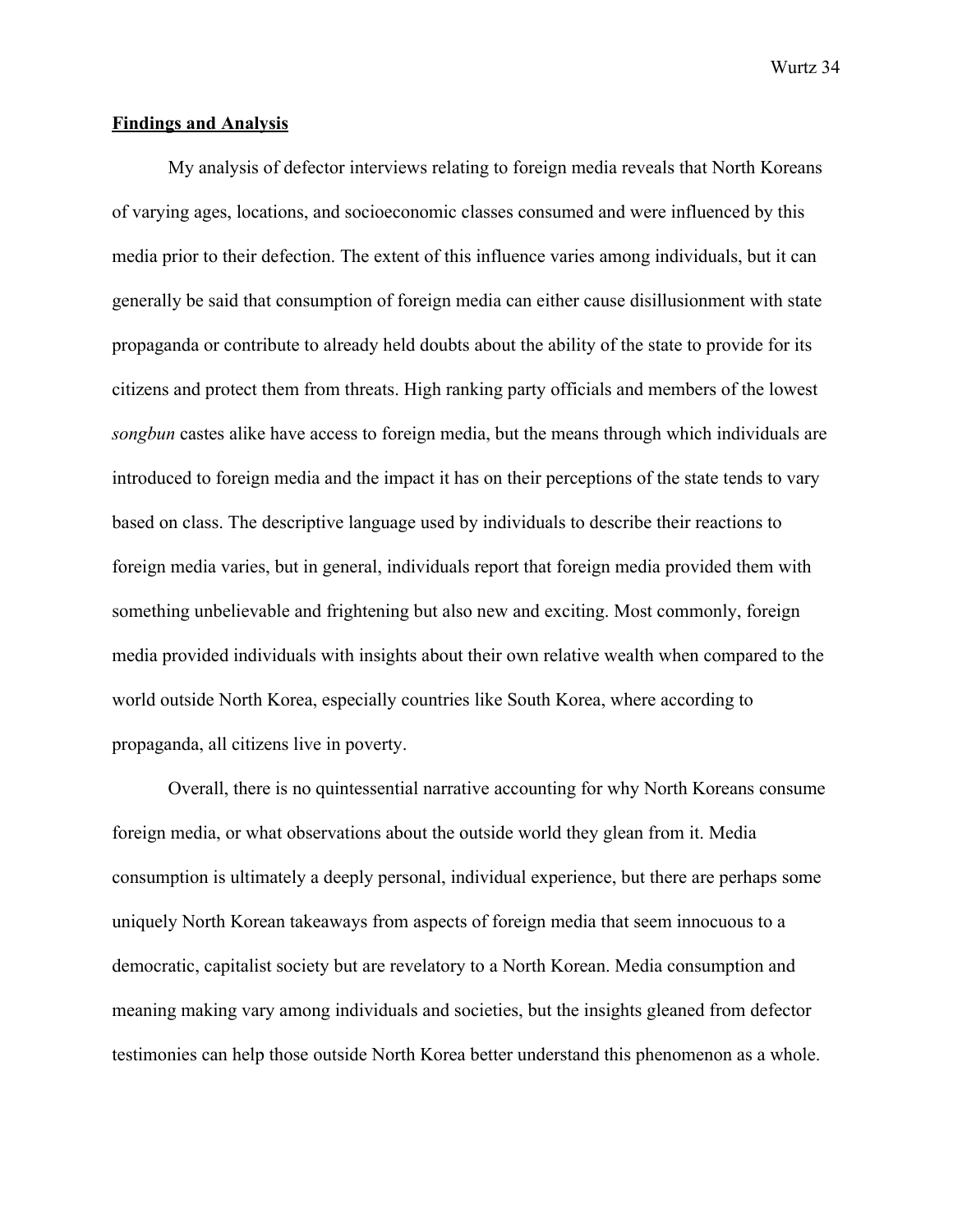## **Findings and Analysis**

My analysis of defector interviews relating to foreign media reveals that North Koreans of varying ages, locations, and socioeconomic classes consumed and were influenced by this media prior to their defection. The extent of this influence varies among individuals, but it can generally be said that consumption of foreign media can either cause disillusionment with state propaganda or contribute to already held doubts about the ability of the state to provide for its citizens and protect them from threats. High ranking party officials and members of the lowest *songbun* castes alike have access to foreign media, but the means through which individuals are introduced to foreign media and the impact it has on their perceptions of the state tends to vary based on class. The descriptive language used by individuals to describe their reactions to foreign media varies, but in general, individuals report that foreign media provided them with something unbelievable and frightening but also new and exciting. Most commonly, foreign media provided individuals with insights about their own relative wealth when compared to the world outside North Korea, especially countries like South Korea, where according to propaganda, all citizens live in poverty.

Overall, there is no quintessential narrative accounting for why North Koreans consume foreign media, or what observations about the outside world they glean from it. Media consumption is ultimately a deeply personal, individual experience, but there are perhaps some uniquely North Korean takeaways from aspects of foreign media that seem innocuous to a democratic, capitalist society but are revelatory to a North Korean. Media consumption and meaning making vary among individuals and societies, but the insights gleaned from defector testimonies can help those outside North Korea better understand this phenomenon as a whole.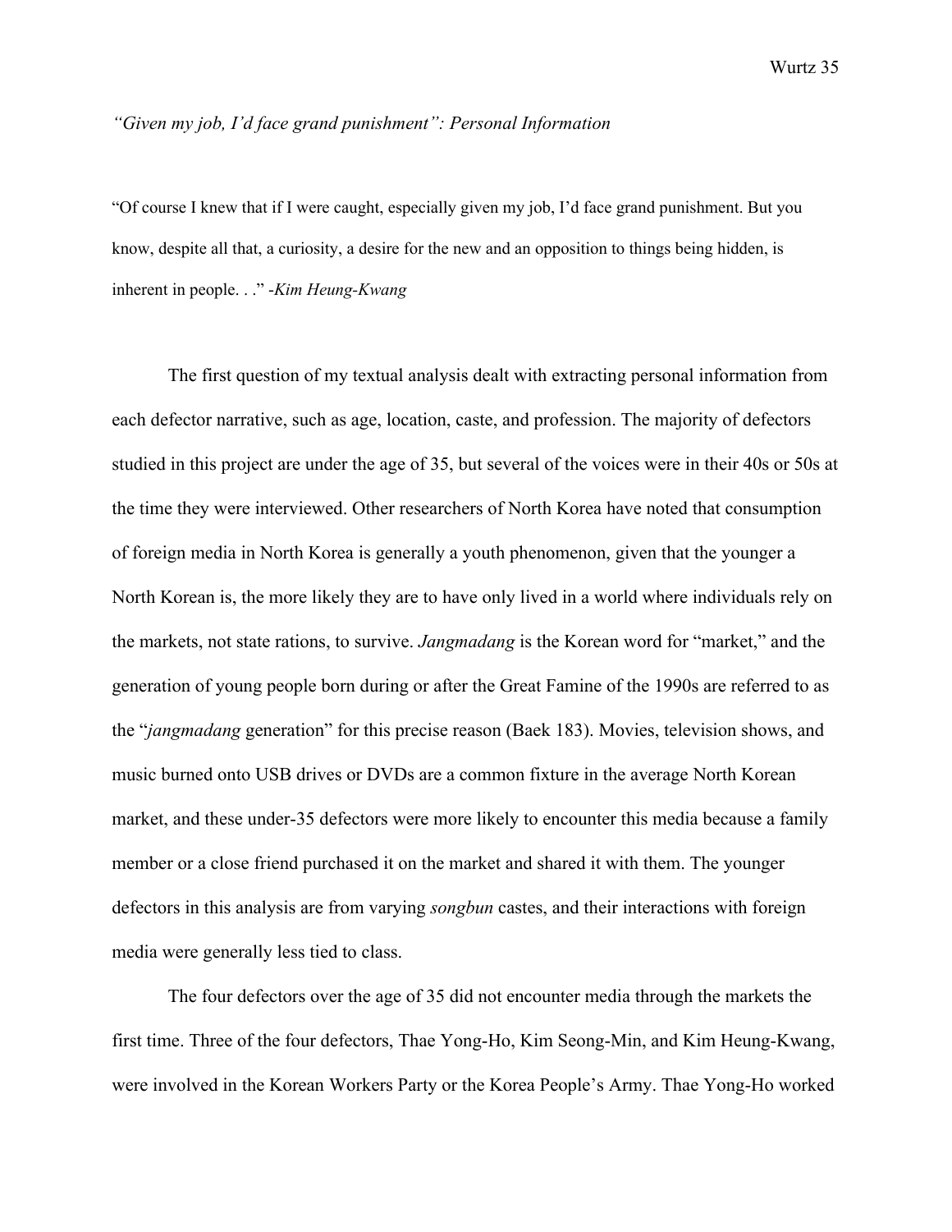### *"Given my job, I'd face grand punishment": Personal Information*

"Of course I knew that if I were caught, especially given my job, I'd face grand punishment. But you know, despite all that, a curiosity, a desire for the new and an opposition to things being hidden, is inherent in people. . ." -*Kim Heung-Kwang*

The first question of my textual analysis dealt with extracting personal information from each defector narrative, such as age, location, caste, and profession. The majority of defectors studied in this project are under the age of 35, but several of the voices were in their 40s or 50s at the time they were interviewed. Other researchers of North Korea have noted that consumption of foreign media in North Korea is generally a youth phenomenon, given that the younger a North Korean is, the more likely they are to have only lived in a world where individuals rely on the markets, not state rations, to survive. *Jangmadang* is the Korean word for "market," and the generation of young people born during or after the Great Famine of the 1990s are referred to as the "*jangmadang* generation" for this precise reason (Baek 183). Movies, television shows, and music burned onto USB drives or DVDs are a common fixture in the average North Korean market, and these under-35 defectors were more likely to encounter this media because a family member or a close friend purchased it on the market and shared it with them. The younger defectors in this analysis are from varying *songbun* castes, and their interactions with foreign media were generally less tied to class.

The four defectors over the age of 35 did not encounter media through the markets the first time. Three of the four defectors, Thae Yong-Ho, Kim Seong-Min, and Kim Heung-Kwang, were involved in the Korean Workers Party or the Korea People's Army. Thae Yong-Ho worked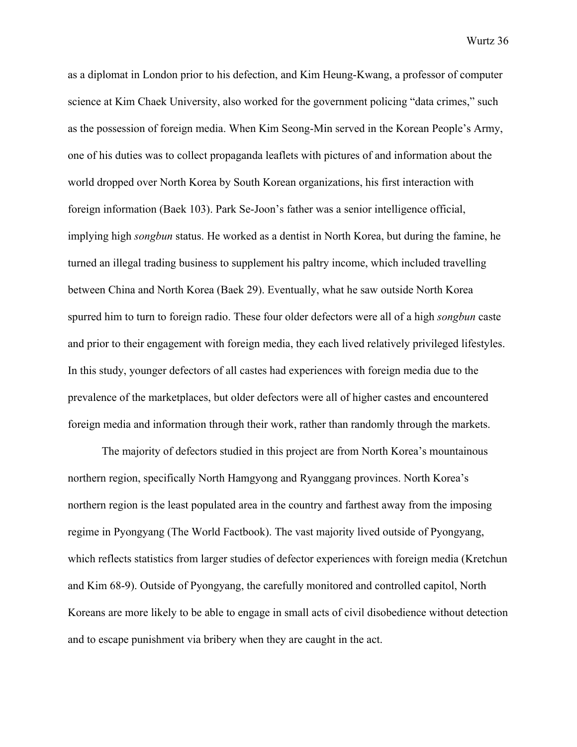as a diplomat in London prior to his defection, and Kim Heung-Kwang, a professor of computer science at Kim Chaek University, also worked for the government policing "data crimes," such as the possession of foreign media. When Kim Seong-Min served in the Korean People's Army, one of his duties was to collect propaganda leaflets with pictures of and information about the world dropped over North Korea by South Korean organizations, his first interaction with foreign information (Baek 103). Park Se-Joon's father was a senior intelligence official, implying high *songbun* status. He worked as a dentist in North Korea, but during the famine, he turned an illegal trading business to supplement his paltry income, which included travelling between China and North Korea (Baek 29). Eventually, what he saw outside North Korea spurred him to turn to foreign radio. These four older defectors were all of a high *songbun* caste and prior to their engagement with foreign media, they each lived relatively privileged lifestyles. In this study, younger defectors of all castes had experiences with foreign media due to the prevalence of the marketplaces, but older defectors were all of higher castes and encountered foreign media and information through their work, rather than randomly through the markets.

The majority of defectors studied in this project are from North Korea's mountainous northern region, specifically North Hamgyong and Ryanggang provinces. North Korea's northern region is the least populated area in the country and farthest away from the imposing regime in Pyongyang (The World Factbook). The vast majority lived outside of Pyongyang, which reflects statistics from larger studies of defector experiences with foreign media (Kretchun and Kim 68-9). Outside of Pyongyang, the carefully monitored and controlled capitol, North Koreans are more likely to be able to engage in small acts of civil disobedience without detection and to escape punishment via bribery when they are caught in the act.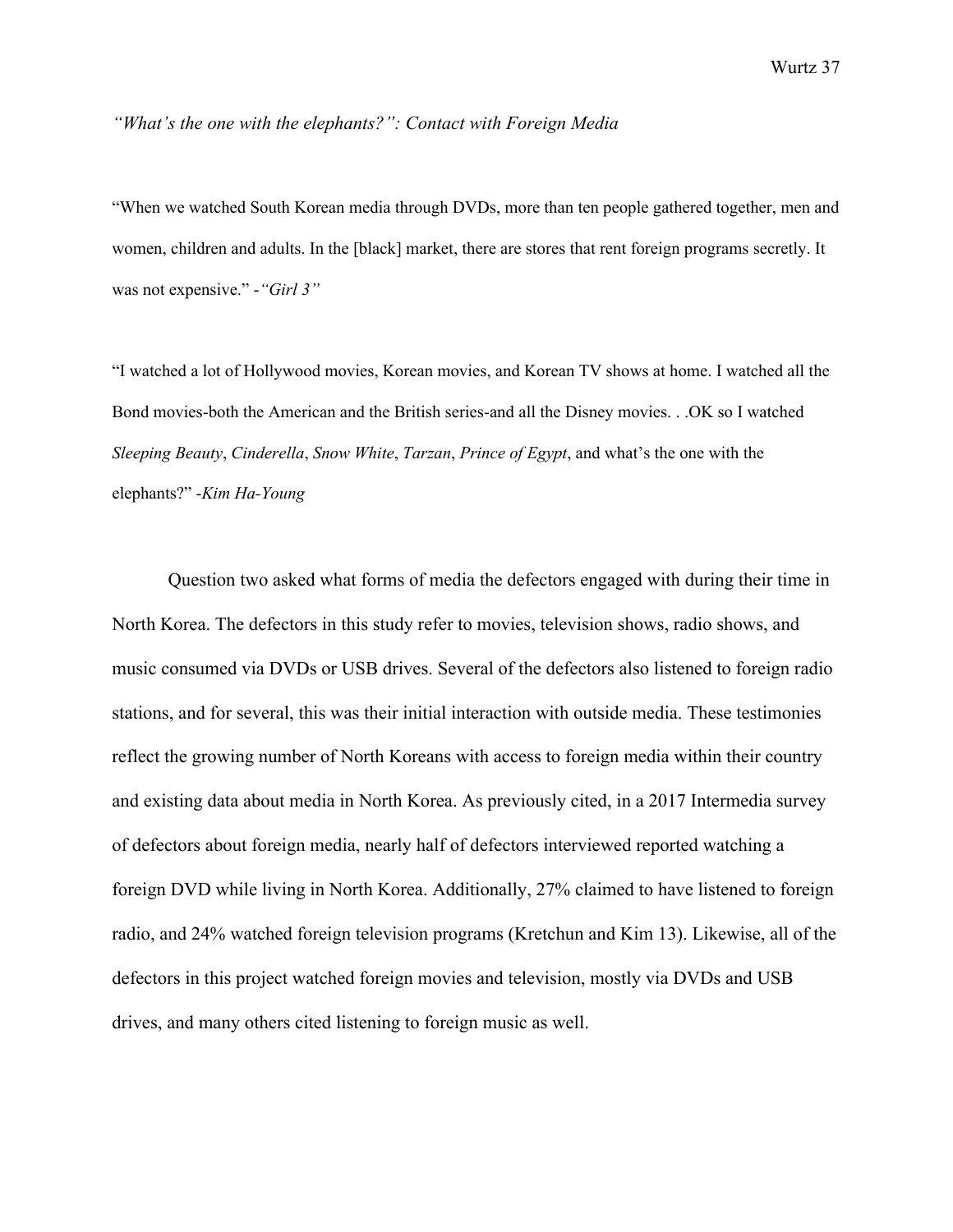### *"What's the one with the elephants?": Contact with Foreign Media*

"When we watched South Korean media through DVDs, more than ten people gathered together, men and women, children and adults. In the [black] market, there are stores that rent foreign programs secretly. It was not expensive." -*"Girl 3"*

"I watched a lot of Hollywood movies, Korean movies, and Korean TV shows at home. I watched all the Bond movies-both the American and the British series-and all the Disney movies. . .OK so I watched *Sleeping Beauty*, *Cinderella*, *Snow White*, *Tarzan*, *Prince of Egypt*, and what's the one with the elephants?" -*Kim Ha-Young*

Question two asked what forms of media the defectors engaged with during their time in North Korea. The defectors in this study refer to movies, television shows, radio shows, and music consumed via DVDs or USB drives. Several of the defectors also listened to foreign radio stations, and for several, this was their initial interaction with outside media. These testimonies reflect the growing number of North Koreans with access to foreign media within their country and existing data about media in North Korea. As previously cited, in a 2017 Intermedia survey of defectors about foreign media, nearly half of defectors interviewed reported watching a foreign DVD while living in North Korea. Additionally, 27% claimed to have listened to foreign radio, and 24% watched foreign television programs (Kretchun and Kim 13). Likewise, all of the defectors in this project watched foreign movies and television, mostly via DVDs and USB drives, and many others cited listening to foreign music as well.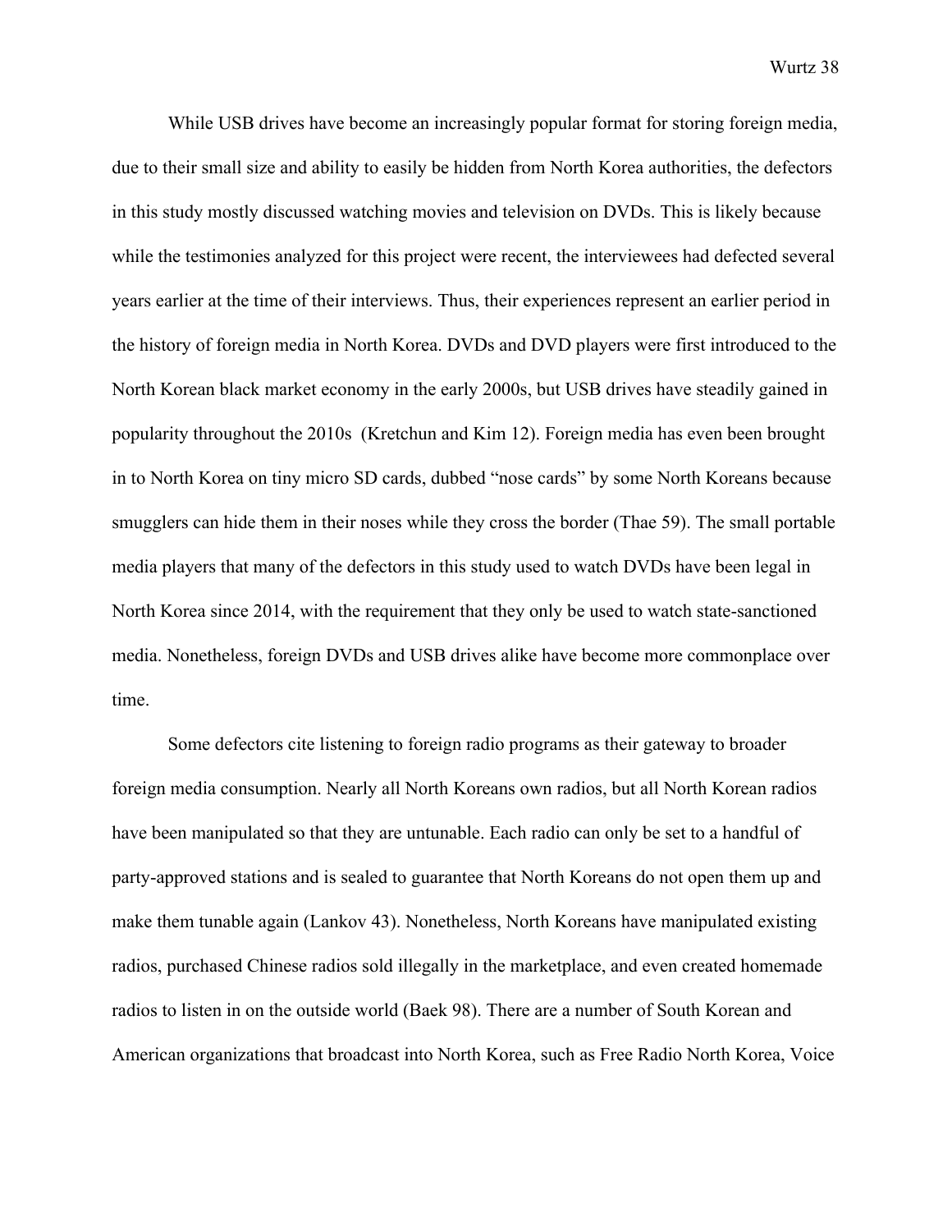While USB drives have become an increasingly popular format for storing foreign media, due to their small size and ability to easily be hidden from North Korea authorities, the defectors in this study mostly discussed watching movies and television on DVDs. This is likely because while the testimonies analyzed for this project were recent, the interviewees had defected several years earlier at the time of their interviews. Thus, their experiences represent an earlier period in the history of foreign media in North Korea. DVDs and DVD players were first introduced to the North Korean black market economy in the early 2000s, but USB drives have steadily gained in popularity throughout the 2010s (Kretchun and Kim 12). Foreign media has even been brought in to North Korea on tiny micro SD cards, dubbed "nose cards" by some North Koreans because smugglers can hide them in their noses while they cross the border (Thae 59). The small portable media players that many of the defectors in this study used to watch DVDs have been legal in North Korea since 2014, with the requirement that they only be used to watch state-sanctioned media. Nonetheless, foreign DVDs and USB drives alike have become more commonplace over time.

Some defectors cite listening to foreign radio programs as their gateway to broader foreign media consumption. Nearly all North Koreans own radios, but all North Korean radios have been manipulated so that they are untunable. Each radio can only be set to a handful of party-approved stations and is sealed to guarantee that North Koreans do not open them up and make them tunable again (Lankov 43). Nonetheless, North Koreans have manipulated existing radios, purchased Chinese radios sold illegally in the marketplace, and even created homemade radios to listen in on the outside world (Baek 98). There are a number of South Korean and American organizations that broadcast into North Korea, such as Free Radio North Korea, Voice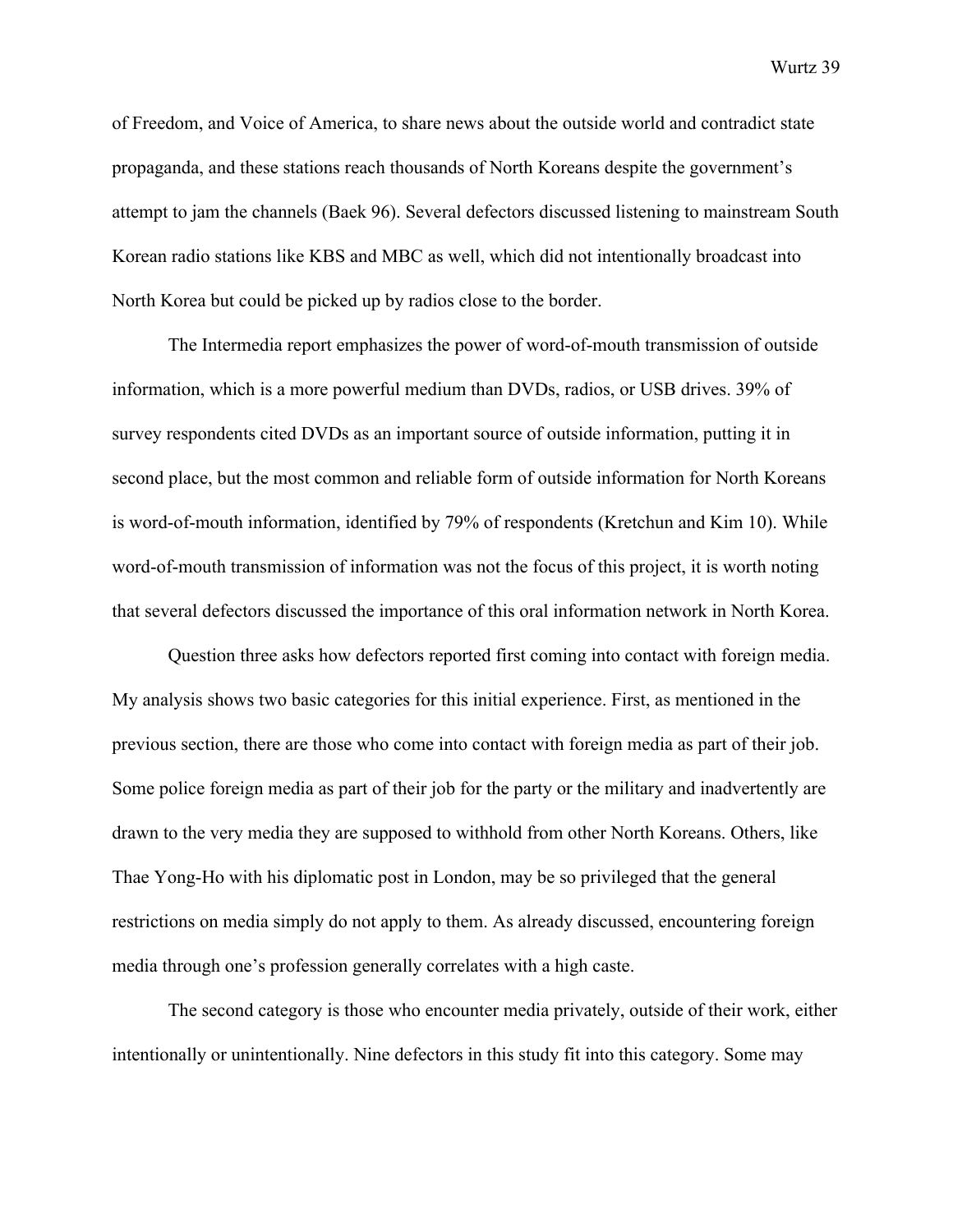of Freedom, and Voice of America, to share news about the outside world and contradict state propaganda, and these stations reach thousands of North Koreans despite the government's attempt to jam the channels (Baek 96). Several defectors discussed listening to mainstream South Korean radio stations like KBS and MBC as well, which did not intentionally broadcast into North Korea but could be picked up by radios close to the border.

The Intermedia report emphasizes the power of word-of-mouth transmission of outside information, which is a more powerful medium than DVDs, radios, or USB drives. 39% of survey respondents cited DVDs as an important source of outside information, putting it in second place, but the most common and reliable form of outside information for North Koreans is word-of-mouth information, identified by 79% of respondents (Kretchun and Kim 10). While word-of-mouth transmission of information was not the focus of this project, it is worth noting that several defectors discussed the importance of this oral information network in North Korea.

Question three asks how defectors reported first coming into contact with foreign media. My analysis shows two basic categories for this initial experience. First, as mentioned in the previous section, there are those who come into contact with foreign media as part of their job. Some police foreign media as part of their job for the party or the military and inadvertently are drawn to the very media they are supposed to withhold from other North Koreans. Others, like Thae Yong-Ho with his diplomatic post in London, may be so privileged that the general restrictions on media simply do not apply to them. As already discussed, encountering foreign media through one's profession generally correlates with a high caste.

The second category is those who encounter media privately, outside of their work, either intentionally or unintentionally. Nine defectors in this study fit into this category. Some may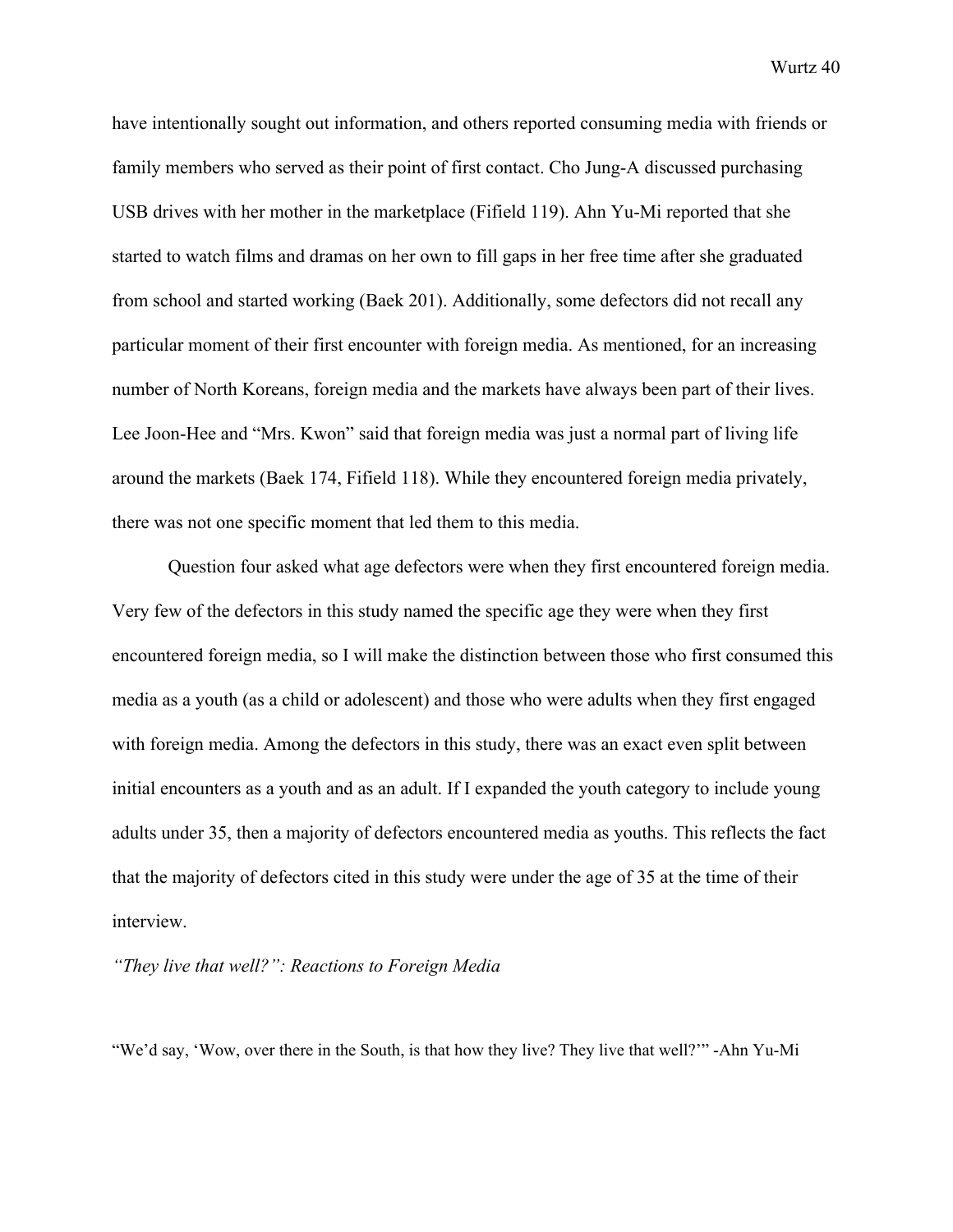have intentionally sought out information, and others reported consuming media with friends or family members who served as their point of first contact. Cho Jung-A discussed purchasing USB drives with her mother in the marketplace (Fifield 119). Ahn Yu-Mi reported that she started to watch films and dramas on her own to fill gaps in her free time after she graduated from school and started working (Baek 201). Additionally, some defectors did not recall any particular moment of their first encounter with foreign media. As mentioned, for an increasing number of North Koreans, foreign media and the markets have always been part of their lives. Lee Joon-Hee and "Mrs. Kwon" said that foreign media was just a normal part of living life around the markets (Baek 174, Fifield 118). While they encountered foreign media privately, there was not one specific moment that led them to this media.

Question four asked what age defectors were when they first encountered foreign media. Very few of the defectors in this study named the specific age they were when they first encountered foreign media, so I will make the distinction between those who first consumed this media as a youth (as a child or adolescent) and those who were adults when they first engaged with foreign media. Among the defectors in this study, there was an exact even split between initial encounters as a youth and as an adult. If I expanded the youth category to include young adults under 35, then a majority of defectors encountered media as youths. This reflects the fact that the majority of defectors cited in this study were under the age of 35 at the time of their interview.

*"They live that well?": Reactions to Foreign Media*

"We'd say, 'Wow, over there in the South, is that how they live? They live that well?'" -Ahn Yu-Mi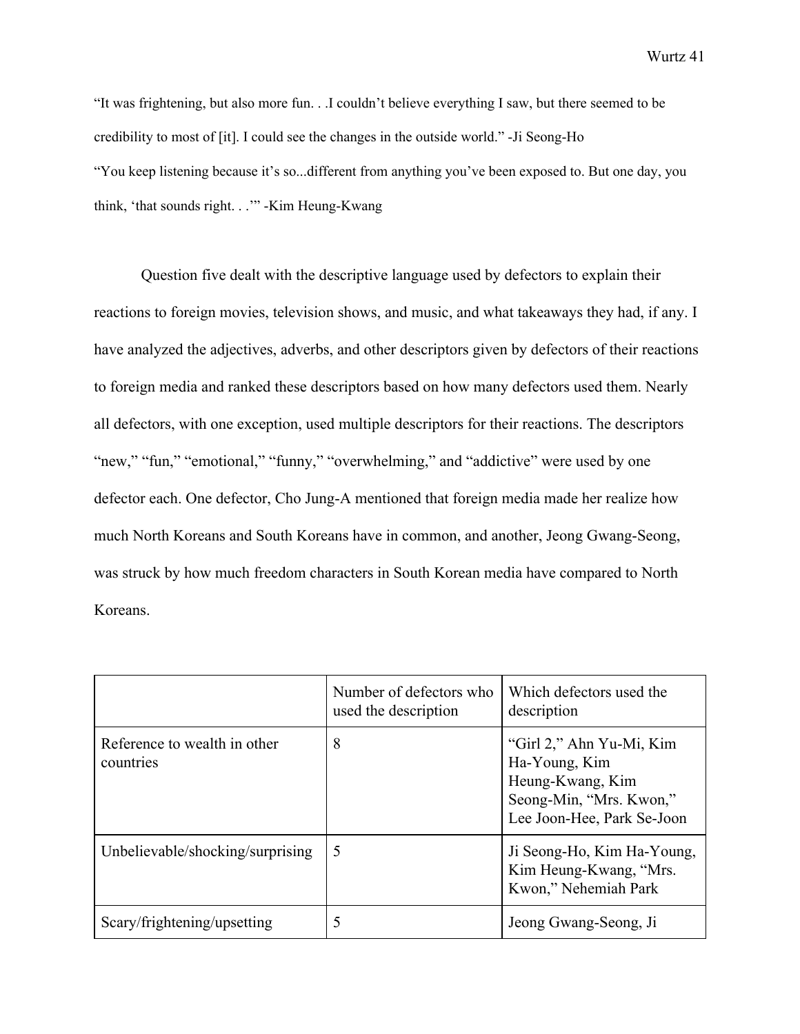"It was frightening, but also more fun. . .I couldn't believe everything I saw, but there seemed to be credibility to most of [it]. I could see the changes in the outside world." -Ji Seong-Ho
"You keep listening because it's so...different from anything you've been exposed to. But one day, you think, 'that sounds right. . .'" -Kim Heung-Kwang

Question five dealt with the descriptive language used by defectors to explain their reactions to foreign movies, television shows, and music, and what takeaways they had, if any. I have analyzed the adjectives, adverbs, and other descriptors given by defectors of their reactions to foreign media and ranked these descriptors based on how many defectors used them. Nearly all defectors, with one exception, used multiple descriptors for their reactions. The descriptors "new," "fun," "emotional," "funny," "overwhelming," and "addictive" were used by one defector each. One defector, Cho Jung-A mentioned that foreign media made her realize how much North Koreans and South Koreans have in common, and another, Jeong Gwang-Seong, was struck by how much freedom characters in South Korean media have compared to North Koreans.

| | Number of defectors who used the description | Which defectors used the description |
|---|---|---|
| Reference to wealth in other countries | 8 | "Girl 2," Ahn Yu-Mi, Kim Ha-Young, Kim Heung-Kwang, Kim Seong-Min, "Mrs. Kwon," Lee Joon-Hee, Park Se-Joon |
| Unbelievable/shocking/surprising | 5 | Ji Seong-Ho, Kim Ha-Young, Kim Heung-Kwang, "Mrs. Kwon," Nehemiah Park |
| Scary/frightening/upsetting | 5 | Jeong Gwang-Seong, Ji |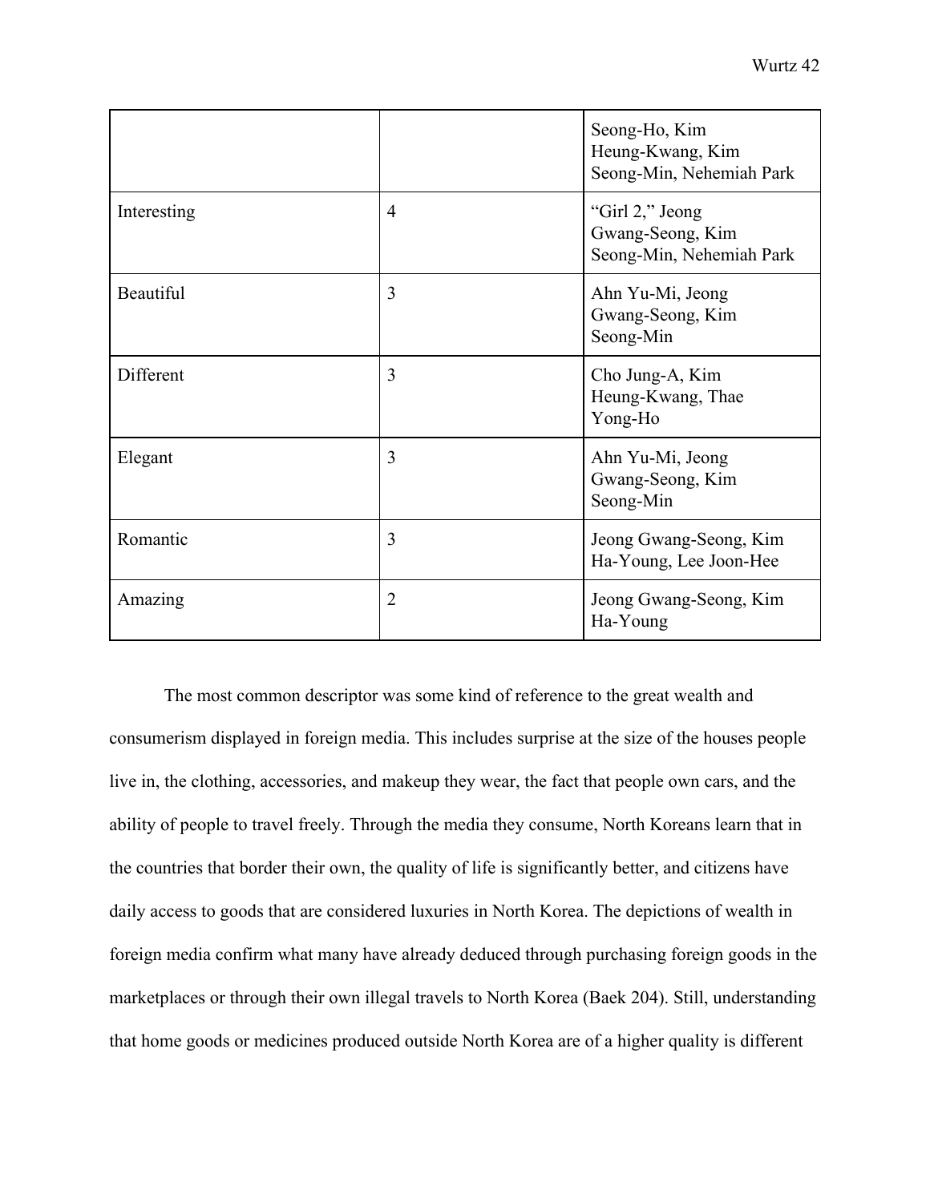| | | |
|---|---|---|
| | | Seong-Ho, Kim Heung-Kwang, Kim Seong-Min, Nehemiah Park |
| Interesting | 4 | "Girl 2," Jeong Gwang-Seong, Kim Seong-Min, Nehemiah Park |
| Beautiful | 3 | Ahn Yu-Mi, Jeong Gwang-Seong, Kim Seong-Min |
| Different | 3 | Cho Jung-A, Kim Heung-Kwang, Thae Yong-Ho |
| Elegant | 3 | Ahn Yu-Mi, Jeong Gwang-Seong, Kim Seong-Min |
| Romantic | 3 | Jeong Gwang-Seong, Kim Ha-Young, Lee Joon-Hee |
| Amazing | 2 | Jeong Gwang-Seong, Kim Ha-Young |

The most common descriptor was some kind of reference to the great wealth and consumerism displayed in foreign media. This includes surprise at the size of the houses people live in, the clothing, accessories, and makeup they wear, the fact that people own cars, and the ability of people to travel freely. Through the media they consume, North Koreans learn that in the countries that border their own, the quality of life is significantly better, and citizens have daily access to goods that are considered luxuries in North Korea. The depictions of wealth in foreign media confirm what many have already deduced through purchasing foreign goods in the marketplaces or through their own illegal travels to North Korea (Baek 204). Still, understanding that home goods or medicines produced outside North Korea are of a higher quality is different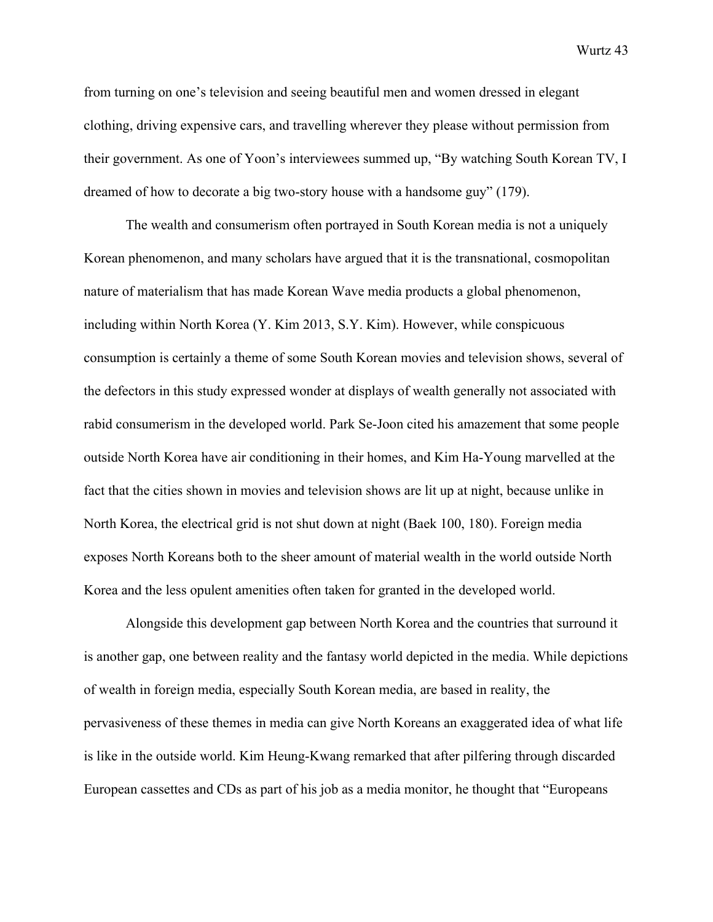from turning on one's television and seeing beautiful men and women dressed in elegant clothing, driving expensive cars, and travelling wherever they please without permission from their government. As one of Yoon's interviewees summed up, "By watching South Korean TV, I dreamed of how to decorate a big two-story house with a handsome guy" (179).

The wealth and consumerism often portrayed in South Korean media is not a uniquely Korean phenomenon, and many scholars have argued that it is the transnational, cosmopolitan nature of materialism that has made Korean Wave media products a global phenomenon, including within North Korea (Y. Kim 2013, S.Y. Kim). However, while conspicuous consumption is certainly a theme of some South Korean movies and television shows, several of the defectors in this study expressed wonder at displays of wealth generally not associated with rabid consumerism in the developed world. Park Se-Joon cited his amazement that some people outside North Korea have air conditioning in their homes, and Kim Ha-Young marvelled at the fact that the cities shown in movies and television shows are lit up at night, because unlike in North Korea, the electrical grid is not shut down at night (Baek 100, 180). Foreign media exposes North Koreans both to the sheer amount of material wealth in the world outside North Korea and the less opulent amenities often taken for granted in the developed world.

Alongside this development gap between North Korea and the countries that surround it is another gap, one between reality and the fantasy world depicted in the media. While depictions of wealth in foreign media, especially South Korean media, are based in reality, the pervasiveness of these themes in media can give North Koreans an exaggerated idea of what life is like in the outside world. Kim Heung-Kwang remarked that after pilfering through discarded European cassettes and CDs as part of his job as a media monitor, he thought that "Europeans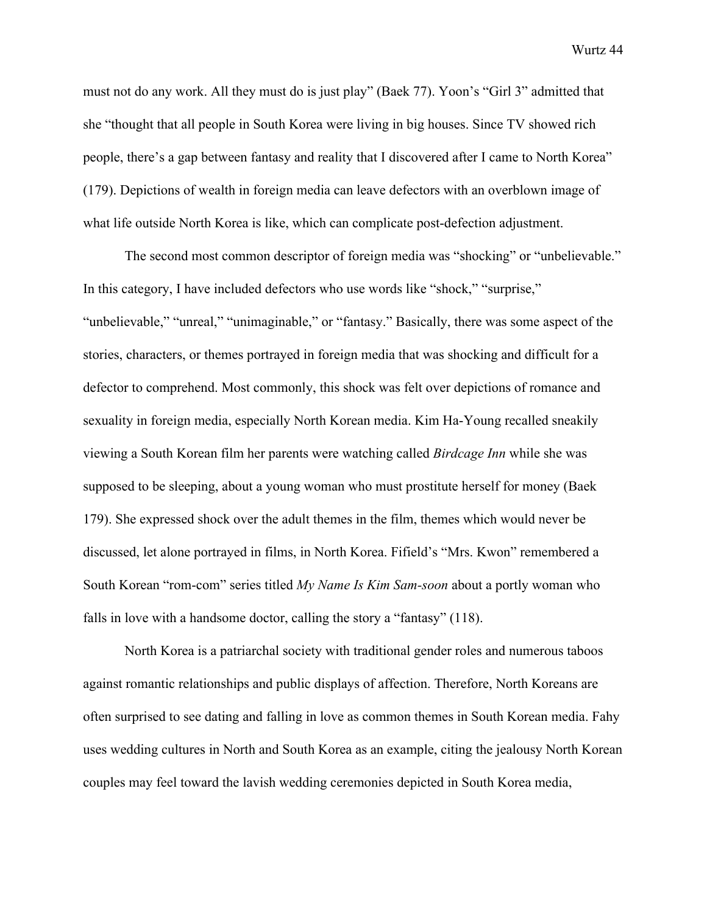must not do any work. All they must do is just play" (Baek 77). Yoon's "Girl 3" admitted that she "thought that all people in South Korea were living in big houses. Since TV showed rich people, there's a gap between fantasy and reality that I discovered after I came to North Korea" (179). Depictions of wealth in foreign media can leave defectors with an overblown image of what life outside North Korea is like, which can complicate post-defection adjustment.

The second most common descriptor of foreign media was "shocking" or "unbelievable." In this category, I have included defectors who use words like "shock," "surprise," "unbelievable," "unreal," "unimaginable," or "fantasy." Basically, there was some aspect of the stories, characters, or themes portrayed in foreign media that was shocking and difficult for a defector to comprehend. Most commonly, this shock was felt over depictions of romance and sexuality in foreign media, especially North Korean media. Kim Ha-Young recalled sneakily viewing a South Korean film her parents were watching called *Birdcage Inn* while she was supposed to be sleeping, about a young woman who must prostitute herself for money (Baek 179). She expressed shock over the adult themes in the film, themes which would never be discussed, let alone portrayed in films, in North Korea. Fifield's "Mrs. Kwon" remembered a South Korean "rom-com" series titled *My Name Is Kim Sam-soon* about a portly woman who falls in love with a handsome doctor, calling the story a "fantasy" (118).

North Korea is a patriarchal society with traditional gender roles and numerous taboos against romantic relationships and public displays of affection. Therefore, North Koreans are often surprised to see dating and falling in love as common themes in South Korean media. Fahy uses wedding cultures in North and South Korea as an example, citing the jealousy North Korean couples may feel toward the lavish wedding ceremonies depicted in South Korea media,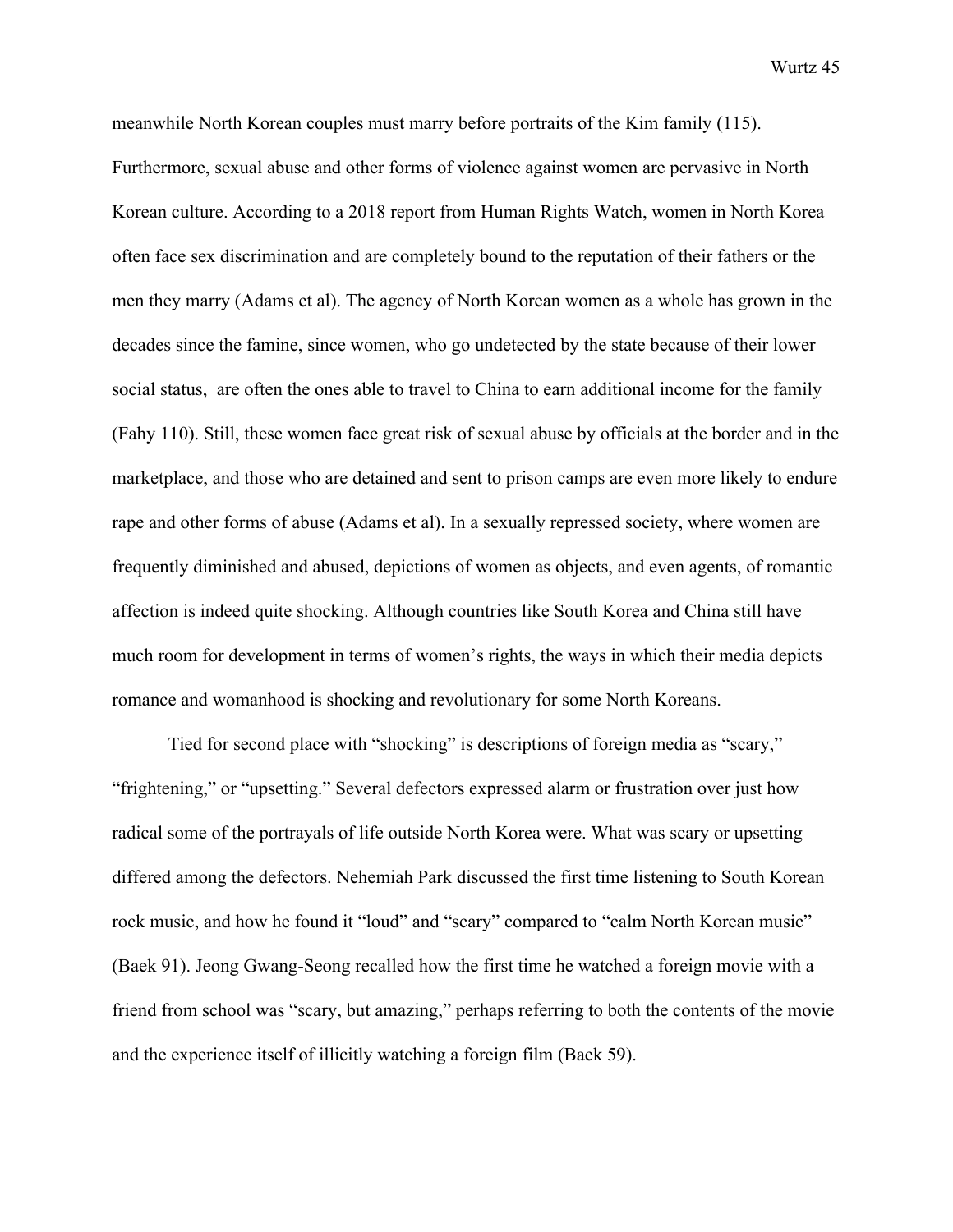meanwhile North Korean couples must marry before portraits of the Kim family (115). Furthermore, sexual abuse and other forms of violence against women are pervasive in North Korean culture. According to a 2018 report from Human Rights Watch, women in North Korea often face sex discrimination and are completely bound to the reputation of their fathers or the men they marry (Adams et al). The agency of North Korean women as a whole has grown in the decades since the famine, since women, who go undetected by the state because of their lower social status, are often the ones able to travel to China to earn additional income for the family (Fahy 110). Still, these women face great risk of sexual abuse by officials at the border and in the marketplace, and those who are detained and sent to prison camps are even more likely to endure rape and other forms of abuse (Adams et al). In a sexually repressed society, where women are frequently diminished and abused, depictions of women as objects, and even agents, of romantic affection is indeed quite shocking. Although countries like South Korea and China still have much room for development in terms of women's rights, the ways in which their media depicts romance and womanhood is shocking and revolutionary for some North Koreans.

Tied for second place with "shocking" is descriptions of foreign media as "scary," "frightening," or "upsetting." Several defectors expressed alarm or frustration over just how radical some of the portrayals of life outside North Korea were. What was scary or upsetting differed among the defectors. Nehemiah Park discussed the first time listening to South Korean rock music, and how he found it "loud" and "scary" compared to "calm North Korean music" (Baek 91). Jeong Gwang-Seong recalled how the first time he watched a foreign movie with a friend from school was "scary, but amazing," perhaps referring to both the contents of the movie and the experience itself of illicitly watching a foreign film (Baek 59).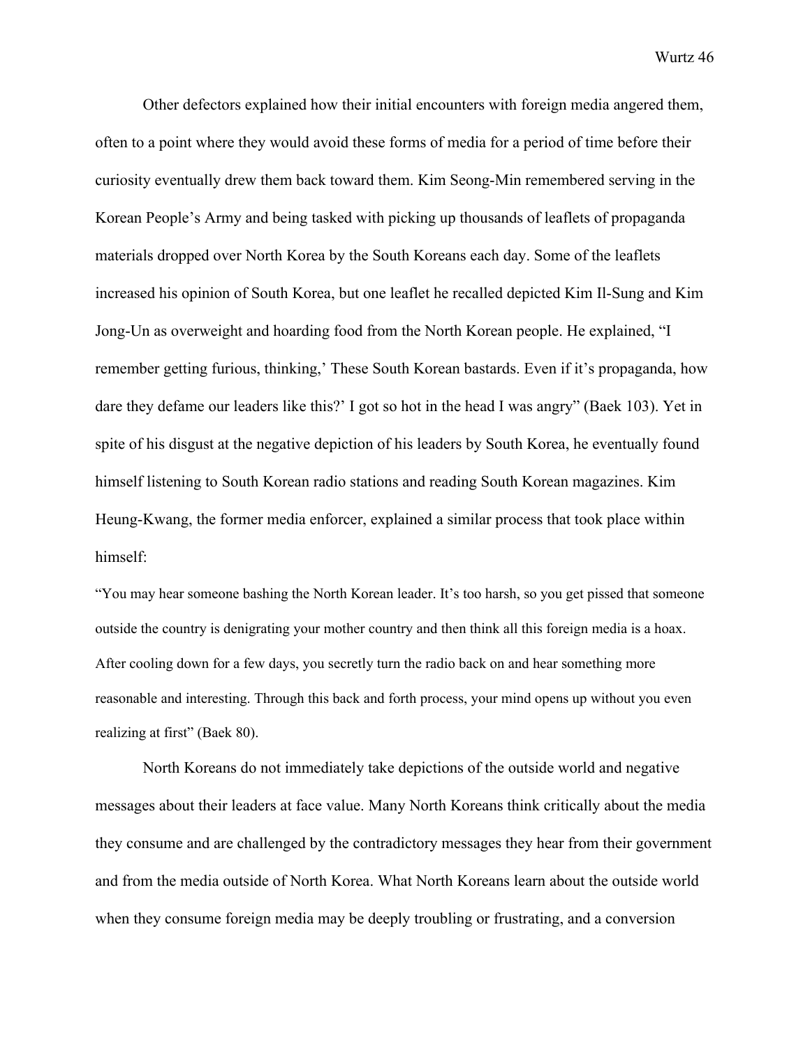Other defectors explained how their initial encounters with foreign media angered them, often to a point where they would avoid these forms of media for a period of time before their curiosity eventually drew them back toward them. Kim Seong-Min remembered serving in the Korean People's Army and being tasked with picking up thousands of leaflets of propaganda materials dropped over North Korea by the South Koreans each day. Some of the leaflets increased his opinion of South Korea, but one leaflet he recalled depicted Kim Il-Sung and Kim Jong-Un as overweight and hoarding food from the North Korean people. He explained, "I remember getting furious, thinking,' These South Korean bastards. Even if it's propaganda, how dare they defame our leaders like this?' I got so hot in the head I was angry" (Baek 103). Yet in spite of his disgust at the negative depiction of his leaders by South Korea, he eventually found himself listening to South Korean radio stations and reading South Korean magazines. Kim Heung-Kwang, the former media enforcer, explained a similar process that took place within himself:

> "You may hear someone bashing the North Korean leader. It's too harsh, so you get pissed that someone outside the country is denigrating your mother country and then think all this foreign media is a hoax. After cooling down for a few days, you secretly turn the radio back on and hear something more reasonable and interesting. Through this back and forth process, your mind opens up without you even realizing at first" (Baek 80).

North Koreans do not immediately take depictions of the outside world and negative messages about their leaders at face value. Many North Koreans think critically about the media they consume and are challenged by the contradictory messages they hear from their government and from the media outside of North Korea. What North Koreans learn about the outside world when they consume foreign media may be deeply troubling or frustrating, and a conversion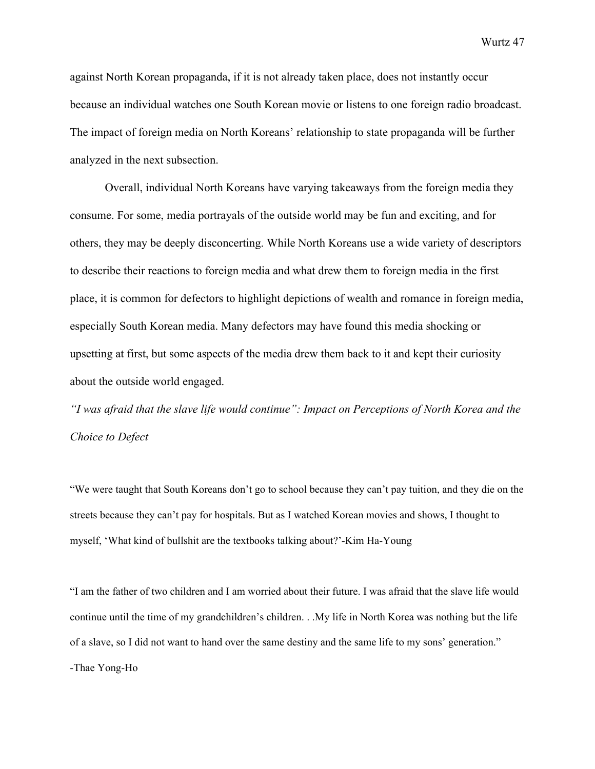against North Korean propaganda, if it is not already taken place, does not instantly occur because an individual watches one South Korean movie or listens to one foreign radio broadcast. The impact of foreign media on North Koreans' relationship to state propaganda will be further analyzed in the next subsection.

Overall, individual North Koreans have varying takeaways from the foreign media they consume. For some, media portrayals of the outside world may be fun and exciting, and for others, they may be deeply disconcerting. While North Koreans use a wide variety of descriptors to describe their reactions to foreign media and what drew them to foreign media in the first place, it is common for defectors to highlight depictions of wealth and romance in foreign media, especially South Korean media. Many defectors may have found this media shocking or upsetting at first, but some aspects of the media drew them back to it and kept their curiosity about the outside world engaged.

*"I was afraid that the slave life would continue": Impact on Perceptions of North Korea and the Choice to Defect*

"We were taught that South Koreans don't go to school because they can't pay tuition, and they die on the streets because they can't pay for hospitals. But as I watched Korean movies and shows, I thought to myself, 'What kind of bullshit are the textbooks talking about?'-Kim Ha-Young

"I am the father of two children and I am worried about their future. I was afraid that the slave life would continue until the time of my grandchildren's children. . .My life in North Korea was nothing but the life of a slave, so I did not want to hand over the same destiny and the same life to my sons' generation."
-Thae Yong-Ho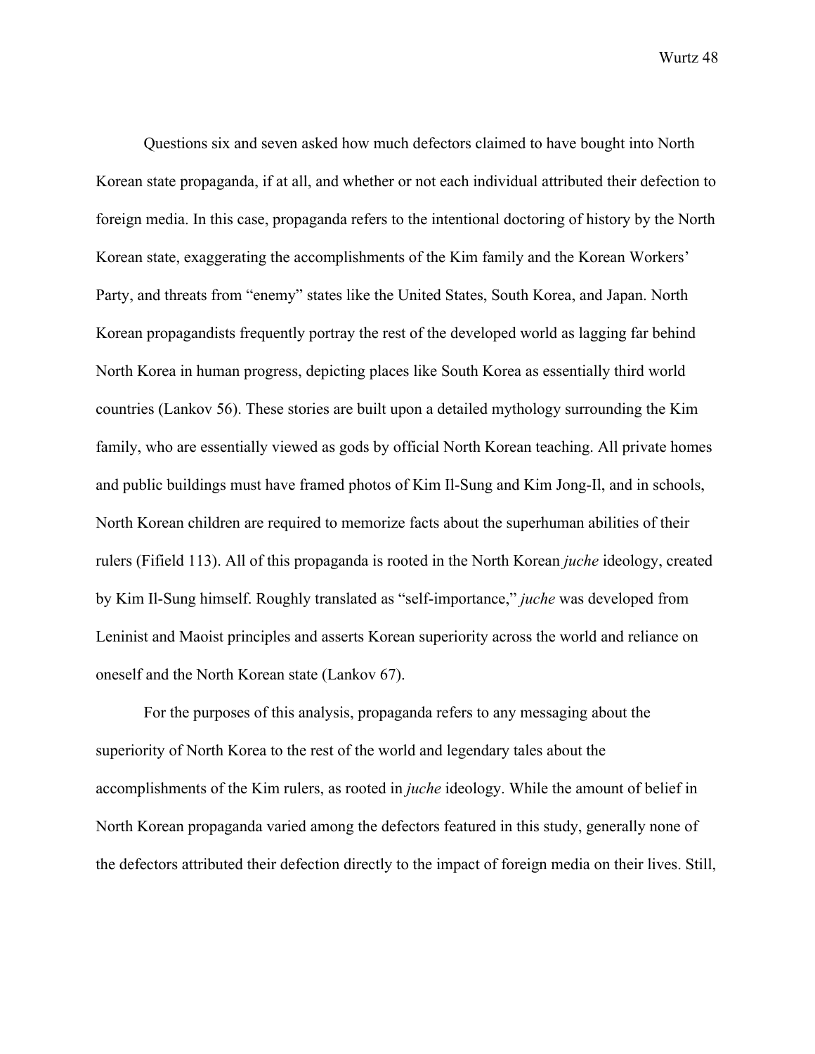Questions six and seven asked how much defectors claimed to have bought into North Korean state propaganda, if at all, and whether or not each individual attributed their defection to foreign media. In this case, propaganda refers to the intentional doctoring of history by the North Korean state, exaggerating the accomplishments of the Kim family and the Korean Workers' Party, and threats from "enemy" states like the United States, South Korea, and Japan. North Korean propagandists frequently portray the rest of the developed world as lagging far behind North Korea in human progress, depicting places like South Korea as essentially third world countries (Lankov 56). These stories are built upon a detailed mythology surrounding the Kim family, who are essentially viewed as gods by official North Korean teaching. All private homes and public buildings must have framed photos of Kim Il-Sung and Kim Jong-Il, and in schools, North Korean children are required to memorize facts about the superhuman abilities of their rulers (Fifield 113). All of this propaganda is rooted in the North Korean *juche* ideology, created by Kim Il-Sung himself. Roughly translated as "self-importance," *juche* was developed from Leninist and Maoist principles and asserts Korean superiority across the world and reliance on oneself and the North Korean state (Lankov 67).

For the purposes of this analysis, propaganda refers to any messaging about the superiority of North Korea to the rest of the world and legendary tales about the accomplishments of the Kim rulers, as rooted in *juche* ideology. While the amount of belief in North Korean propaganda varied among the defectors featured in this study, generally none of the defectors attributed their defection directly to the impact of foreign media on their lives. Still,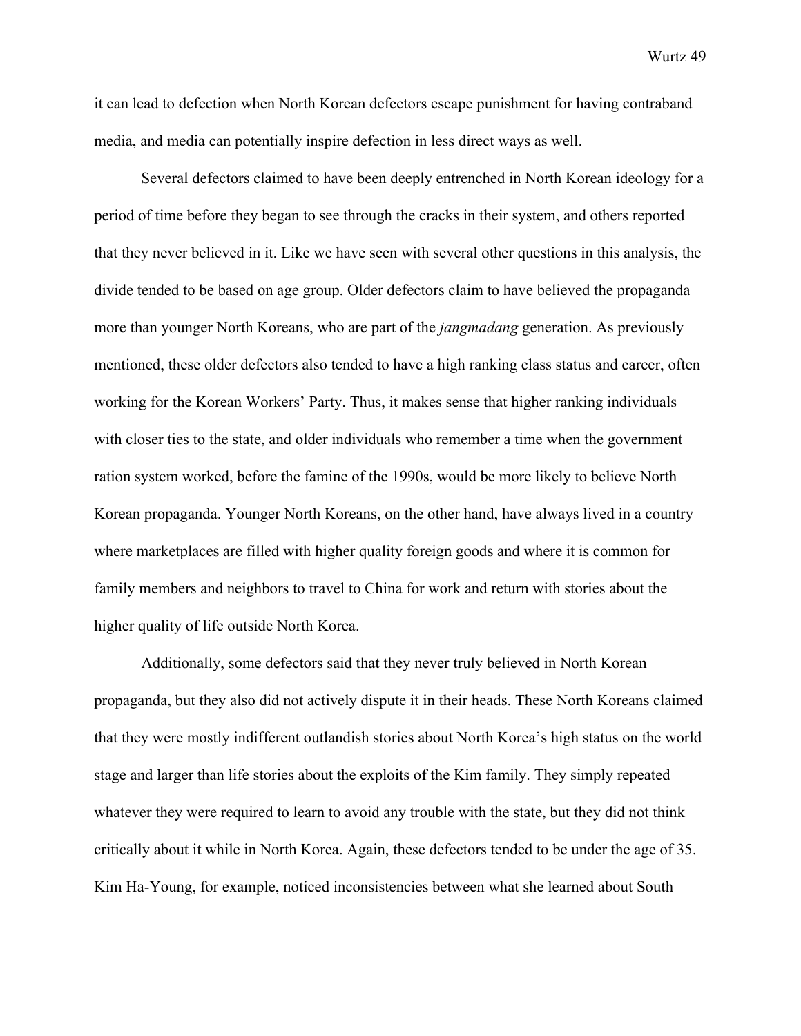it can lead to defection when North Korean defectors escape punishment for having contraband media, and media can potentially inspire defection in less direct ways as well.

Several defectors claimed to have been deeply entrenched in North Korean ideology for a period of time before they began to see through the cracks in their system, and others reported that they never believed in it. Like we have seen with several other questions in this analysis, the divide tended to be based on age group. Older defectors claim to have believed the propaganda more than younger North Koreans, who are part of the *jangmadang* generation. As previously mentioned, these older defectors also tended to have a high ranking class status and career, often working for the Korean Workers' Party. Thus, it makes sense that higher ranking individuals with closer ties to the state, and older individuals who remember a time when the government ration system worked, before the famine of the 1990s, would be more likely to believe North Korean propaganda. Younger North Koreans, on the other hand, have always lived in a country where marketplaces are filled with higher quality foreign goods and where it is common for family members and neighbors to travel to China for work and return with stories about the higher quality of life outside North Korea.

Additionally, some defectors said that they never truly believed in North Korean propaganda, but they also did not actively dispute it in their heads. These North Koreans claimed that they were mostly indifferent outlandish stories about North Korea's high status on the world stage and larger than life stories about the exploits of the Kim family. They simply repeated whatever they were required to learn to avoid any trouble with the state, but they did not think critically about it while in North Korea. Again, these defectors tended to be under the age of 35. Kim Ha-Young, for example, noticed inconsistencies between what she learned about South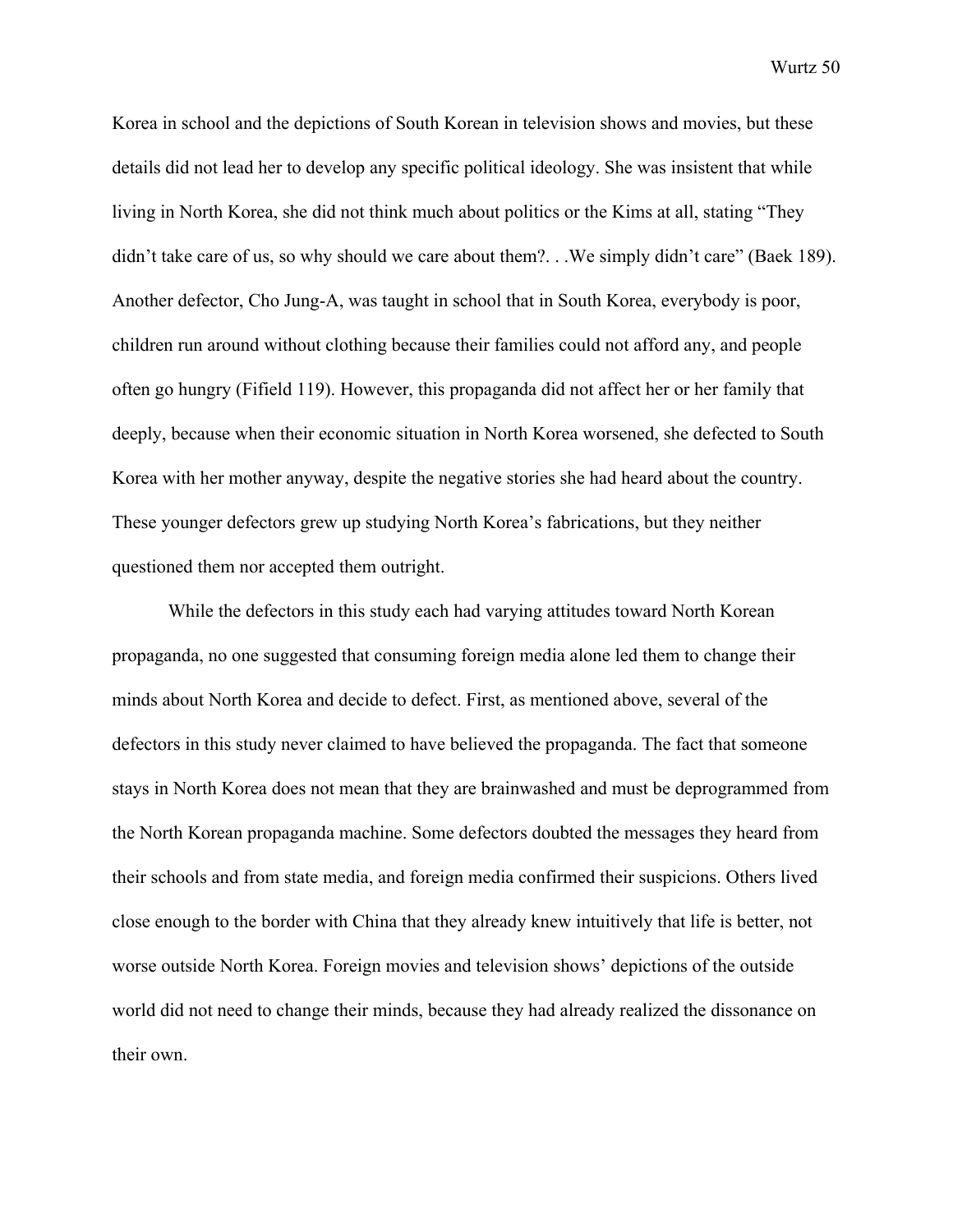Korea in school and the depictions of South Korean in television shows and movies, but these details did not lead her to develop any specific political ideology. She was insistent that while living in North Korea, she did not think much about politics or the Kims at all, stating "They didn't take care of us, so why should we care about them?. . .We simply didn't care" (Baek 189). Another defector, Cho Jung-A, was taught in school that in South Korea, everybody is poor, children run around without clothing because their families could not afford any, and people often go hungry (Fifield 119). However, this propaganda did not affect her or her family that deeply, because when their economic situation in North Korea worsened, she defected to South Korea with her mother anyway, despite the negative stories she had heard about the country. These younger defectors grew up studying North Korea's fabrications, but they neither questioned them nor accepted them outright.

While the defectors in this study each had varying attitudes toward North Korean propaganda, no one suggested that consuming foreign media alone led them to change their minds about North Korea and decide to defect. First, as mentioned above, several of the defectors in this study never claimed to have believed the propaganda. The fact that someone stays in North Korea does not mean that they are brainwashed and must be deprogrammed from the North Korean propaganda machine. Some defectors doubted the messages they heard from their schools and from state media, and foreign media confirmed their suspicions. Others lived close enough to the border with China that they already knew intuitively that life is better, not worse outside North Korea. Foreign movies and television shows' depictions of the outside world did not need to change their minds, because they had already realized the dissonance on their own.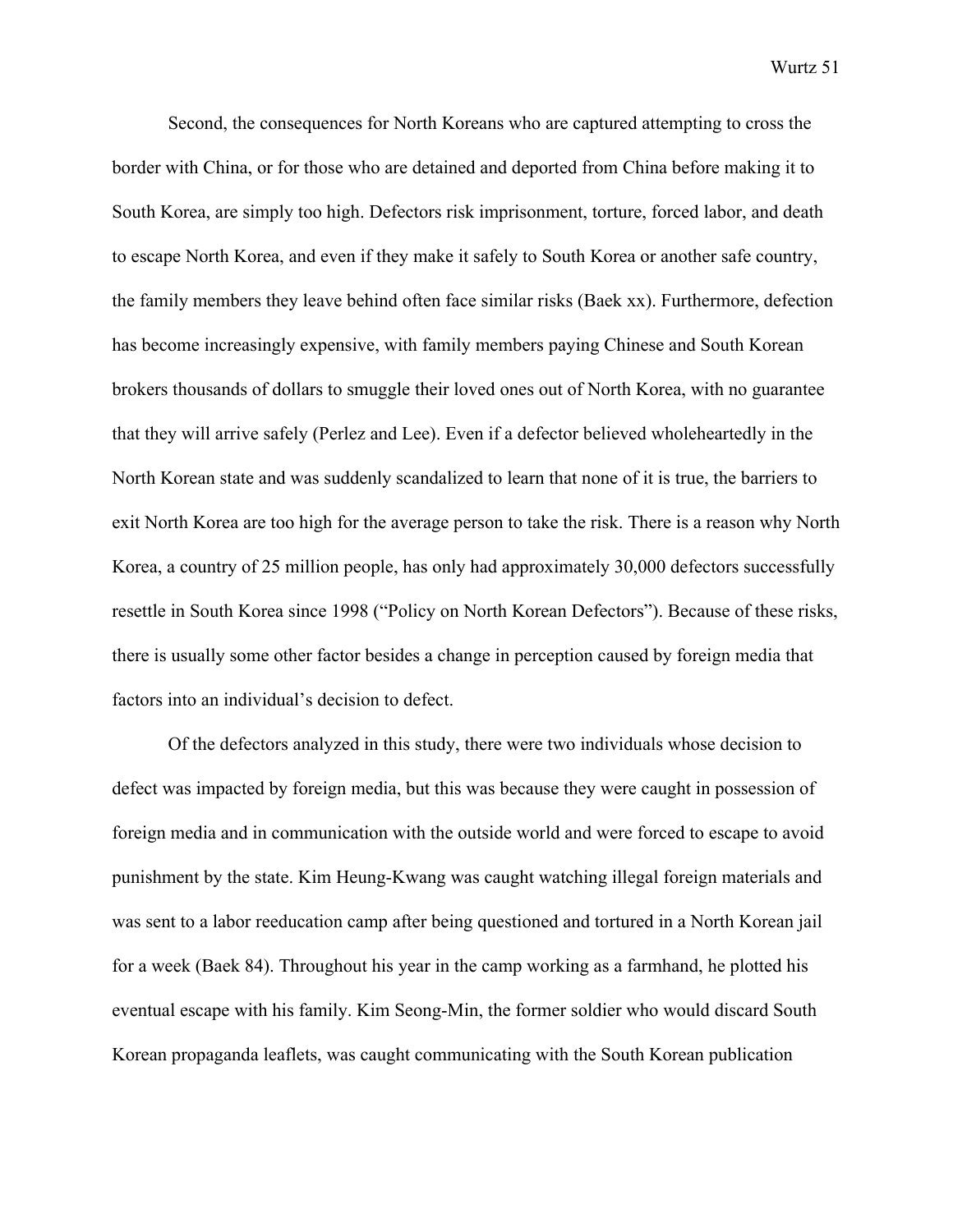Second, the consequences for North Koreans who are captured attempting to cross the border with China, or for those who are detained and deported from China before making it to South Korea, are simply too high. Defectors risk imprisonment, torture, forced labor, and death to escape North Korea, and even if they make it safely to South Korea or another safe country, the family members they leave behind often face similar risks (Baek xx). Furthermore, defection has become increasingly expensive, with family members paying Chinese and South Korean brokers thousands of dollars to smuggle their loved ones out of North Korea, with no guarantee that they will arrive safely (Perlez and Lee). Even if a defector believed wholeheartedly in the North Korean state and was suddenly scandalized to learn that none of it is true, the barriers to exit North Korea are too high for the average person to take the risk. There is a reason why North Korea, a country of 25 million people, has only had approximately 30,000 defectors successfully resettle in South Korea since 1998 ("Policy on North Korean Defectors"). Because of these risks, there is usually some other factor besides a change in perception caused by foreign media that factors into an individual's decision to defect.

Of the defectors analyzed in this study, there were two individuals whose decision to defect was impacted by foreign media, but this was because they were caught in possession of foreign media and in communication with the outside world and were forced to escape to avoid punishment by the state. Kim Heung-Kwang was caught watching illegal foreign materials and was sent to a labor reeducation camp after being questioned and tortured in a North Korean jail for a week (Baek 84). Throughout his year in the camp working as a farmhand, he plotted his eventual escape with his family. Kim Seong-Min, the former soldier who would discard South Korean propaganda leaflets, was caught communicating with the South Korean publication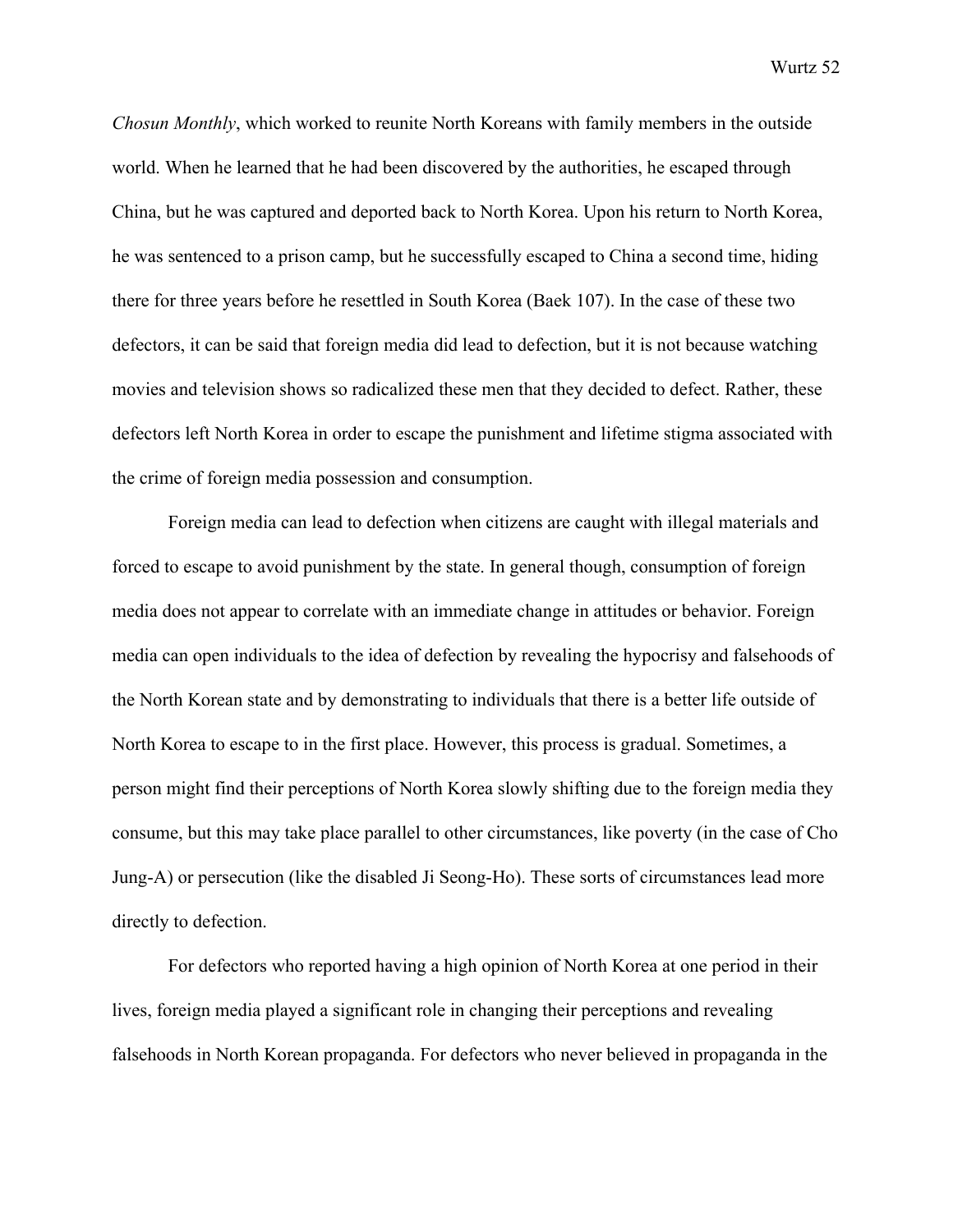*Chosun Monthly*, which worked to reunite North Koreans with family members in the outside world. When he learned that he had been discovered by the authorities, he escaped through China, but he was captured and deported back to North Korea. Upon his return to North Korea, he was sentenced to a prison camp, but he successfully escaped to China a second time, hiding there for three years before he resettled in South Korea (Baek 107). In the case of these two defectors, it can be said that foreign media did lead to defection, but it is not because watching movies and television shows so radicalized these men that they decided to defect. Rather, these defectors left North Korea in order to escape the punishment and lifetime stigma associated with the crime of foreign media possession and consumption.

Foreign media can lead to defection when citizens are caught with illegal materials and forced to escape to avoid punishment by the state. In general though, consumption of foreign media does not appear to correlate with an immediate change in attitudes or behavior. Foreign media can open individuals to the idea of defection by revealing the hypocrisy and falsehoods of the North Korean state and by demonstrating to individuals that there is a better life outside of North Korea to escape to in the first place. However, this process is gradual. Sometimes, a person might find their perceptions of North Korea slowly shifting due to the foreign media they consume, but this may take place parallel to other circumstances, like poverty (in the case of Cho Jung-A) or persecution (like the disabled Ji Seong-Ho). These sorts of circumstances lead more directly to defection.

For defectors who reported having a high opinion of North Korea at one period in their lives, foreign media played a significant role in changing their perceptions and revealing falsehoods in North Korean propaganda. For defectors who never believed in propaganda in the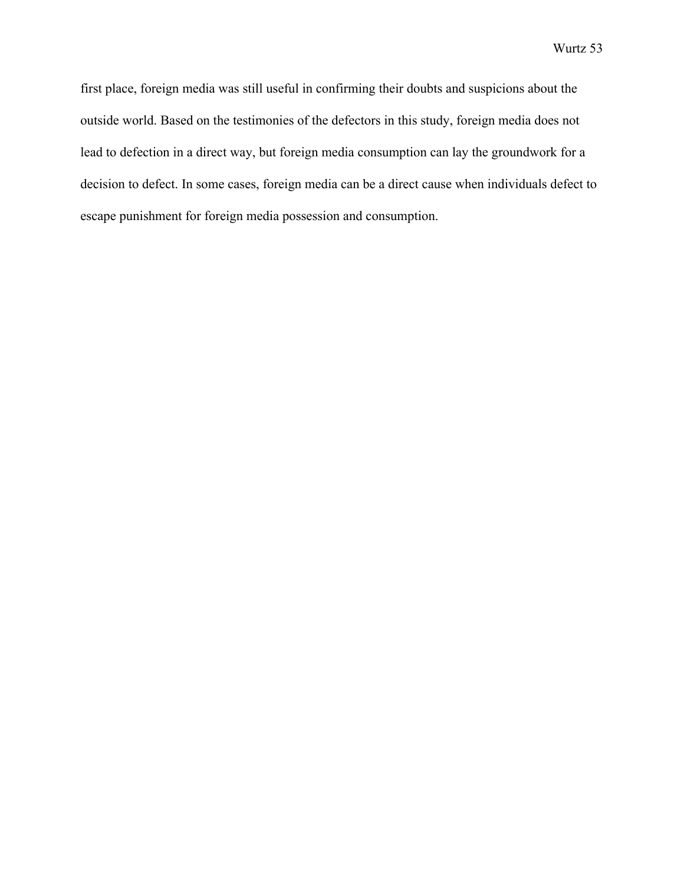first place, foreign media was still useful in confirming their doubts and suspicions about the outside world. Based on the testimonies of the defectors in this study, foreign media does not lead to defection in a direct way, but foreign media consumption can lay the groundwork for a decision to defect. In some cases, foreign media can be a direct cause when individuals defect to escape punishment for foreign media possession and consumption.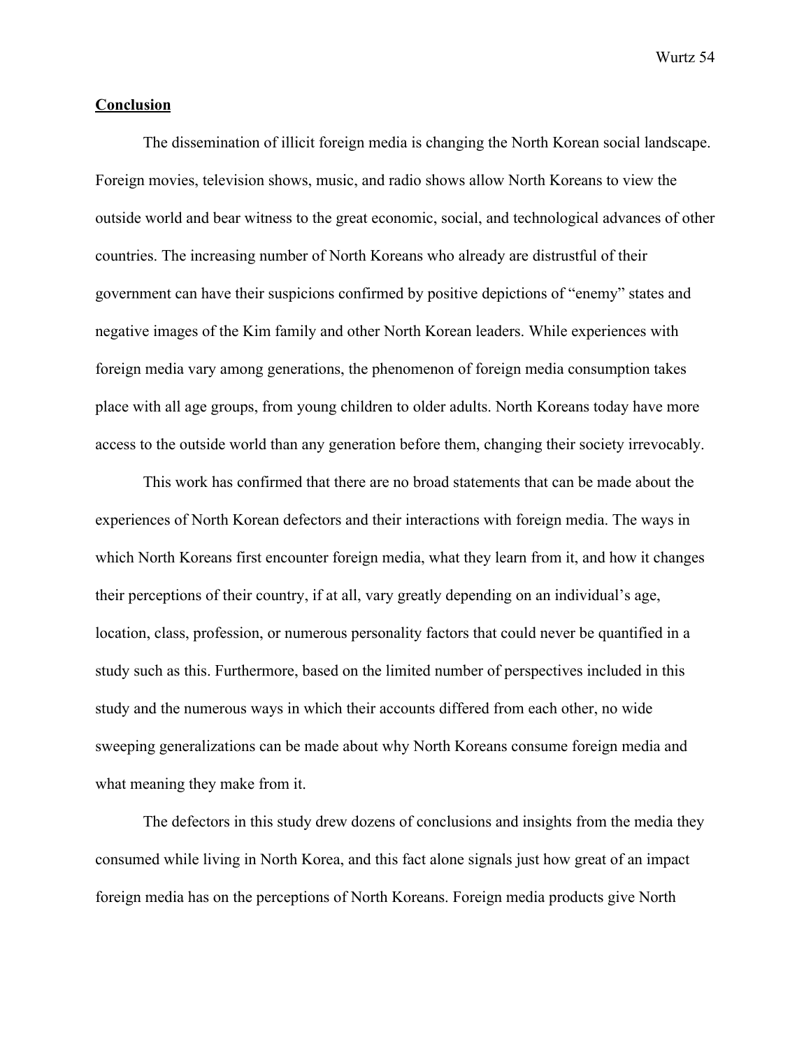## Conclusion

The dissemination of illicit foreign media is changing the North Korean social landscape. Foreign movies, television shows, music, and radio shows allow North Koreans to view the outside world and bear witness to the great economic, social, and technological advances of other countries. The increasing number of North Koreans who already are distrustful of their government can have their suspicions confirmed by positive depictions of "enemy" states and negative images of the Kim family and other North Korean leaders. While experiences with foreign media vary among generations, the phenomenon of foreign media consumption takes place with all age groups, from young children to older adults. North Koreans today have more access to the outside world than any generation before them, changing their society irrevocably.

This work has confirmed that there are no broad statements that can be made about the experiences of North Korean defectors and their interactions with foreign media. The ways in which North Koreans first encounter foreign media, what they learn from it, and how it changes their perceptions of their country, if at all, vary greatly depending on an individual's age, location, class, profession, or numerous personality factors that could never be quantified in a study such as this. Furthermore, based on the limited number of perspectives included in this study and the numerous ways in which their accounts differed from each other, no wide sweeping generalizations can be made about why North Koreans consume foreign media and what meaning they make from it.

The defectors in this study drew dozens of conclusions and insights from the media they consumed while living in North Korea, and this fact alone signals just how great of an impact foreign media has on the perceptions of North Koreans. Foreign media products give North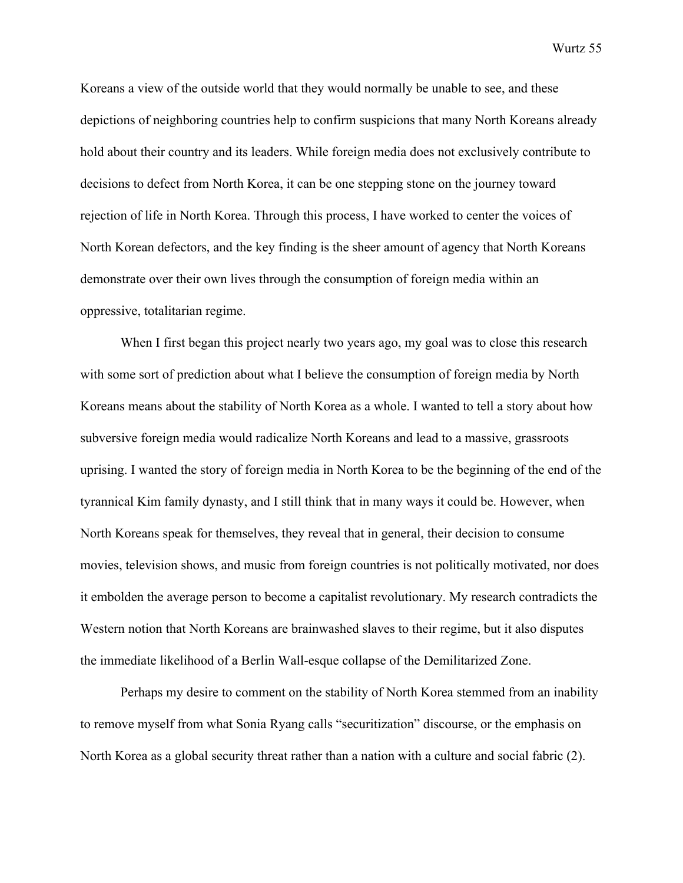Koreans a view of the outside world that they would normally be unable to see, and these depictions of neighboring countries help to confirm suspicions that many North Koreans already hold about their country and its leaders. While foreign media does not exclusively contribute to decisions to defect from North Korea, it can be one stepping stone on the journey toward rejection of life in North Korea. Through this process, I have worked to center the voices of North Korean defectors, and the key finding is the sheer amount of agency that North Koreans demonstrate over their own lives through the consumption of foreign media within an oppressive, totalitarian regime.

When I first began this project nearly two years ago, my goal was to close this research with some sort of prediction about what I believe the consumption of foreign media by North Koreans means about the stability of North Korea as a whole. I wanted to tell a story about how subversive foreign media would radicalize North Koreans and lead to a massive, grassroots uprising. I wanted the story of foreign media in North Korea to be the beginning of the end of the tyrannical Kim family dynasty, and I still think that in many ways it could be. However, when North Koreans speak for themselves, they reveal that in general, their decision to consume movies, television shows, and music from foreign countries is not politically motivated, nor does it embolden the average person to become a capitalist revolutionary. My research contradicts the Western notion that North Koreans are brainwashed slaves to their regime, but it also disputes the immediate likelihood of a Berlin Wall-esque collapse of the Demilitarized Zone.

Perhaps my desire to comment on the stability of North Korea stemmed from an inability to remove myself from what Sonia Ryang calls "securitization" discourse, or the emphasis on North Korea as a global security threat rather than a nation with a culture and social fabric (2).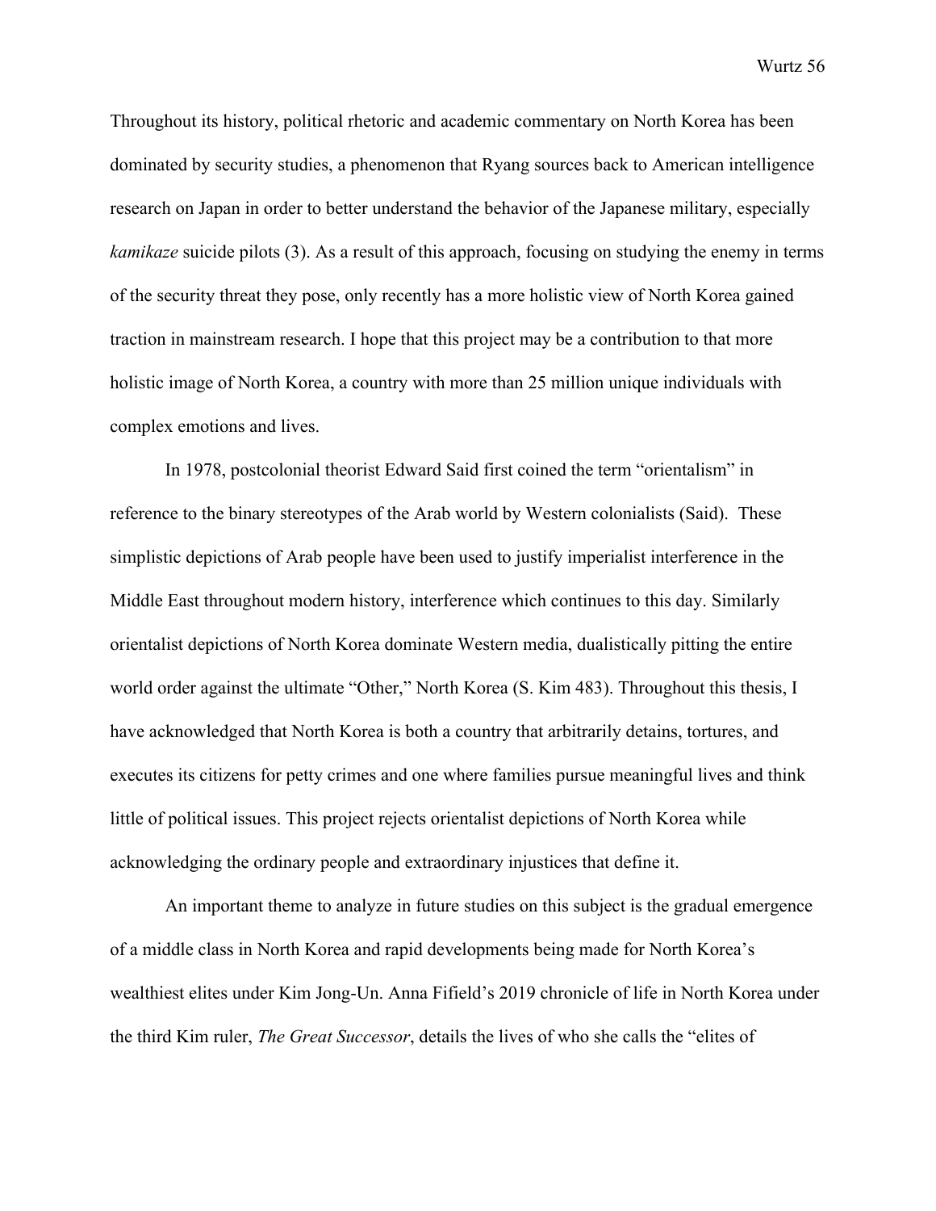Throughout its history, political rhetoric and academic commentary on North Korea has been dominated by security studies, a phenomenon that Ryang sources back to American intelligence research on Japan in order to better understand the behavior of the Japanese military, especially *kamikaze* suicide pilots (3). As a result of this approach, focusing on studying the enemy in terms of the security threat they pose, only recently has a more holistic view of North Korea gained traction in mainstream research. I hope that this project may be a contribution to that more holistic image of North Korea, a country with more than 25 million unique individuals with complex emotions and lives.

In 1978, postcolonial theorist Edward Said first coined the term "orientalism" in reference to the binary stereotypes of the Arab world by Western colonialists (Said). These simplistic depictions of Arab people have been used to justify imperialist interference in the Middle East throughout modern history, interference which continues to this day. Similarly orientalist depictions of North Korea dominate Western media, dualistically pitting the entire world order against the ultimate "Other," North Korea (S. Kim 483). Throughout this thesis, I have acknowledged that North Korea is both a country that arbitrarily detains, tortures, and executes its citizens for petty crimes and one where families pursue meaningful lives and think little of political issues. This project rejects orientalist depictions of North Korea while acknowledging the ordinary people and extraordinary injustices that define it.

An important theme to analyze in future studies on this subject is the gradual emergence of a middle class in North Korea and rapid developments being made for North Korea's wealthiest elites under Kim Jong-Un. Anna Fifield's 2019 chronicle of life in North Korea under the third Kim ruler, *The Great Successor*, details the lives of who she calls the "elites of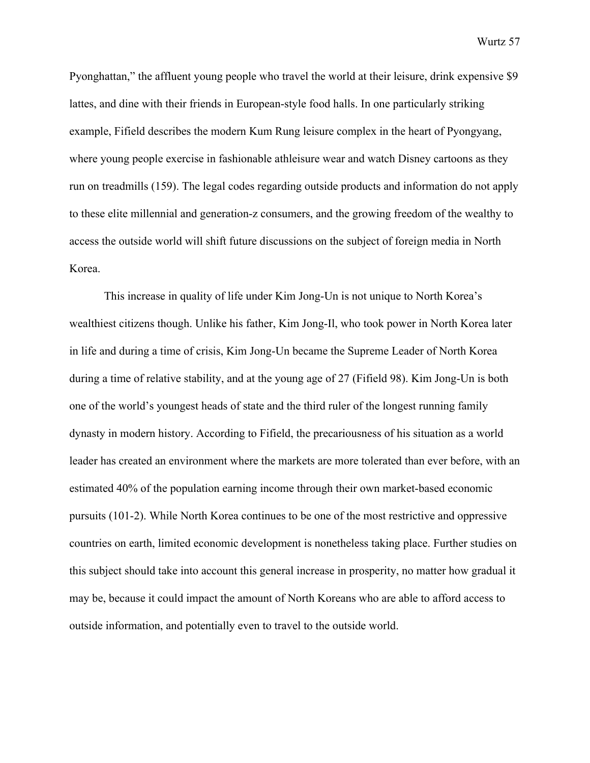Pyonghattan," the affluent young people who travel the world at their leisure, drink expensive $9 lattes, and dine with their friends in European-style food halls. In one particularly striking example, Fifield describes the modern Kum Rung leisure complex in the heart of Pyongyang, where young people exercise in fashionable athleisure wear and watch Disney cartoons as they run on treadmills (159). The legal codes regarding outside products and information do not apply to these elite millennial and generation-z consumers, and the growing freedom of the wealthy to access the outside world will shift future discussions on the subject of foreign media in North Korea.

This increase in quality of life under Kim Jong-Un is not unique to North Korea's wealthiest citizens though. Unlike his father, Kim Jong-Il, who took power in North Korea later in life and during a time of crisis, Kim Jong-Un became the Supreme Leader of North Korea during a time of relative stability, and at the young age of 27 (Fifield 98). Kim Jong-Un is both one of the world's youngest heads of state and the third ruler of the longest running family dynasty in modern history. According to Fifield, the precariousness of his situation as a world leader has created an environment where the markets are more tolerated than ever before, with an estimated 40% of the population earning income through their own market-based economic pursuits (101-2). While North Korea continues to be one of the most restrictive and oppressive countries on earth, limited economic development is nonetheless taking place. Further studies on this subject should take into account this general increase in prosperity, no matter how gradual it may be, because it could impact the amount of North Koreans who are able to afford access to outside information, and potentially even to travel to the outside world.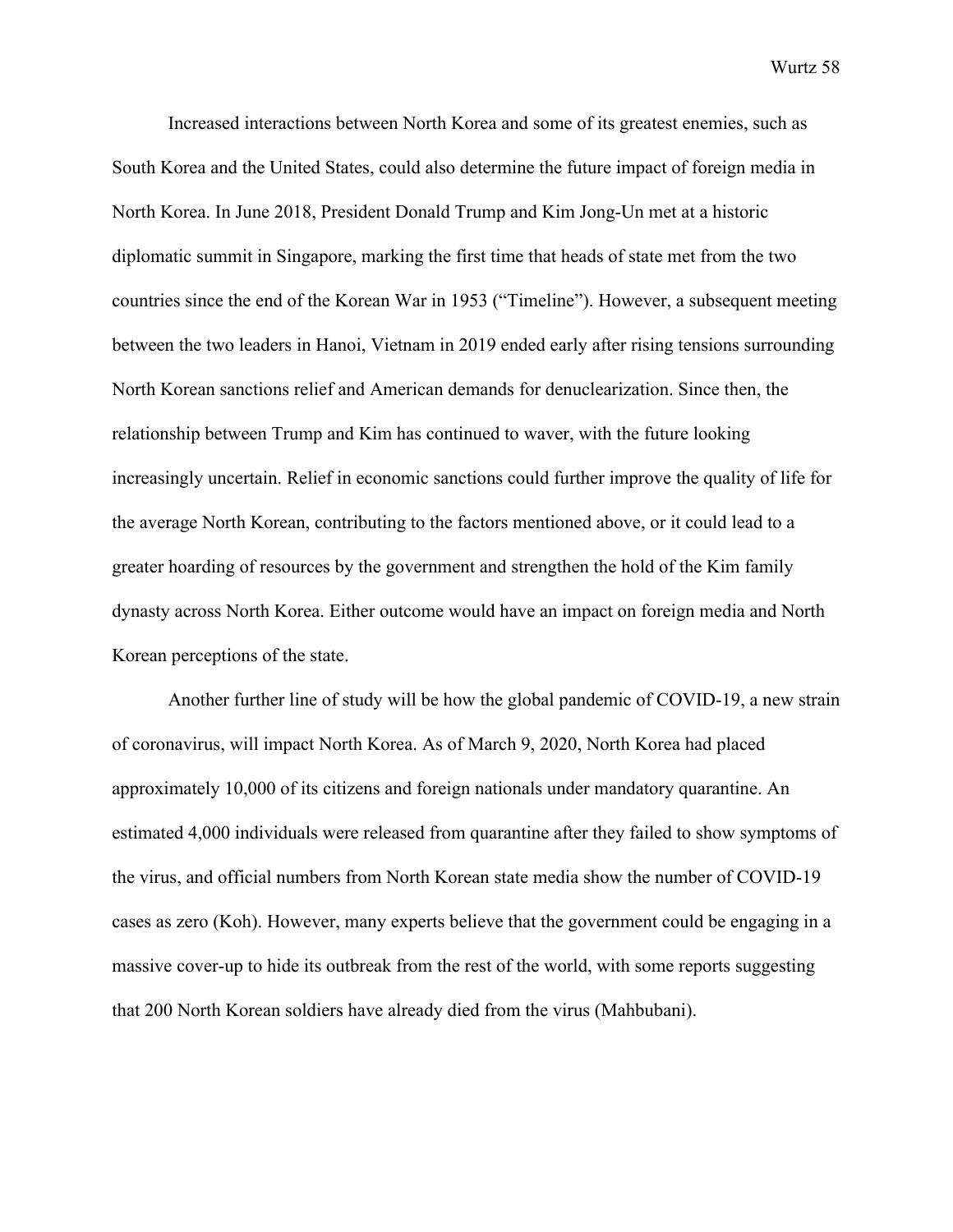Increased interactions between North Korea and some of its greatest enemies, such as South Korea and the United States, could also determine the future impact of foreign media in North Korea. In June 2018, President Donald Trump and Kim Jong-Un met at a historic diplomatic summit in Singapore, marking the first time that heads of state met from the two countries since the end of the Korean War in 1953 ("Timeline"). However, a subsequent meeting between the two leaders in Hanoi, Vietnam in 2019 ended early after rising tensions surrounding North Korean sanctions relief and American demands for denuclearization. Since then, the relationship between Trump and Kim has continued to waver, with the future looking increasingly uncertain. Relief in economic sanctions could further improve the quality of life for the average North Korean, contributing to the factors mentioned above, or it could lead to a greater hoarding of resources by the government and strengthen the hold of the Kim family dynasty across North Korea. Either outcome would have an impact on foreign media and North Korean perceptions of the state.

Another further line of study will be how the global pandemic of COVID-19, a new strain of coronavirus, will impact North Korea. As of March 9, 2020, North Korea had placed approximately 10,000 of its citizens and foreign nationals under mandatory quarantine. An estimated 4,000 individuals were released from quarantine after they failed to show symptoms of the virus, and official numbers from North Korean state media show the number of COVID-19 cases as zero (Koh). However, many experts believe that the government could be engaging in a massive cover-up to hide its outbreak from the rest of the world, with some reports suggesting that 200 North Korean soldiers have already died from the virus (Mahbubani).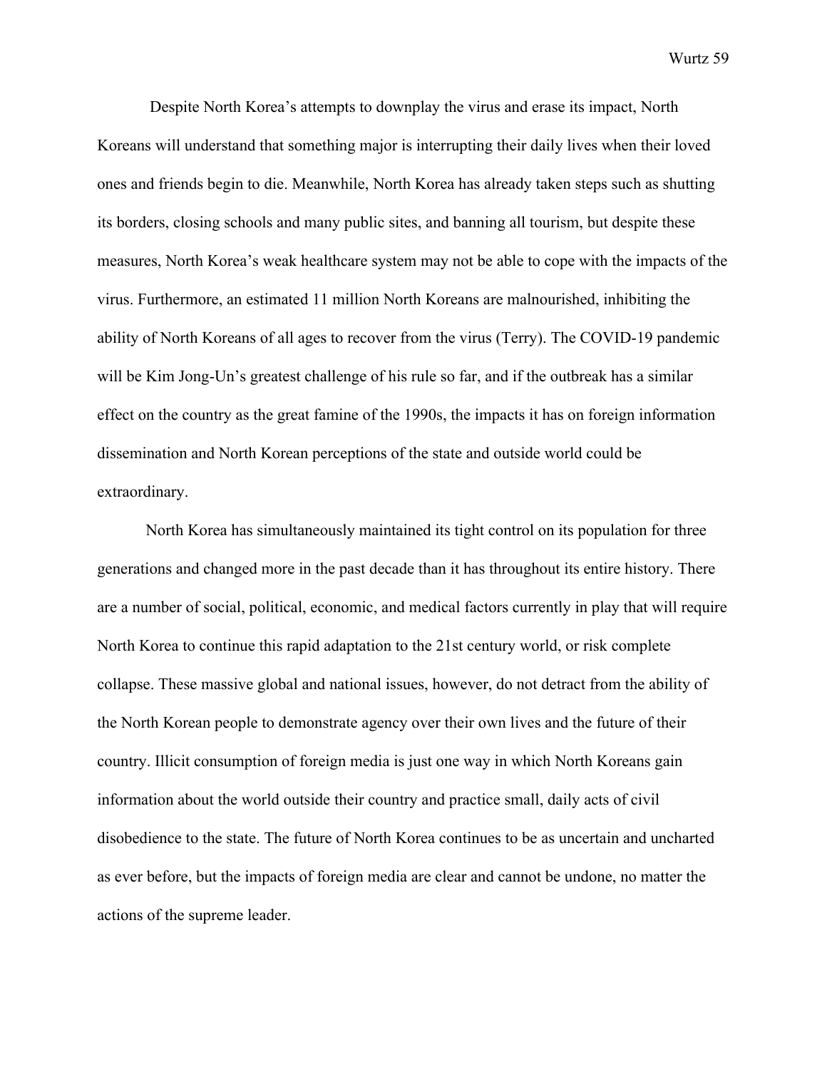Despite North Korea's attempts to downplay the virus and erase its impact, North Koreans will understand that something major is interrupting their daily lives when their loved ones and friends begin to die. Meanwhile, North Korea has already taken steps such as shutting its borders, closing schools and many public sites, and banning all tourism, but despite these measures, North Korea's weak healthcare system may not be able to cope with the impacts of the virus. Furthermore, an estimated 11 million North Koreans are malnourished, inhibiting the ability of North Koreans of all ages to recover from the virus (Terry). The COVID-19 pandemic will be Kim Jong-Un's greatest challenge of his rule so far, and if the outbreak has a similar effect on the country as the great famine of the 1990s, the impacts it has on foreign information dissemination and North Korean perceptions of the state and outside world could be extraordinary.

North Korea has simultaneously maintained its tight control on its population for three generations and changed more in the past decade than it has throughout its entire history. There are a number of social, political, economic, and medical factors currently in play that will require North Korea to continue this rapid adaptation to the 21st century world, or risk complete collapse. These massive global and national issues, however, do not detract from the ability of the North Korean people to demonstrate agency over their own lives and the future of their country. Illicit consumption of foreign media is just one way in which North Koreans gain information about the world outside their country and practice small, daily acts of civil disobedience to the state. The future of North Korea continues to be as uncertain and uncharted as ever before, but the impacts of foreign media are clear and cannot be undone, no matter the actions of the supreme leader.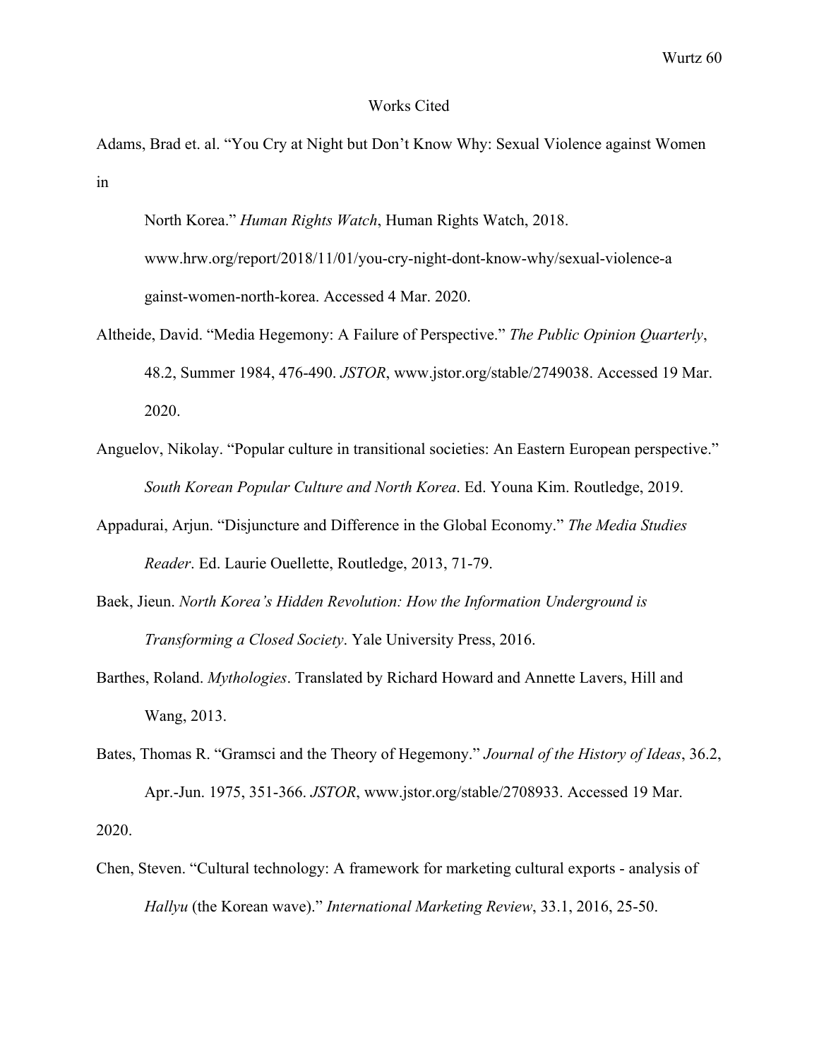# Works Cited

Adams, Brad et. al. "You Cry at Night but Don't Know Why: Sexual Violence against Women in North Korea." *Human Rights Watch*, Human Rights Watch, 2018. www.hrw.org/report/2018/11/01/you-cry-night-dont-know-why/sexual-violence-against-women-north-korea. Accessed 4 Mar. 2020.

Altheide, David. "Media Hegemony: A Failure of Perspective." *The Public Opinion Quarterly*, 48.2, Summer 1984, 476-490. *JSTOR*, www.jstor.org/stable/2749038. Accessed 19 Mar. 2020.

Anguelov, Nikolay. "Popular culture in transitional societies: An Eastern European perspective." *South Korean Popular Culture and North Korea*. Ed. Youna Kim. Routledge, 2019.

Appadurai, Arjun. "Disjuncture and Difference in the Global Economy." *The Media Studies Reader*. Ed. Laurie Ouellette, Routledge, 2013, 71-79.

Baek, Jieun. *North Korea's Hidden Revolution: How the Information Underground is Transforming a Closed Society*. Yale University Press, 2016.

Barthes, Roland. *Mythologies*. Translated by Richard Howard and Annette Lavers, Hill and Wang, 2013.

Bates, Thomas R. "Gramsci and the Theory of Hegemony." *Journal of the History of Ideas*, 36.2, Apr.-Jun. 1975, 351-366. *JSTOR*, www.jstor.org/stable/2708933. Accessed 19 Mar. 2020.

Chen, Steven. "Cultural technology: A framework for marketing cultural exports - analysis of *Hallyu* (the Korean wave)." *International Marketing Review*, 33.1, 2016, 25-50.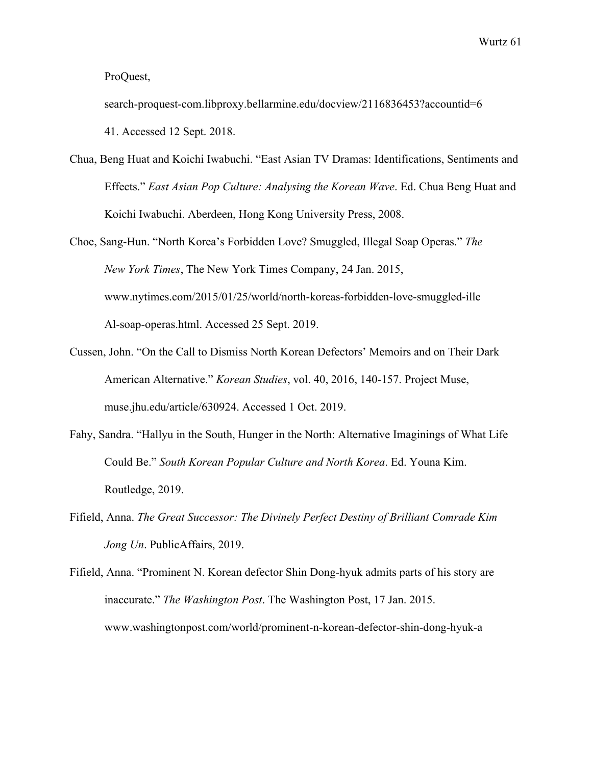ProQuest,

search-proquest-com.libproxy.bellarmine.edu/docview/2116836453?accountid=6

41. Accessed 12 Sept. 2018.

Chua, Beng Huat and Koichi Iwabuchi. "East Asian TV Dramas: Identifications, Sentiments and Effects." *East Asian Pop Culture: Analysing the Korean Wave*. Ed. Chua Beng Huat and Koichi Iwabuchi. Aberdeen, Hong Kong University Press, 2008.

Choe, Sang-Hun. "North Korea's Forbidden Love? Smuggled, Illegal Soap Operas." *The New York Times*, The New York Times Company, 24 Jan. 2015, www.nytimes.com/2015/01/25/world/north-koreas-forbidden-love-smuggled-ille Al-soap-operas.html. Accessed 25 Sept. 2019.

Cussen, John. "On the Call to Dismiss North Korean Defectors' Memoirs and on Their Dark American Alternative." *Korean Studies*, vol. 40, 2016, 140-157. Project Muse, muse.jhu.edu/article/630924. Accessed 1 Oct. 2019.

Fahy, Sandra. "Hallyu in the South, Hunger in the North: Alternative Imaginings of What Life Could Be." *South Korean Popular Culture and North Korea*. Ed. Youna Kim. Routledge, 2019.

Fifield, Anna. *The Great Successor: The Divinely Perfect Destiny of Brilliant Comrade Kim Jong Un*. PublicAffairs, 2019.

Fifield, Anna. "Prominent N. Korean defector Shin Dong-hyuk admits parts of his story are inaccurate." *The Washington Post*. The Washington Post, 17 Jan. 2015. www.washingtonpost.com/world/prominent-n-korean-defector-shin-dong-hyuk-a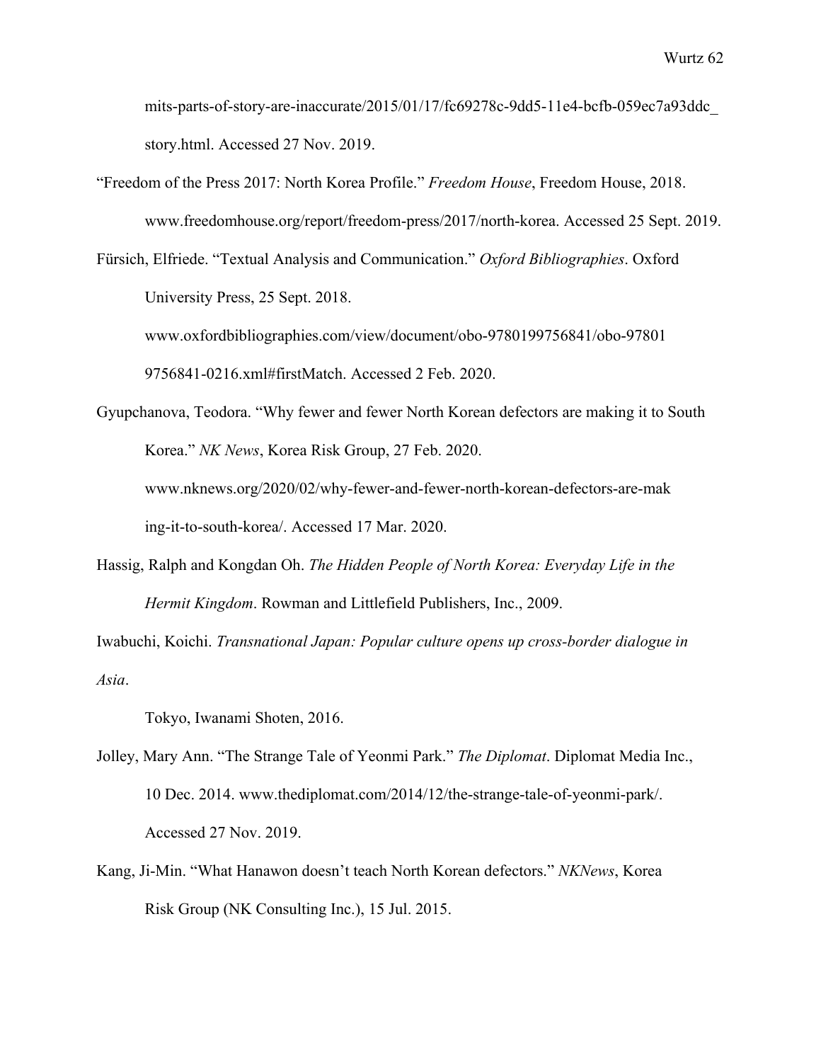mits-parts-of-story-are-inaccurate/2015/01/17/fc69278c-9dd5-11e4-bcfb-059ec7a93ddc_story.html. Accessed 27 Nov. 2019.

"Freedom of the Press 2017: North Korea Profile." *Freedom House*, Freedom House, 2018. www.freedomhouse.org/report/freedom-press/2017/north-korea. Accessed 25 Sept. 2019.

Fürsich, Elfriede. "Textual Analysis and Communication." *Oxford Bibliographies*. Oxford University Press, 25 Sept. 2018. www.oxfordbibliographies.com/view/document/obo-9780199756841/obo-9780199756841-0216.xml#firstMatch. Accessed 2 Feb. 2020.

Gyupchanova, Teodora. "Why fewer and fewer North Korean defectors are making it to South Korea." *NK News*, Korea Risk Group, 27 Feb. 2020. www.nknews.org/2020/02/why-fewer-and-fewer-north-korean-defectors-are-making-it-to-south-korea/. Accessed 17 Mar. 2020.

Hassig, Ralph and Kongdan Oh. *The Hidden People of North Korea: Everyday Life in the Hermit Kingdom*. Rowman and Littlefield Publishers, Inc., 2009.

Iwabuchi, Koichi. *Transnational Japan: Popular culture opens up cross-border dialogue in Asia*.

Tokyo, Iwanami Shoten, 2016.

Jolley, Mary Ann. "The Strange Tale of Yeonmi Park." *The Diplomat*. Diplomat Media Inc., 10 Dec. 2014. www.thediplomat.com/2014/12/the-strange-tale-of-yeonmi-park/. Accessed 27 Nov. 2019.

Kang, Ji-Min. "What Hanawon doesn't teach North Korean defectors." *NKNews*, Korea Risk Group (NK Consulting Inc.), 15 Jul. 2015.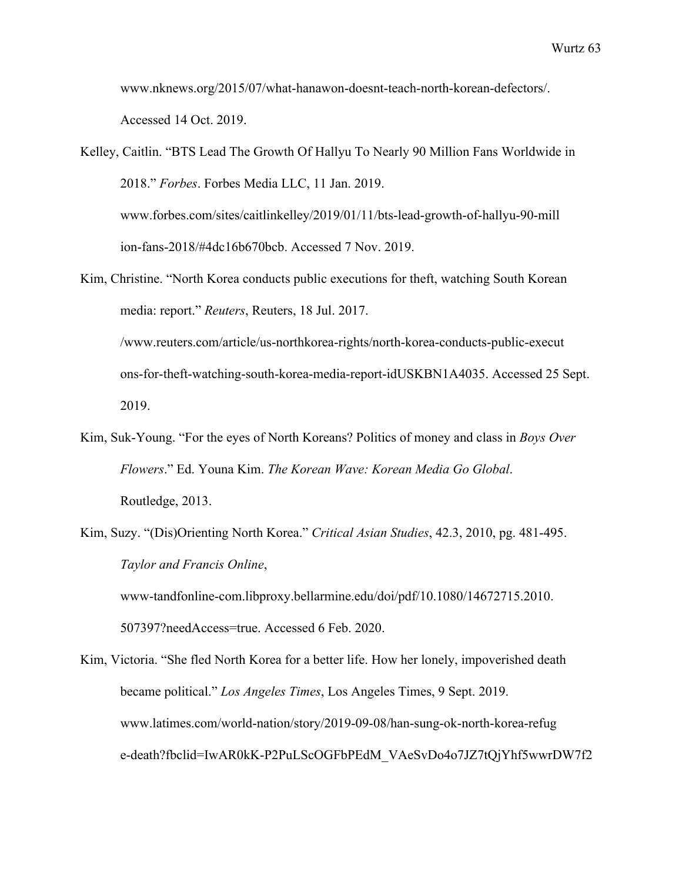www.nknews.org/2015/07/what-hanawon-doesnt-teach-north-korean-defectors/. Accessed 14 Oct. 2019.

Kelley, Caitlin. "BTS Lead The Growth Of Hallyu To Nearly 90 Million Fans Worldwide in 2018." *Forbes*. Forbes Media LLC, 11 Jan. 2019. www.forbes.com/sites/caitlinkelley/2019/01/11/bts-lead-growth-of-hallyu-90-million-fans-2018/#4dc16b670bcb. Accessed 7 Nov. 2019.

Kim, Christine. "North Korea conducts public executions for theft, watching South Korean media: report." *Reuters*, Reuters, 18 Jul. 2017. /www.reuters.com/article/us-northkorea-rights/north-korea-conducts-public-executons-for-theft-watching-south-korea-media-report-idUSKBN1A4035. Accessed 25 Sept. 2019.

Kim, Suk-Young. "For the eyes of North Koreans? Politics of money and class in *Boys Over Flowers*." Ed. Youna Kim. *The Korean Wave: Korean Media Go Global*. Routledge, 2013.

Kim, Suzy. "(Dis)Orienting North Korea." *Critical Asian Studies*, 42.3, 2010, pg. 481-495. *Taylor and Francis Online*, www-tandfonline-com.libproxy.bellarmine.edu/doi/pdf/10.1080/14672715.2010.507397?needAccess=true. Accessed 6 Feb. 2020.

Kim, Victoria. "She fled North Korea for a better life. How her lonely, impoverished death became political." *Los Angeles Times*, Los Angeles Times, 9 Sept. 2019. www.latimes.com/world-nation/story/2019-09-08/han-sung-ok-north-korea-refuge-death?fbclid=IwAR0kK-P2PuLScOGFbPEdM_VAeSvDo4o7JZ7tQjYhf5wwrDW7f2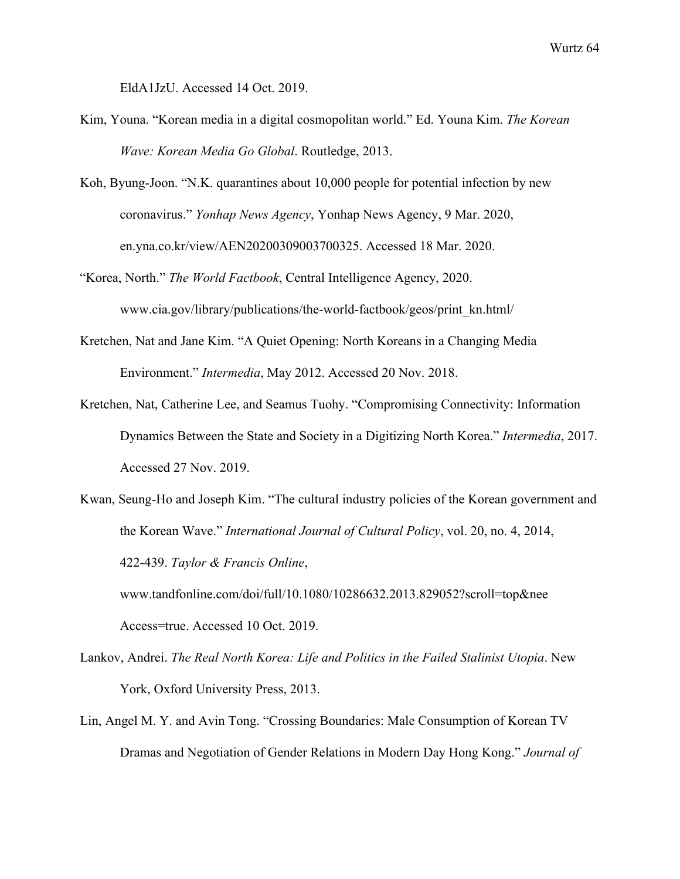EldA1JzU. Accessed 14 Oct. 2019.

Kim, Youna. "Korean media in a digital cosmopolitan world." Ed. Youna Kim. *The Korean Wave: Korean Media Go Global*. Routledge, 2013.

Koh, Byung-Joon. "N.K. quarantines about 10,000 people for potential infection by new coronavirus." *Yonhap News Agency*, Yonhap News Agency, 9 Mar. 2020, en.yna.co.kr/view/AEN20200309003700325. Accessed 18 Mar. 2020.

"Korea, North." *The World Factbook*, Central Intelligence Agency, 2020. www.cia.gov/library/publications/the-world-factbook/geos/print_kn.html/

Kretchen, Nat and Jane Kim. "A Quiet Opening: North Koreans in a Changing Media Environment." *Intermedia*, May 2012. Accessed 20 Nov. 2018.

Kretchen, Nat, Catherine Lee, and Seamus Tuohy. "Compromising Connectivity: Information Dynamics Between the State and Society in a Digitizing North Korea." *Intermedia*, 2017. Accessed 27 Nov. 2019.

Kwan, Seung-Ho and Joseph Kim. "The cultural industry policies of the Korean government and the Korean Wave." *International Journal of Cultural Policy*, vol. 20, no. 4, 2014, 422-439. *Taylor & Francis Online*, www.tandfonline.com/doi/full/10.1080/10286632.2013.829052?scroll=top&needAccess=true. Accessed 10 Oct. 2019.

Lankov, Andrei. *The Real North Korea: Life and Politics in the Failed Stalinist Utopia*. New York, Oxford University Press, 2013.

Lin, Angel M. Y. and Avin Tong. "Crossing Boundaries: Male Consumption of Korean TV Dramas and Negotiation of Gender Relations in Modern Day Hong Kong." *Journal of*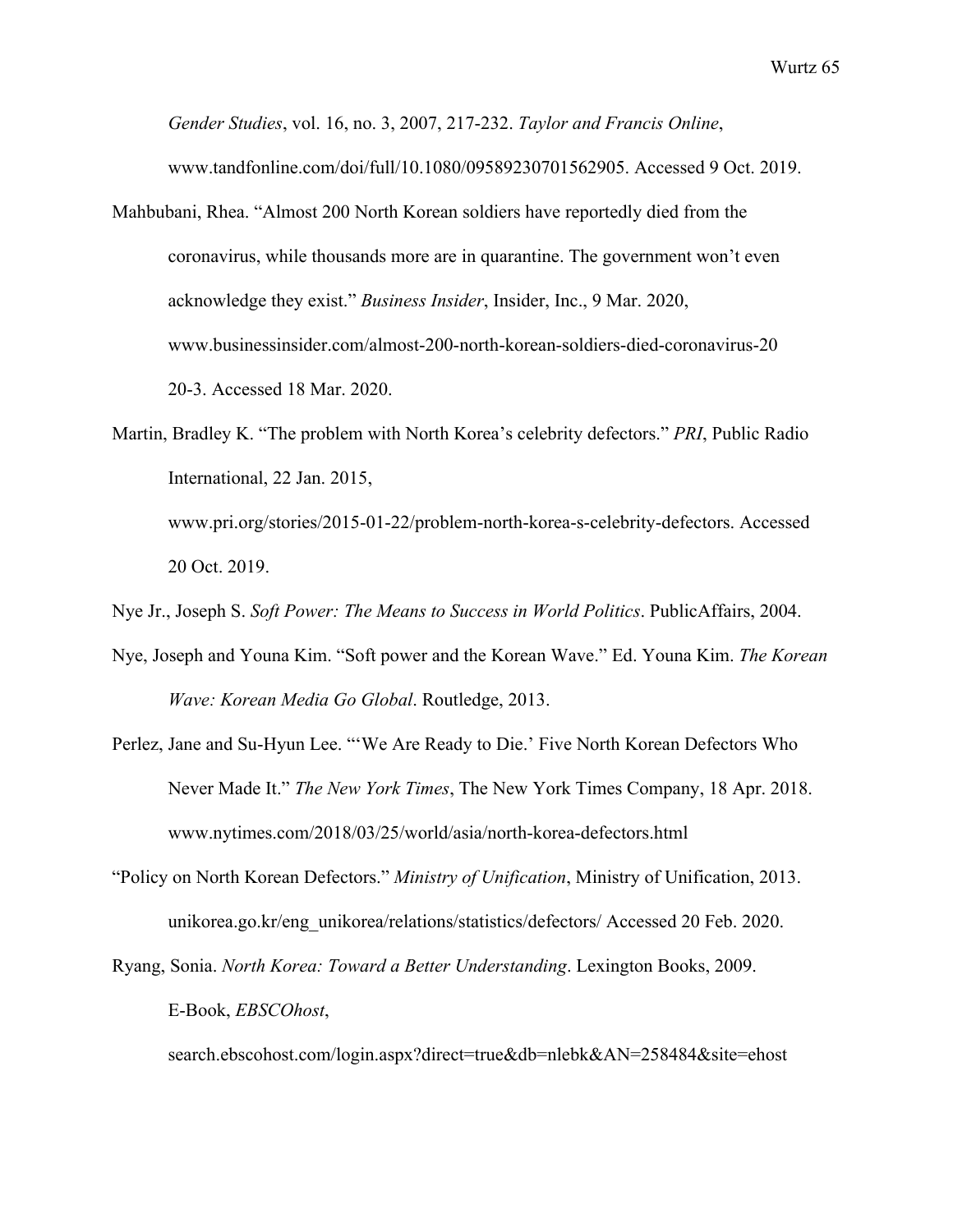*Gender Studies*, vol. 16, no. 3, 2007, 217-232. *Taylor and Francis Online*, www.tandfonline.com/doi/full/10.1080/09589230701562905. Accessed 9 Oct. 2019.

Mahbubani, Rhea. "Almost 200 North Korean soldiers have reportedly died from the coronavirus, while thousands more are in quarantine. The government won't even acknowledge they exist." *Business Insider*, Insider, Inc., 9 Mar. 2020, www.businessinsider.com/almost-200-north-korean-soldiers-died-coronavirus-2020-3. Accessed 18 Mar. 2020.

Martin, Bradley K. "The problem with North Korea's celebrity defectors." *PRI*, Public Radio International, 22 Jan. 2015, www.pri.org/stories/2015-01-22/problem-north-korea-s-celebrity-defectors. Accessed 20 Oct. 2019.

Nye Jr., Joseph S. *Soft Power: The Means to Success in World Politics*. PublicAffairs, 2004.

Nye, Joseph and Youna Kim. "Soft power and the Korean Wave." Ed. Youna Kim. *The Korean Wave: Korean Media Go Global*. Routledge, 2013.

Perlez, Jane and Su-Hyun Lee. "'We Are Ready to Die.' Five North Korean Defectors Who Never Made It." *The New York Times*, The New York Times Company, 18 Apr. 2018. www.nytimes.com/2018/03/25/world/asia/north-korea-defectors.html

"Policy on North Korean Defectors." *Ministry of Unification*, Ministry of Unification, 2013. unikorea.go.kr/eng_unikorea/relations/statistics/defectors/ Accessed 20 Feb. 2020.

Ryang, Sonia. *North Korea: Toward a Better Understanding*. Lexington Books, 2009. E-Book, *EBSCOhost*, search.ebscohost.com/login.aspx?direct=true&db=nlebk&AN=258484&site=ehost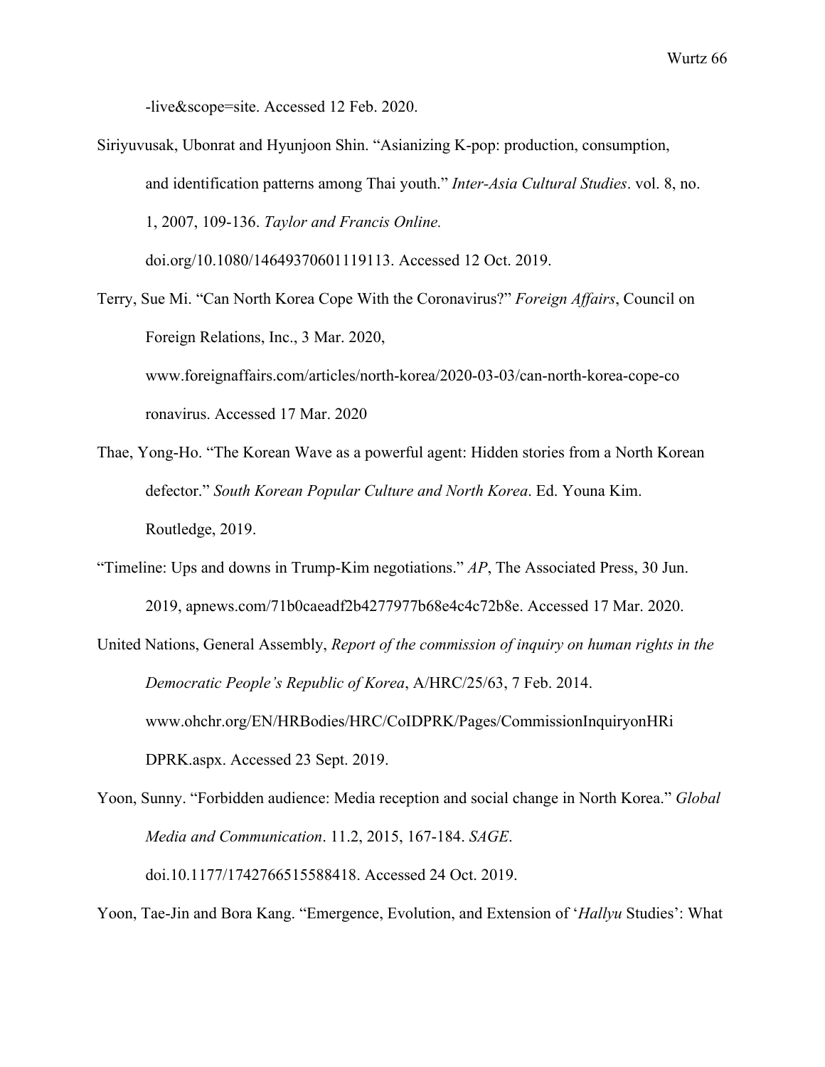-live&scope=site. Accessed 12 Feb. 2020.

Siriyuvusak, Ubonrat and Hyunjoon Shin. "Asianizing K-pop: production, consumption, and identification patterns among Thai youth." *Inter-Asia Cultural Studies*. vol. 8, no. 1, 2007, 109-136. *Taylor and Francis Online.* doi.org/10.1080/14649370601119113. Accessed 12 Oct. 2019.

Terry, Sue Mi. "Can North Korea Cope With the Coronavirus?" *Foreign Affairs*, Council on Foreign Relations, Inc., 3 Mar. 2020, www.foreignaffairs.com/articles/north-korea/2020-03-03/can-north-korea-cope-coronavirus. Accessed 17 Mar. 2020

Thae, Yong-Ho. "The Korean Wave as a powerful agent: Hidden stories from a North Korean defector." *South Korean Popular Culture and North Korea*. Ed. Youna Kim. Routledge, 2019.

"Timeline: Ups and downs in Trump-Kim negotiations." *AP*, The Associated Press, 30 Jun. 2019, apnews.com/71b0caeadf2b4277977b68e4c4c72b8e. Accessed 17 Mar. 2020.

United Nations, General Assembly, *Report of the commission of inquiry on human rights in the Democratic People's Republic of Korea*, A/HRC/25/63, 7 Feb. 2014. www.ohchr.org/EN/HRBodies/HRC/CoIDPRK/Pages/CommissionInquiryonHRiDPRK.aspx. Accessed 23 Sept. 2019.

Yoon, Sunny. "Forbidden audience: Media reception and social change in North Korea." *Global Media and Communication*. 11.2, 2015, 167-184. *SAGE*. doi.10.1177/1742766515588418. Accessed 24 Oct. 2019.

Yoon, Tae-Jin and Bora Kang. "Emergence, Evolution, and Extension of '*Hallyu* Studies': What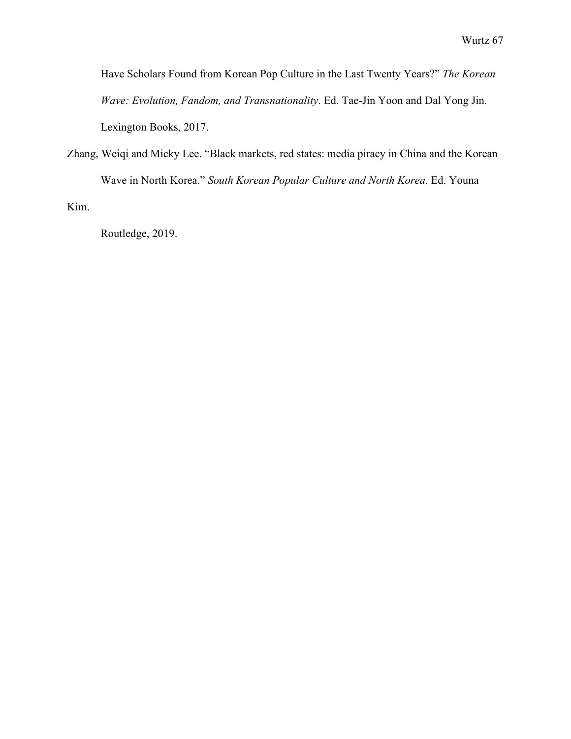Have Scholars Found from Korean Pop Culture in the Last Twenty Years?" *The Korean Wave: Evolution, Fandom, and Transnationality*. Ed. Tae-Jin Yoon and Dal Yong Jin. Lexington Books, 2017.

Zhang, Weiqi and Micky Lee. "Black markets, red states: media piracy in China and the Korean Wave in North Korea." *South Korean Popular Culture and North Korea*. Ed. Youna Kim.

Routledge, 2019.